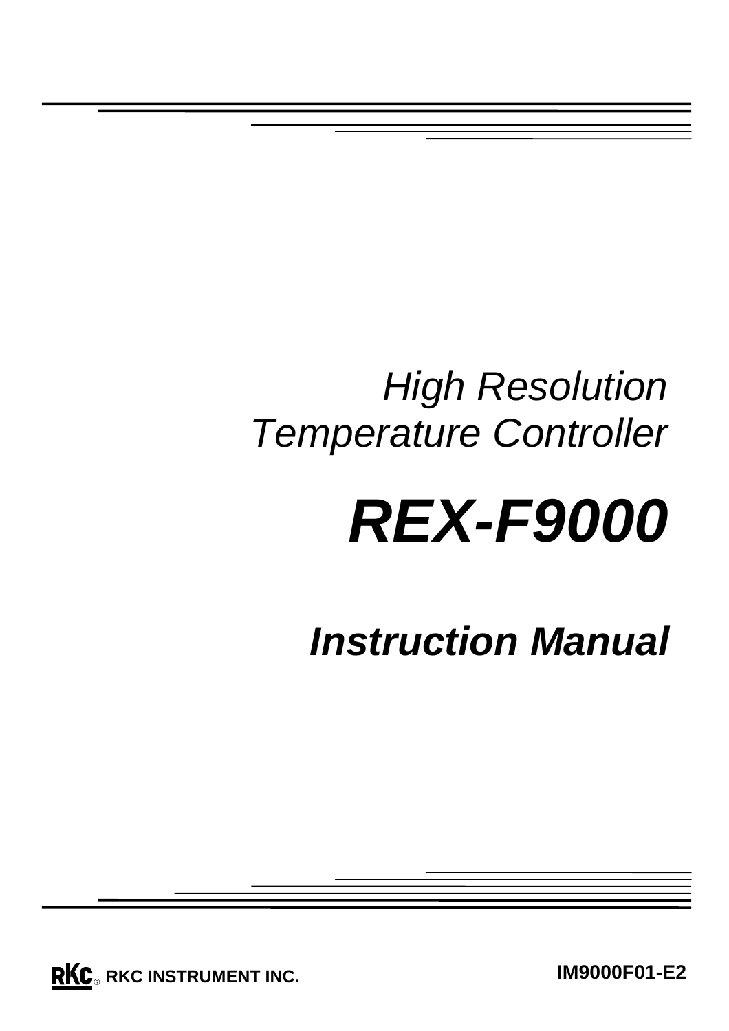*High Resolution*
*Temperature Controller*

# ***REX-F9000***

## ***Instruction Manual***

**RKC® RKC INSTRUMENT INC.**

**IM9000F01-E2**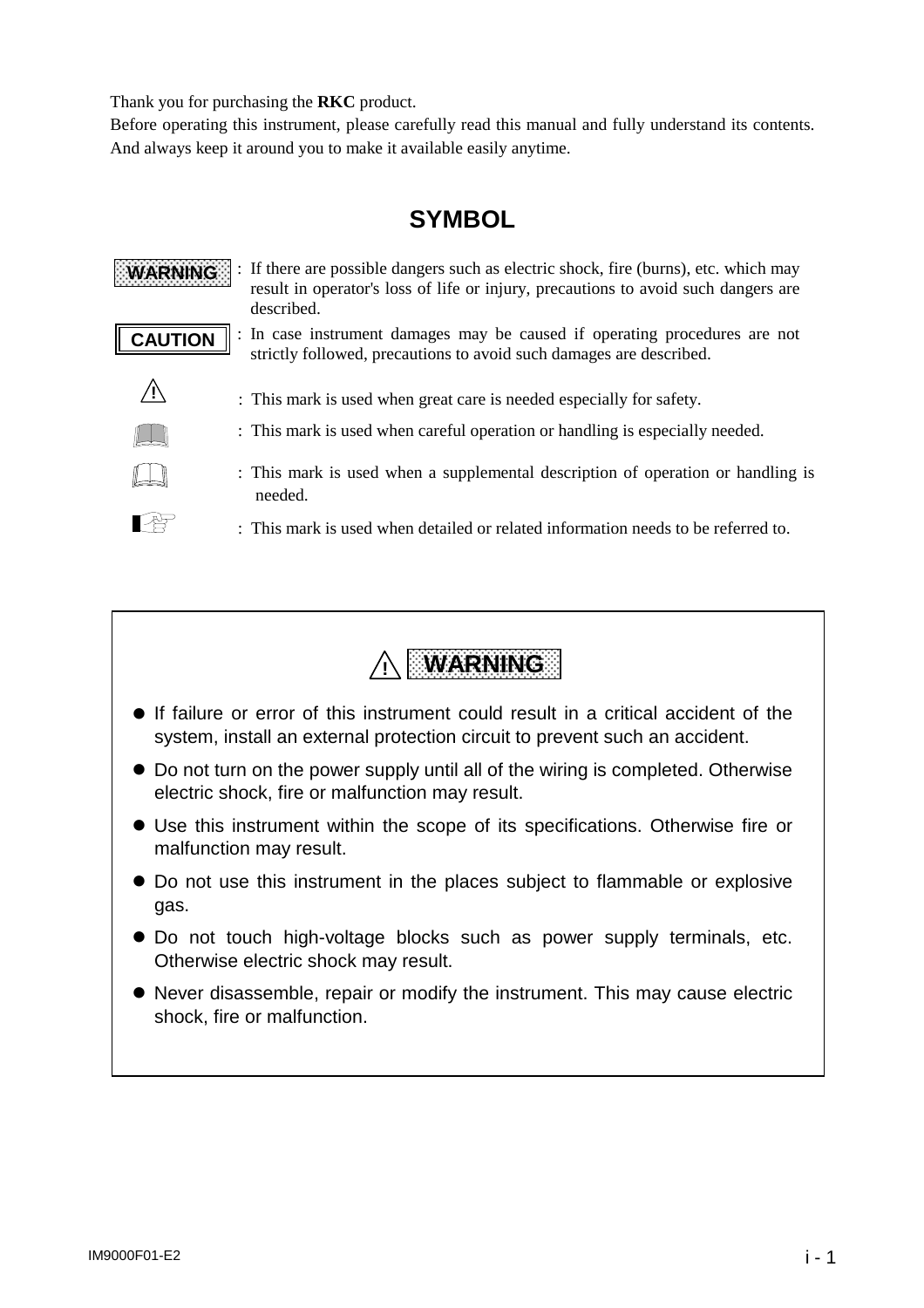Thank you for purchasing the **RKC** product.
Before operating this instrument, please carefully read this manual and fully understand its contents.
And always keep it around you to make it available easily anytime.

# SYMBOL

**WARNING** : If there are possible dangers such as electric shock, fire (burns), etc. which may result in operator's loss of life or injury, precautions to avoid such dangers are described.

**CAUTION** : In case instrument damages may be caused if operating procedures are not strictly followed, precautions to avoid such damages are described.

⚠ : This mark is used when great care is needed especially for safety.

: This mark is used when careful operation or handling is especially needed.

: This mark is used when a supplemental description of operation or handling is needed.

☞ : This mark is used when detailed or related information needs to be referred to.

## ⚠ WARNING

- If failure or error of this instrument could result in a critical accident of the system, install an external protection circuit to prevent such an accident.
- Do not turn on the power supply until all of the wiring is completed. Otherwise electric shock, fire or malfunction may result.
- Use this instrument within the scope of its specifications. Otherwise fire or malfunction may result.
- Do not use this instrument in the places subject to flammable or explosive gas.
- Do not touch high-voltage blocks such as power supply terminals, etc. Otherwise electric shock may result.
- Never disassemble, repair or modify the instrument. This may cause electric shock, fire or malfunction.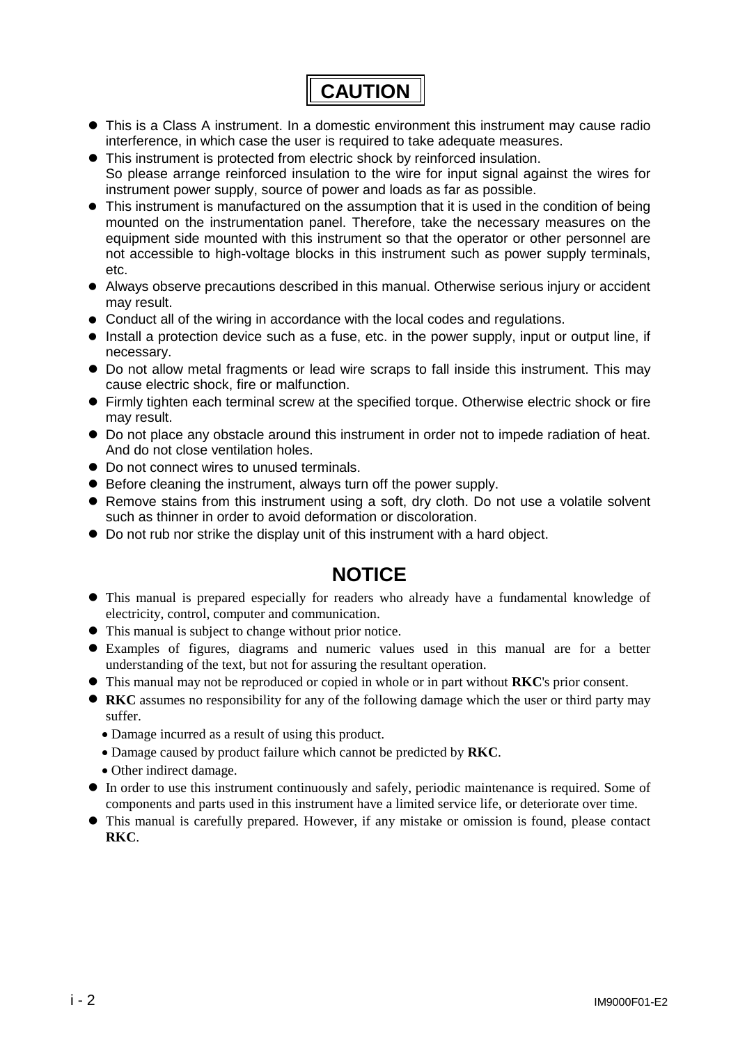# CAUTION

- This is a Class A instrument. In a domestic environment this instrument may cause radio interference, in which case the user is required to take adequate measures.
- This instrument is protected from electric shock by reinforced insulation.
  So please arrange reinforced insulation to the wire for input signal against the wires for instrument power supply, source of power and loads as far as possible.
- This instrument is manufactured on the assumption that it is used in the condition of being mounted on the instrumentation panel. Therefore, take the necessary measures on the equipment side mounted with this instrument so that the operator or other personnel are not accessible to high-voltage blocks in this instrument such as power supply terminals, etc.
- Always observe precautions described in this manual. Otherwise serious injury or accident may result.
- Conduct all of the wiring in accordance with the local codes and regulations.
- Install a protection device such as a fuse, etc. in the power supply, input or output line, if necessary.
- Do not allow metal fragments or lead wire scraps to fall inside this instrument. This may cause electric shock, fire or malfunction.
- Firmly tighten each terminal screw at the specified torque. Otherwise electric shock or fire may result.
- Do not place any obstacle around this instrument in order not to impede radiation of heat. And do not close ventilation holes.
- Do not connect wires to unused terminals.
- Before cleaning the instrument, always turn off the power supply.
- Remove stains from this instrument using a soft, dry cloth. Do not use a volatile solvent such as thinner in order to avoid deformation or discoloration.
- Do not rub nor strike the display unit of this instrument with a hard object.

# NOTICE

- This manual is prepared especially for readers who already have a fundamental knowledge of electricity, control, computer and communication.
- This manual is subject to change without prior notice.
- Examples of figures, diagrams and numeric values used in this manual are for a better understanding of the text, but not for assuring the resultant operation.
- This manual may not be reproduced or copied in whole or in part without **RKC**'s prior consent.
- **RKC** assumes no responsibility for any of the following damage which the user or third party may suffer.
  - Damage incurred as a result of using this product.
  - Damage caused by product failure which cannot be predicted by **RKC**.
  - Other indirect damage.
- In order to use this instrument continuously and safely, periodic maintenance is required. Some of components and parts used in this instrument have a limited service life, or deteriorate over time.
- This manual is carefully prepared. However, if any mistake or omission is found, please contact **RKC**.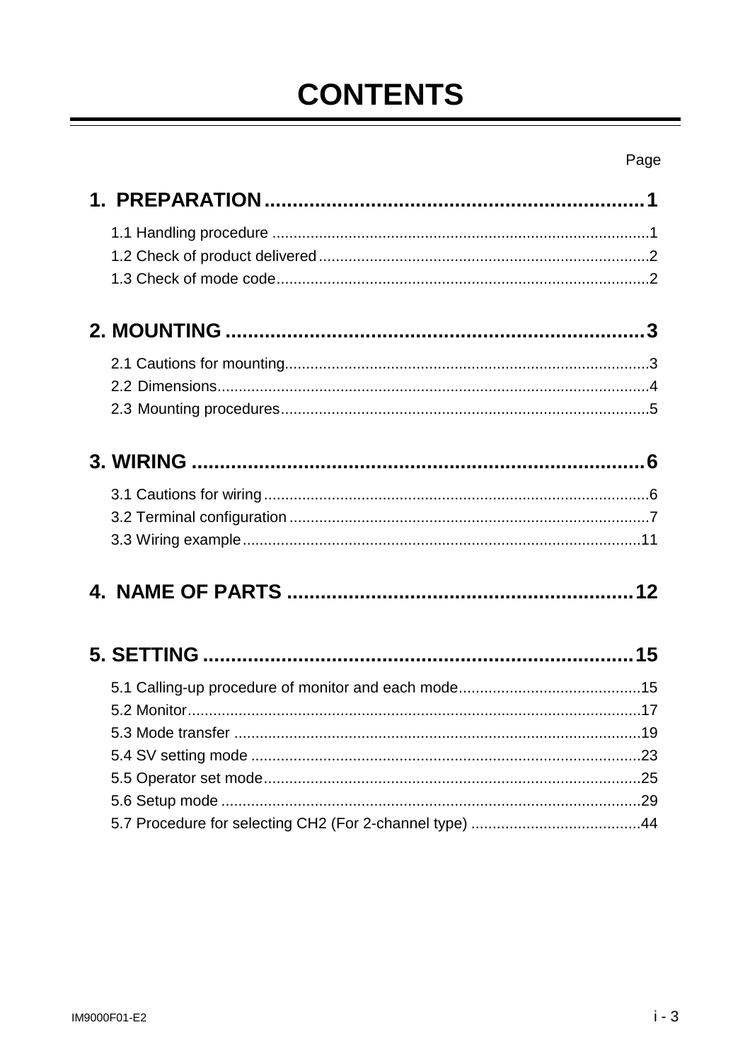# CONTENTS

Page

**1. PREPARATION ............................................................ 1**

1.1 Handling procedure ............................................................ 1
1.2 Check of product delivered ............................................................ 2
1.3 Check of mode code ............................................................ 2

**2. MOUNTING ............................................................ 3**

2.1 Cautions for mounting ............................................................ 3
2.2 Dimensions ............................................................ 4
2.3 Mounting procedures ............................................................ 5

**3. WIRING ............................................................ 6**

3.1 Cautions for wiring ............................................................ 6
3.2 Terminal configuration ............................................................ 7
3.3 Wiring example ............................................................ 11

**4. NAME OF PARTS ............................................................ 12**

**5. SETTING ............................................................ 15**

5.1 Calling-up procedure of monitor and each mode ............................................................ 15
5.2 Monitor ............................................................ 17
5.3 Mode transfer ............................................................ 19
5.4 SV setting mode ............................................................ 23
5.5 Operator set mode ............................................................ 25
5.6 Setup mode ............................................................ 29
5.7 Procedure for selecting CH2 (For 2-channel type) ............................................................ 44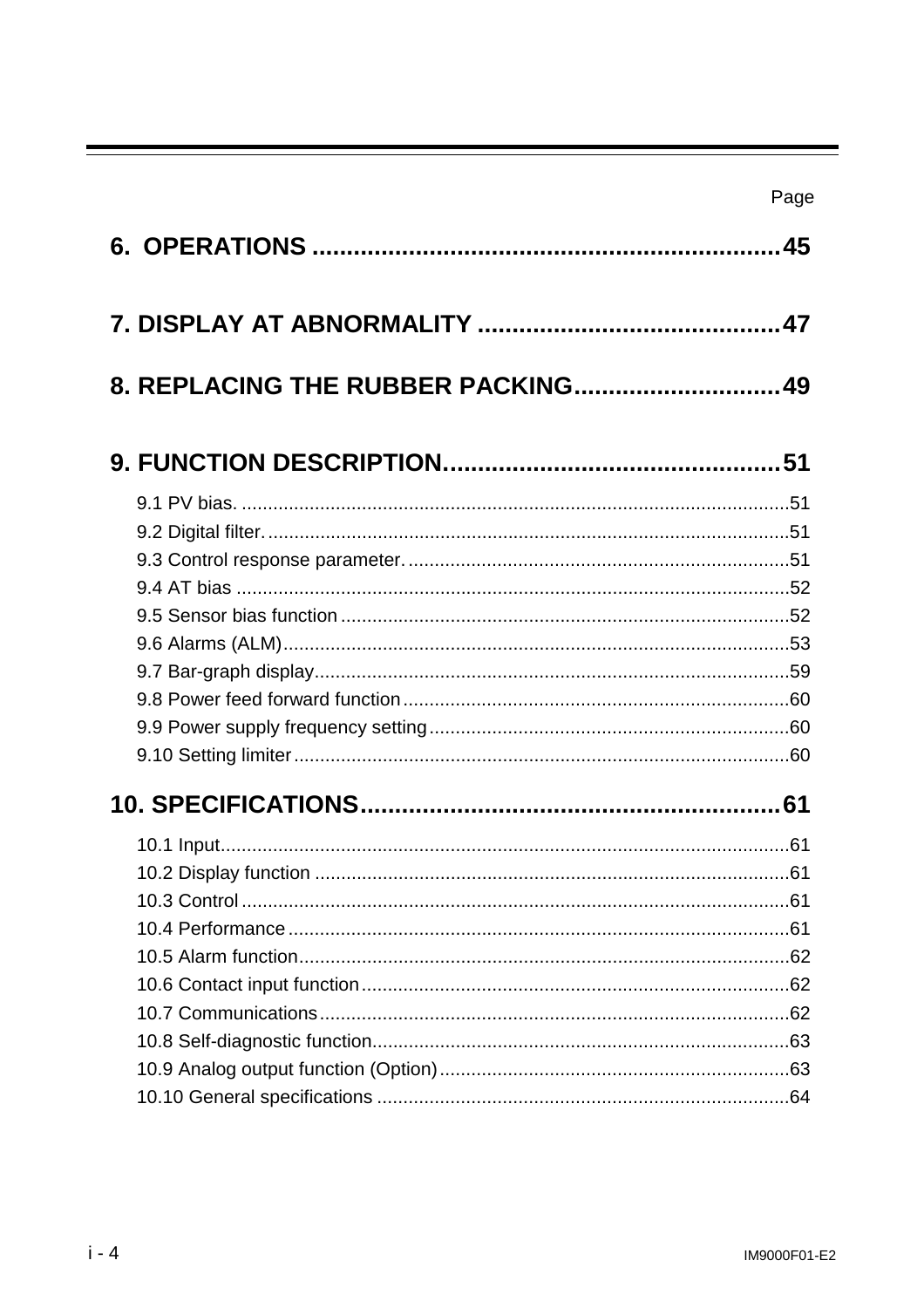Page

## 6. OPERATIONS ........................................................................ 45

## 7. DISPLAY AT ABNORMALITY ............................................. 47

## 8. REPLACING THE RUBBER PACKING................................ 49

## 9. FUNCTION DESCRIPTION.................................................. 51

9.1 PV bias. ........................................................................................................ 51
9.2 Digital filter. ................................................................................................... 51
9.3 Control response parameter. ......................................................................... 51
9.4 AT bias ......................................................................................................... 52
9.5 Sensor bias function ..................................................................................... 52
9.6 Alarms (ALM) ............................................................................................... 53
9.7 Bar-graph display .......................................................................................... 59
9.8 Power feed forward function ......................................................................... 60
9.9 Power supply frequency setting .................................................................... 60
9.10 Setting limiter .............................................................................................. 60

## 10. SPECIFICATIONS ............................................................... 61

10.1 Input ............................................................................................................ 61
10.2 Display function ........................................................................................... 61
10.3 Control ........................................................................................................ 61
10.4 Performance ............................................................................................... 61
10.5 Alarm function ............................................................................................. 62
10.6 Contact input function ................................................................................. 62
10.7 Communications ......................................................................................... 62
10.8 Self-diagnostic function ............................................................................... 63
10.9 Analog output function (Option) ................................................................... 63
10.10 General specifications .............................................................................. 64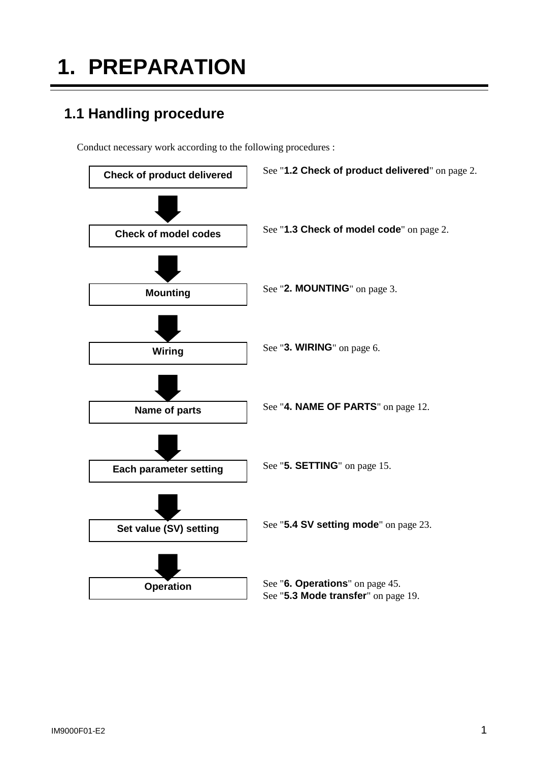# 1. PREPARATION

## 1.1 Handling procedure

Conduct necessary work according to the following procedures :

| Procedure | Reference |
|---|---|
| **Check of product delivered** | See "**1.2 Check of product delivered**" on page 2. |
| ↓ | |
| **Check of model codes** | See "**1.3 Check of model code**" on page 2. |
| ↓ | |
| **Mounting** | See "**2. MOUNTING**" on page 3. |
| ↓ | |
| **Wiring** | See "**3. WIRING**" on page 6. |
| ↓ | |
| **Name of parts** | See "**4. NAME OF PARTS**" on page 12. |
| ↓ | |
| **Each parameter setting** | See "**5. SETTING**" on page 15. |
| ↓ | |
| **Set value (SV) setting** | See "**5.4 SV setting mode**" on page 23. |
| ↓ | |
| **Operation** | See "**6. Operations**" on page 45.<br>See "**5.3 Mode transfer**" on page 19. |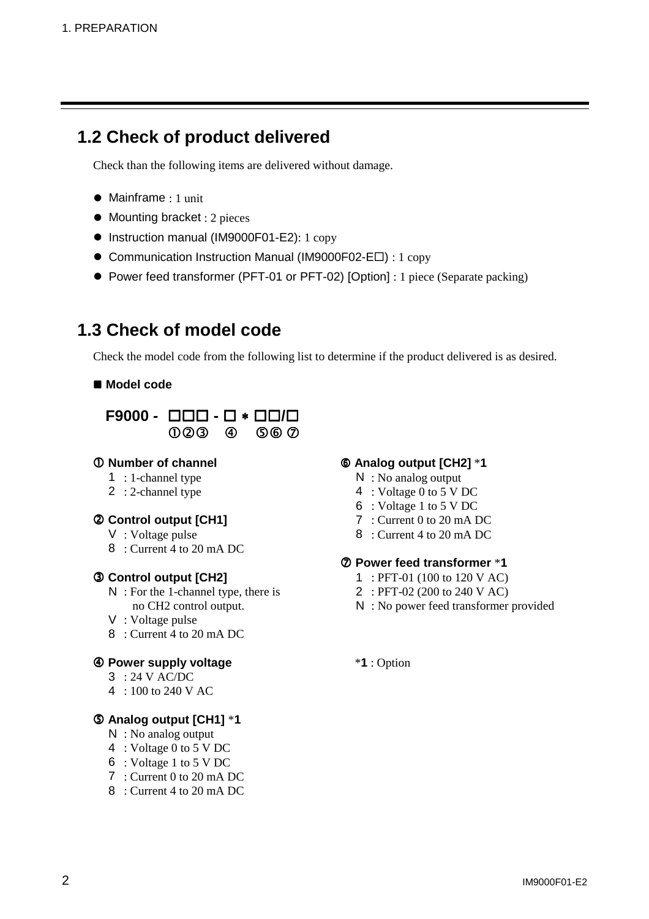## 1.2 Check of product delivered

Check than the following items are delivered without damage.

- Mainframe : 1 unit
- Mounting bracket : 2 pieces
- Instruction manual (IM9000F01-E2): 1 copy
- Communication Instruction Manual (IM9000F02-E□) : 1 copy
- Power feed transformer (PFT-01 or PFT-02) [Option] : 1 piece (Separate packing)

## 1.3 Check of model code

Check the model code from the following list to determine if the product delivered is as desired.

■ **Model code**

**F9000 - □□□ - □ * □□/□**
①②③ ④ ⑤⑥ ⑦

**① Number of channel**
- 1 : 1-channel type
- 2 : 2-channel type

**② Control output [CH1]**
- V : Voltage pulse
- 8 : Current 4 to 20 mA DC

**③ Control output [CH2]**
- N : For the 1-channel type, there is no CH2 control output.
- V : Voltage pulse
- 8 : Current 4 to 20 mA DC

**④ Power supply voltage**
- 3 : 24 V AC/DC
- 4 : 100 to 240 V AC

**⑤ Analog output [CH1]** *1
- N : No analog output
- 4 : Voltage 0 to 5 V DC
- 6 : Voltage 1 to 5 V DC
- 7 : Current 0 to 20 mA DC
- 8 : Current 4 to 20 mA DC

**⑥ Analog output [CH2]** *1
- N : No analog output
- 4 : Voltage 0 to 5 V DC
- 6 : Voltage 1 to 5 V DC
- 7 : Current 0 to 20 mA DC
- 8 : Current 4 to 20 mA DC

**⑦ Power feed transformer** *1
- 1 : PFT-01 (100 to 120 V AC)
- 2 : PFT-02 (200 to 240 V AC)
- N : No power feed transformer provided

*1 : Option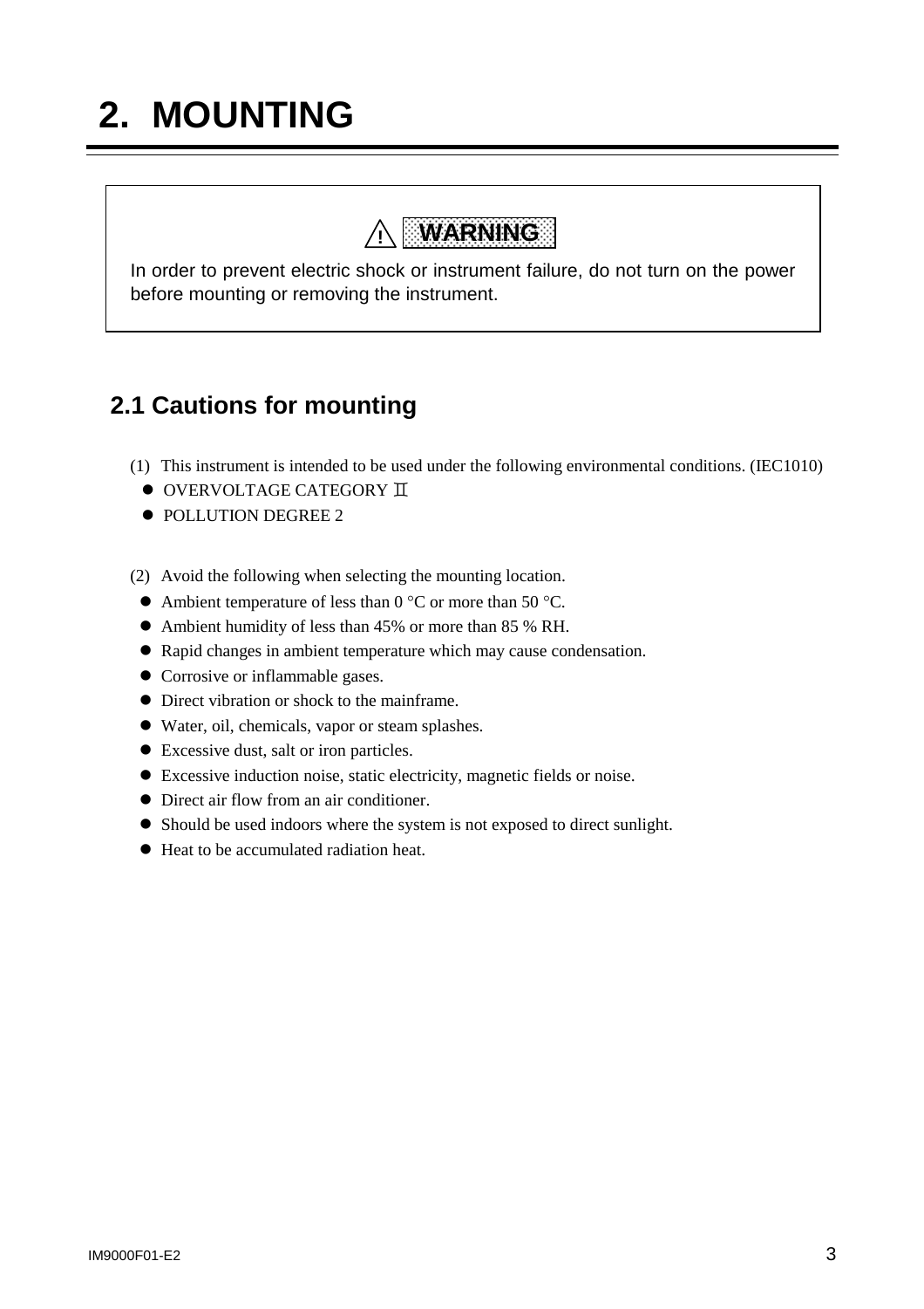# 2. MOUNTING

> ⚠ **WARNING**
>
> In order to prevent electric shock or instrument failure, do not turn on the power before mounting or removing the instrument.

## 2.1 Cautions for mounting

(1) This instrument is intended to be used under the following environmental conditions. (IEC1010)

- OVERVOLTAGE CATEGORY Ⅱ
- POLLUTION DEGREE 2

(2) Avoid the following when selecting the mounting location.

- Ambient temperature of less than 0 °C or more than 50 °C.
- Ambient humidity of less than 45% or more than 85 % RH.
- Rapid changes in ambient temperature which may cause condensation.
- Corrosive or inflammable gases.
- Direct vibration or shock to the mainframe.
- Water, oil, chemicals, vapor or steam splashes.
- Excessive dust, salt or iron particles.
- Excessive induction noise, static electricity, magnetic fields or noise.
- Direct air flow from an air conditioner.
- Should be used indoors where the system is not exposed to direct sunlight.
- Heat to be accumulated radiation heat.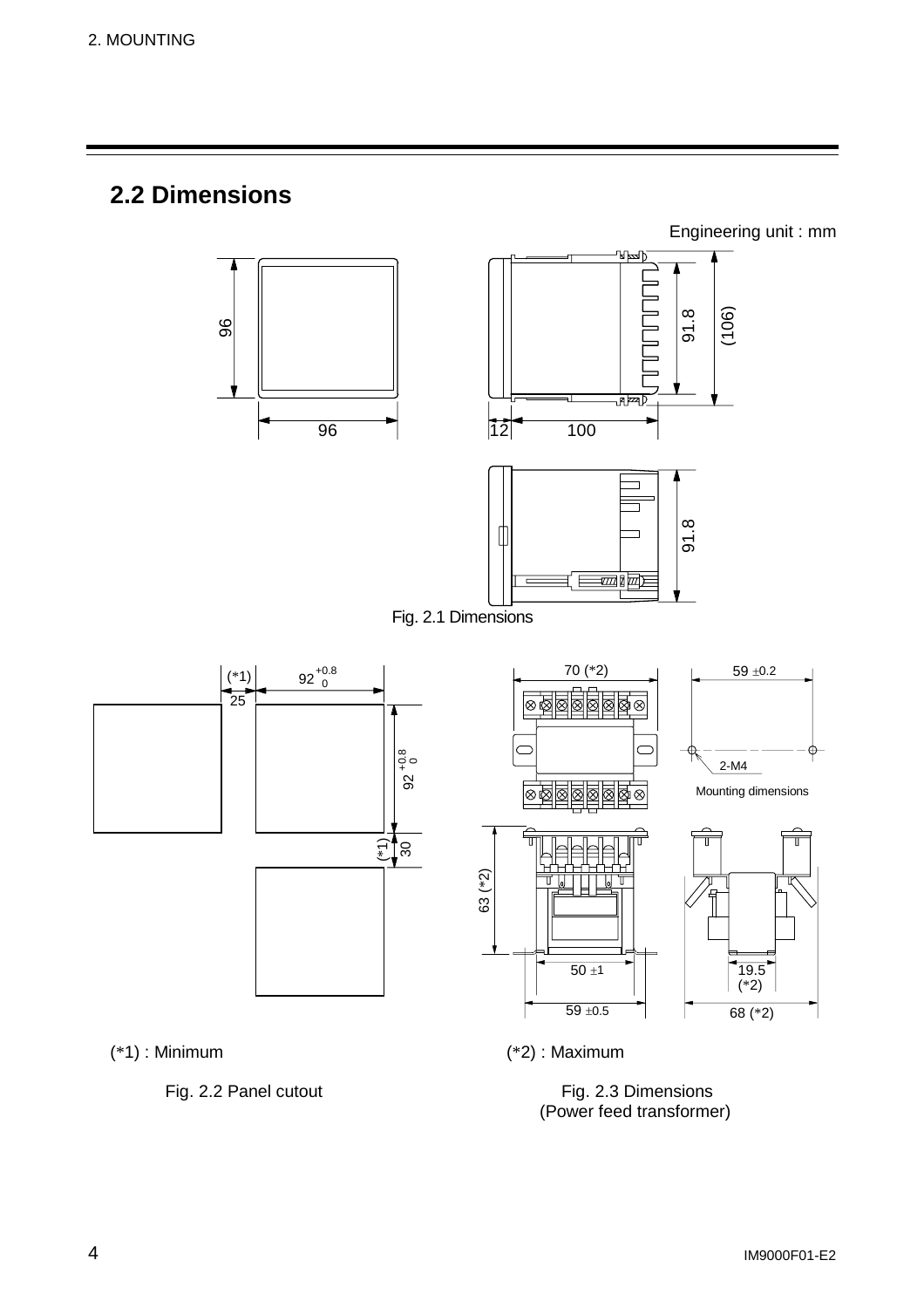## 2.2 Dimensions

Engineering unit : mm

Fig. 2.1 Dimensions

(*1) : Minimum

Fig. 2.2 Panel cutout

(*2) : Maximum

Fig. 2.3 Dimensions
(Power feed transformer)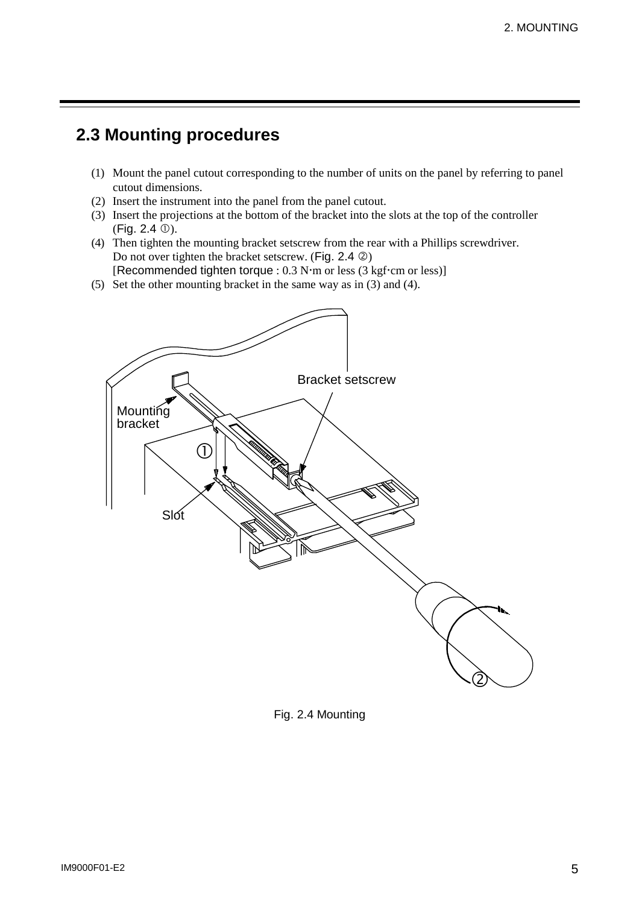## 2.3 Mounting procedures

(1) Mount the panel cutout corresponding to the number of units on the panel by referring to panel cutout dimensions.
(2) Insert the instrument into the panel from the panel cutout.
(3) Insert the projections at the bottom of the bracket into the slots at the top of the controller (Fig. 2.4 ①).
(4) Then tighten the mounting bracket setscrew from the rear with a Phillips screwdriver. Do not over tighten the bracket setscrew. (Fig. 2.4 ②)
[Recommended tighten torque : 0.3 N·m or less (3 kgf·cm or less)]
(5) Set the other mounting bracket in the same way as in (3) and (4).

Fig. 2.4 Mounting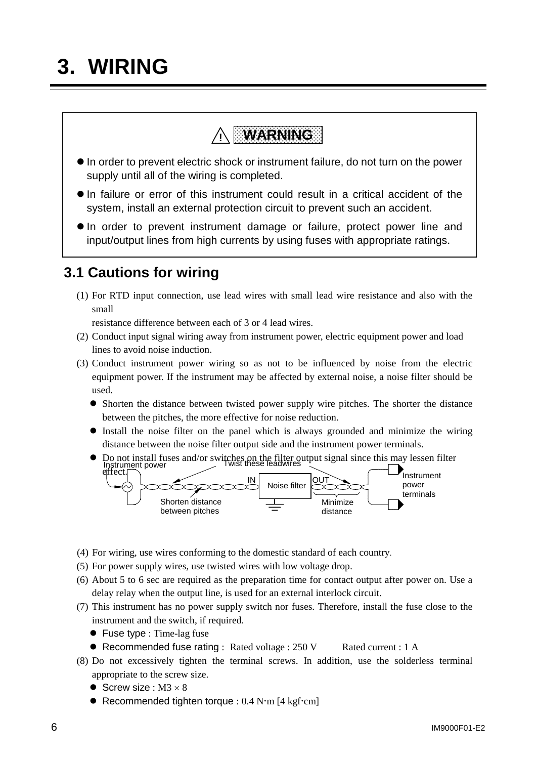# 3. WIRING

> ⚠ **WARNING**
>
> - In order to prevent electric shock or instrument failure, do not turn on the power supply until all of the wiring is completed.
> - In failure or error of this instrument could result in a critical accident of the system, install an external protection circuit to prevent such an accident.
> - In order to prevent instrument damage or failure, protect power line and input/output lines from high currents by using fuses with appropriate ratings.

## 3.1 Cautions for wiring

(1) For RTD input connection, use lead wires with small lead wire resistance and also with the small
resistance difference between each of 3 or 4 lead wires.

(2) Conduct input signal wiring away from instrument power, electric equipment power and load lines to avoid noise induction.

(3) Conduct instrument power wiring so as not to be influenced by noise from the electric equipment power. If the instrument may be affected by external noise, a noise filter should be used.

- Shorten the distance between twisted power supply wire pitches. The shorter the distance between the pitches, the more effective for noise reduction.
- Install the noise filter on the panel which is always grounded and minimize the wiring distance between the noise filter output side and the instrument power terminals.
- Do not install fuses and/or switches on the filter output signal since this may lessen filter effect.

Instrument power — Twist these leadwires — IN — Noise filter — OUT — Instrument power terminals

Shorten distance between pitches — Minimize distance

(4) For wiring, use wires conforming to the domestic standard of each country.

(5) For power supply wires, use twisted wires with low voltage drop.

(6) About 5 to 6 sec are required as the preparation time for contact output after power on. Use a delay relay when the output line, is used for an external interlock circuit.

(7) This instrument has no power supply switch nor fuses. Therefore, install the fuse close to the instrument and the switch, if required.

- Fuse type : Time-lag fuse
- Recommended fuse rating : Rated voltage : 250 V Rated current : 1 A

(8) Do not excessively tighten the terminal screws. In addition, use the solderless terminal appropriate to the screw size.

- Screw size : M3 × 8
- Recommended tighten torque : 0.4 N·m [4 kgf·cm]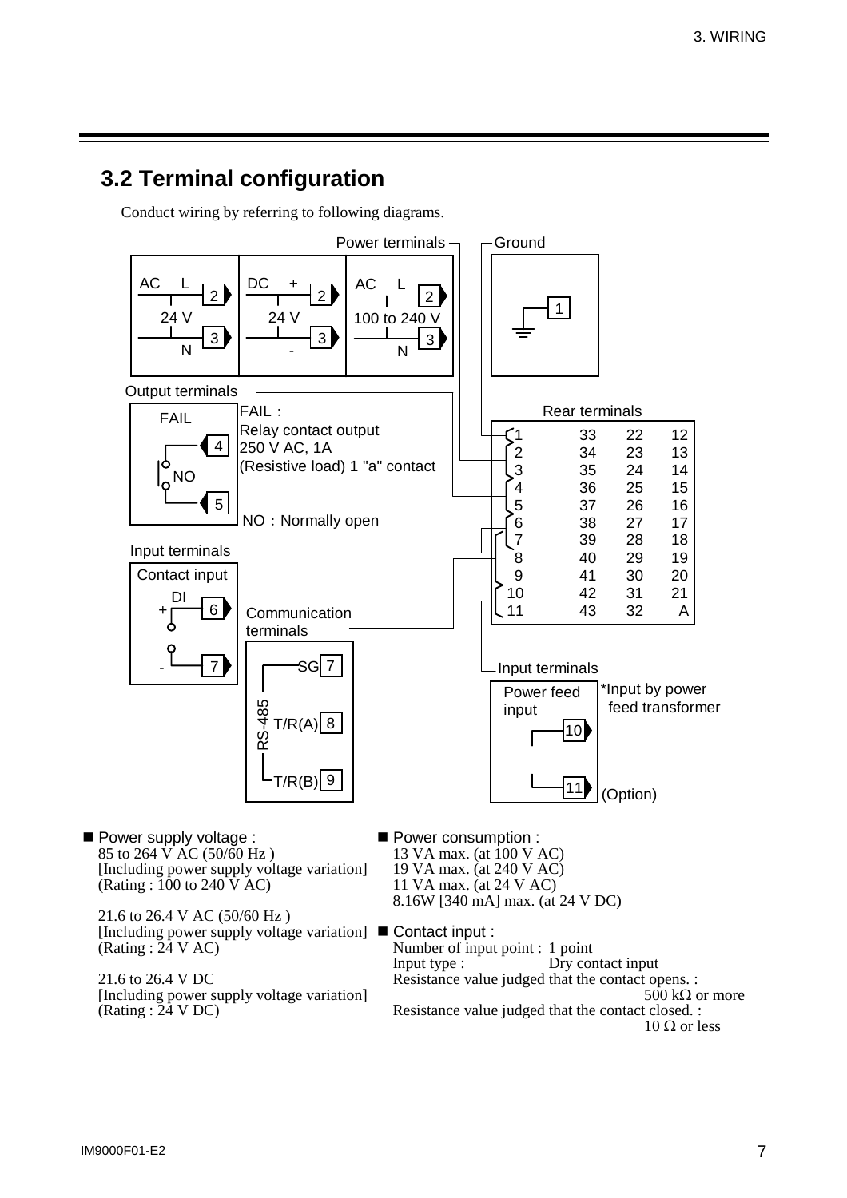## 3.2 Terminal configuration

Conduct wiring by referring to following diagrams.

Power terminals

| AC 24 V | DC 24 V | AC 100 to 240 V |
|---|---|---|
| L: 2 | +: 2 | L: 2 |
| N: 3 | -: 3 | N: 3 |

Ground: 1

Output terminals

FAIL: 4, 5 (NO)

FAIL : Relay contact output 250 V AC, 1A (Resistive load) 1 "a" contact

NO : Normally open

Input terminals

Contact input: DI + 6, - 7

Communication terminals

RS-485: SG 7, T/R(A) 8, T/R(B) 9

Rear terminals

| | | | |
|---|---|---|---|
| 1 | 33 | 22 | 12 |
| 2 | 34 | 23 | 13 |
| 3 | 35 | 24 | 14 |
| 4 | 36 | 25 | 15 |
| 5 | 37 | 26 | 16 |
| 6 | 38 | 27 | 17 |
| 7 | 39 | 28 | 18 |
| 8 | 40 | 29 | 19 |
| 9 | 41 | 30 | 20 |
| 10 | 42 | 31 | 21 |
| 11 | 43 | 32 | A |

Input terminals

Power feed input: 10, 11 (Option)

*Input by power feed transformer

- **Power supply voltage :**
  85 to 264 V AC (50/60 Hz )
  [Including power supply voltage variation]
  (Rating : 100 to 240 V AC)

  21.6 to 26.4 V AC (50/60 Hz )
  [Including power supply voltage variation]
  (Rating : 24 V AC)

  21.6 to 26.4 V DC
  [Including power supply voltage variation]
  (Rating : 24 V DC)

- **Power consumption :**
  13 VA max. (at 100 V AC)
  19 VA max. (at 240 V AC)
  11 VA max. (at 24 V AC)
  8.16W [340 mA] max. (at 24 V DC)

- **Contact input :**
  Number of input point : 1 point
  Input type : Dry contact input
  Resistance value judged that the contact opens. : 500 kΩ or more
  Resistance value judged that the contact closed. : 10 Ω or less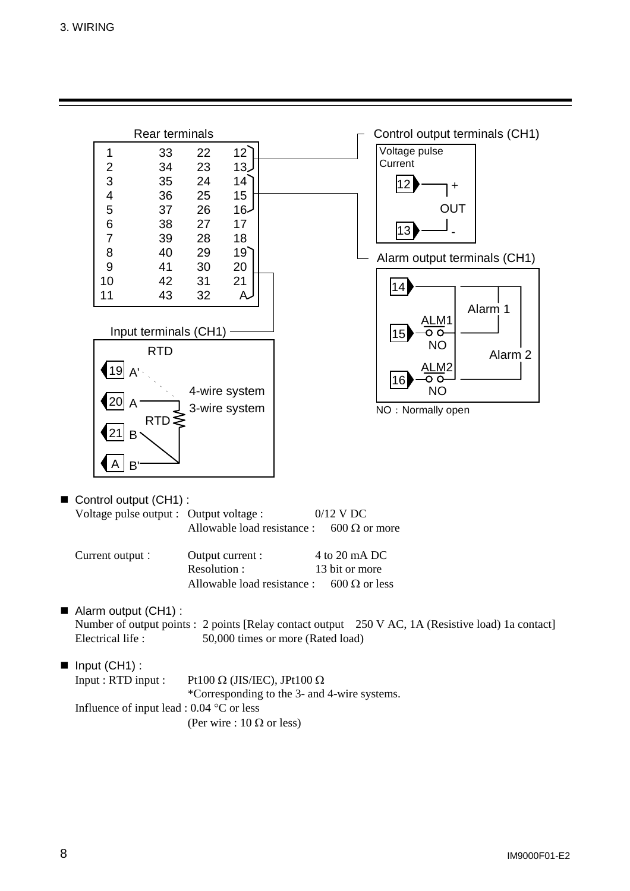Rear terminals

| | | | |
|---|---|---|---|
| 1 | 33 | 22 | 12 |
| 2 | 34 | 23 | 13 |
| 3 | 35 | 24 | 14 |
| 4 | 36 | 25 | 15 |
| 5 | 37 | 26 | 16 |
| 6 | 38 | 27 | 17 |
| 7 | 39 | 28 | 18 |
| 8 | 40 | 29 | 19 |
| 9 | 41 | 30 | 20 |
| 10 | 42 | 31 | 21 |
| 11 | 43 | 32 | A |

Control output terminals (CH1)

Voltage pulse
Current

12 +
OUT
13 -

Alarm output terminals (CH1)

14
15 ALM1 NO — Alarm 1
16 ALM2 NO — Alarm 2

NO : Normally open

Input terminals (CH1)

RTD

19 A'
20 A
21 B
A B'

RTD

4-wire system
3-wire system

- Control output (CH1) :

| | | |
|---|---|---|
| Voltage pulse output : | Output voltage : | 0/12 V DC |
| | Allowable load resistance : | 600 Ω or more |
| Current output : | Output current : | 4 to 20 mA DC |
| | Resolution : | 13 bit or more |
| | Allowable load resistance : | 600 Ω or less |

- Alarm output (CH1) :

  Number of output points : 2 points [Relay contact output 250 V AC, 1A (Resistive load) 1a contact]
  Electrical life : 50,000 times or more (Rated load)

- Input (CH1) :

  Input : RTD input : Pt100 Ω (JIS/IEC), JPt100 Ω
  *Corresponding to the 3- and 4-wire systems.
  Influence of input lead : 0.04 °C or less
  (Per wire : 10 Ω or less)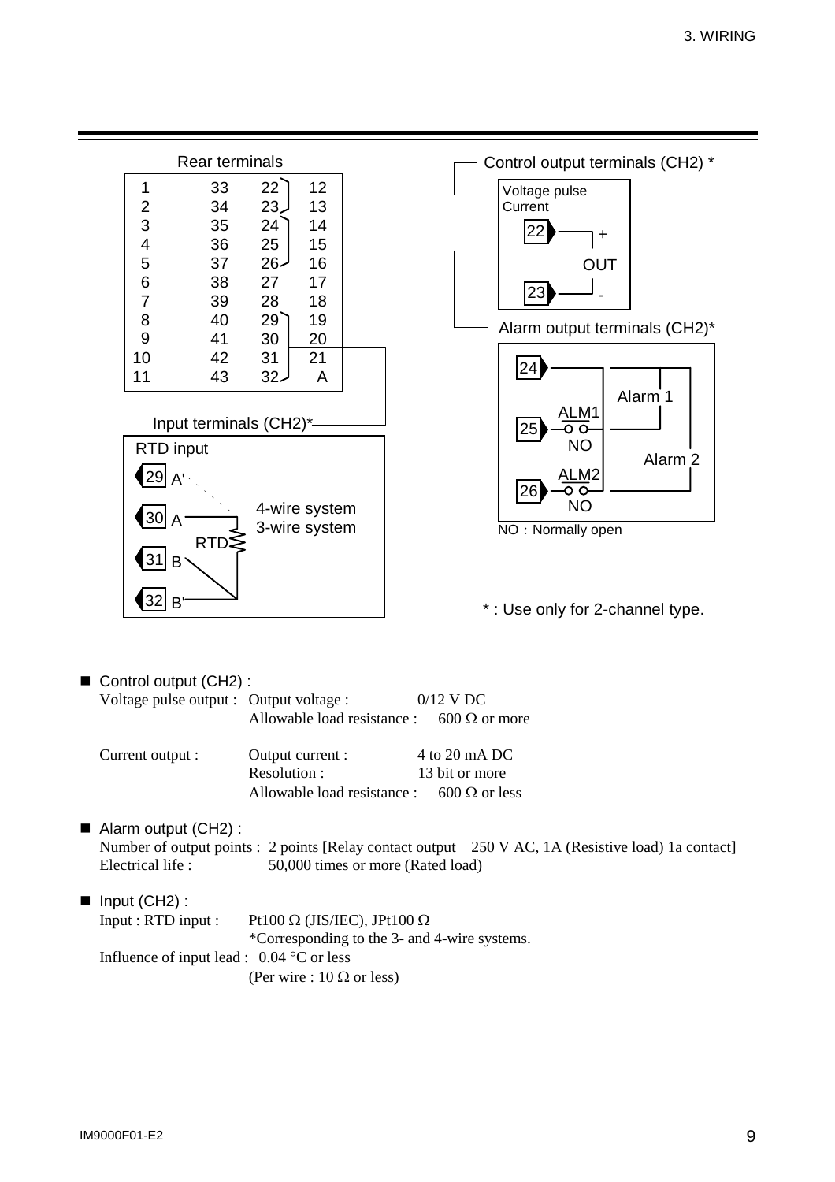Rear terminals

| | | | |
|---|---|---|---|
| 1 | 33 | 22 | 12 |
| 2 | 34 | 23 | 13 |
| 3 | 35 | 24 | 14 |
| 4 | 36 | 25 | 15 |
| 5 | 37 | 26 | 16 |
| 6 | 38 | 27 | 17 |
| 7 | 39 | 28 | 18 |
| 8 | 40 | 29 | 19 |
| 9 | 41 | 30 | 20 |
| 10 | 42 | 31 | 21 |
| 11 | 43 | 32 | A |

Control output terminals (CH2) *

Voltage pulse
Current

22 +
OUT
23 -

Alarm output terminals (CH2)*

24
25 ALM1 NO — Alarm 1
26 ALM2 NO — Alarm 2

NO：Normally open

Input terminals (CH2)*

RTD input

29 A'
30 A
31 B
32 B'

RTD

4-wire system
3-wire system

* : Use only for 2-channel type.

- **Control output (CH2) :**

| | | |
|---|---|---|
| Voltage pulse output : | Output voltage : | 0/12 V DC |
| | Allowable load resistance : | 600 Ω or more |
| Current output : | Output current : | 4 to 20 mA DC |
| | Resolution : | 13 bit or more |
| | Allowable load resistance : | 600 Ω or less |

- **Alarm output (CH2) :**

Number of output points : 2 points [Relay contact output 250 V AC, 1A (Resistive load) 1a contact]
Electrical life : 50,000 times or more (Rated load)

- **Input (CH2) :**

Input : RTD input : Pt100 Ω (JIS/IEC), JPt100 Ω
*Corresponding to the 3- and 4-wire systems.
Influence of input lead : 0.04 °C or less
(Per wire : 10 Ω or less)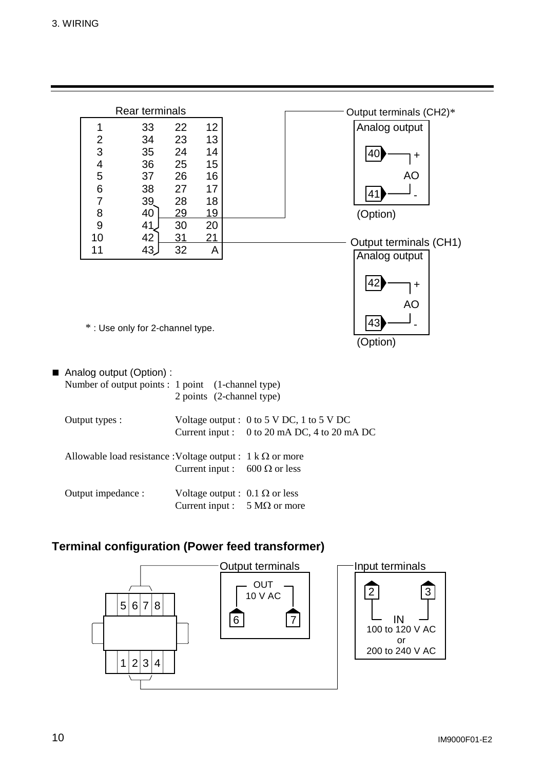Rear terminals

| | | | |
|---|---|---|---|
| 1 | 33 | 22 | 12 |
| 2 | 34 | 23 | 13 |
| 3 | 35 | 24 | 14 |
| 4 | 36 | 25 | 15 |
| 5 | 37 | 26 | 16 |
| 6 | 38 | 27 | 17 |
| 7 | 39 | 28 | 18 |
| 8 | 40 | 29 | 19 |
| 9 | 41 | 30 | 20 |
| 10 | 42 | 31 | 21 |
| 11 | 43 | 32 | A |

Output terminals (CH2)*
Analog output
40 +
AO
41 -
(Option)

Output terminals (CH1)
Analog output
42 +
AO
43 -
(Option)

* : Use only for 2-channel type.

■ Analog output (Option) :

| | |
|---|---|
| Number of output points : | 1 point (1-channel type) |
| | 2 points (2-channel type) |
| Output types : | Voltage output : 0 to 5 V DC, 1 to 5 V DC |
| | Current input : 0 to 20 mA DC, 4 to 20 mA DC |
| Allowable load resistance : | Voltage output : 1 kΩ or more |
| | Current input : 600 Ω or less |
| Output impedance : | Voltage output : 0.1 Ω or less |
| | Current input : 5 MΩ or more |

### Terminal configuration (Power feed transformer)

5 6 7 8

1 2 3 4

Output terminals
OUT
10 V AC
6 7

Input terminals
2 3
IN
100 to 120 V AC
or
200 to 240 V AC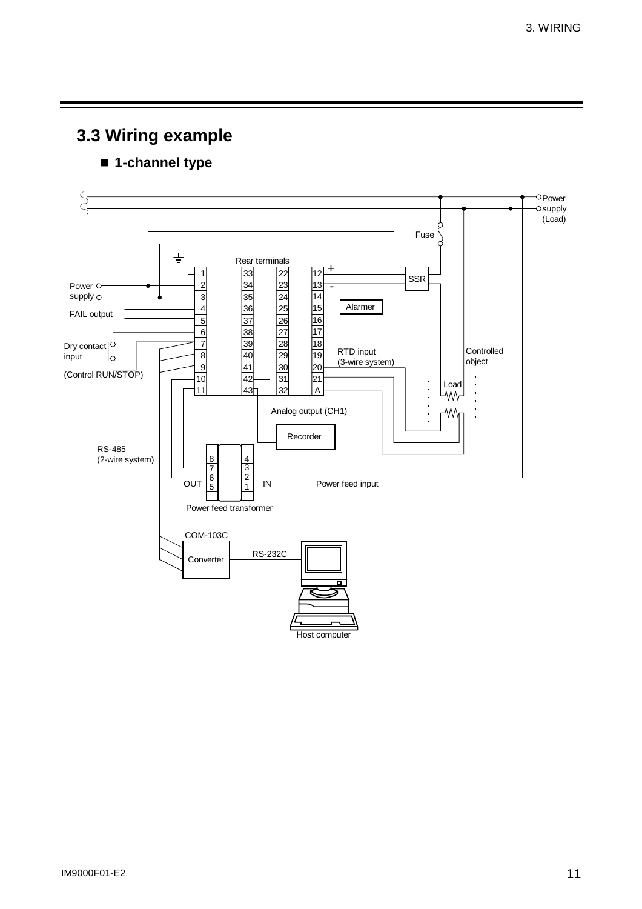## 3.3 Wiring example

### ■ 1-channel type

Power supply (Load)

Fuse

Rear terminals

| 1 | 33 | 22 | 12 |
|---|---|---|---|
| 2 | 34 | 23 | 13 |
| 3 | 35 | 24 | 14 |
| 4 | 36 | 25 | 15 |
| 5 | 37 | 26 | 16 |
| 6 | 38 | 27 | 17 |
| 7 | 39 | 28 | 18 |
| 8 | 40 | 29 | 19 |
| 9 | 41 | 30 | 20 |
| 10 | 42 | 31 | 21 |
| 11 | 43 | 32 | A |

+ -

SSR

Power supply

Alarmer

FAIL output

Dry contact input

(Control RUN/STOP)

RTD input (3-wire system)

Controlled object

Load

Analog output (CH1)

Recorder

RS-485 (2-wire system)

OUT 8 7 6 5 — 4 3 2 1 IN

Power feed input

Power feed transformer

COM-103C

Converter

RS-232C

Host computer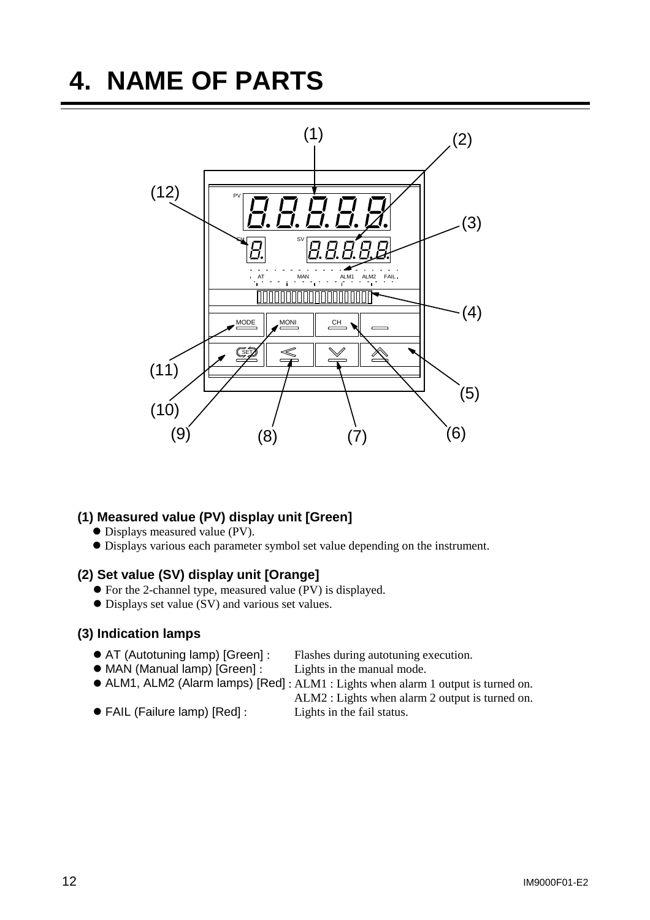# 4. NAME OF PARTS

**(1) Measured value (PV) display unit [Green]**

- Displays measured value (PV).
- Displays various each parameter symbol set value depending on the instrument.

**(2) Set value (SV) display unit [Orange]**

- For the 2-channel type, measured value (PV) is displayed.
- Displays set value (SV) and various set values.

**(3) Indication lamps**

- AT (Autotuning lamp) [Green] : Flashes during autotuning execution.
- MAN (Manual lamp) [Green] : Lights in the manual mode.
- ALM1, ALM2 (Alarm lamps) [Red] : ALM1 : Lights when alarm 1 output is turned on.
  ALM2 : Lights when alarm 2 output is turned on.
- FAIL (Failure lamp) [Red] : Lights in the fail status.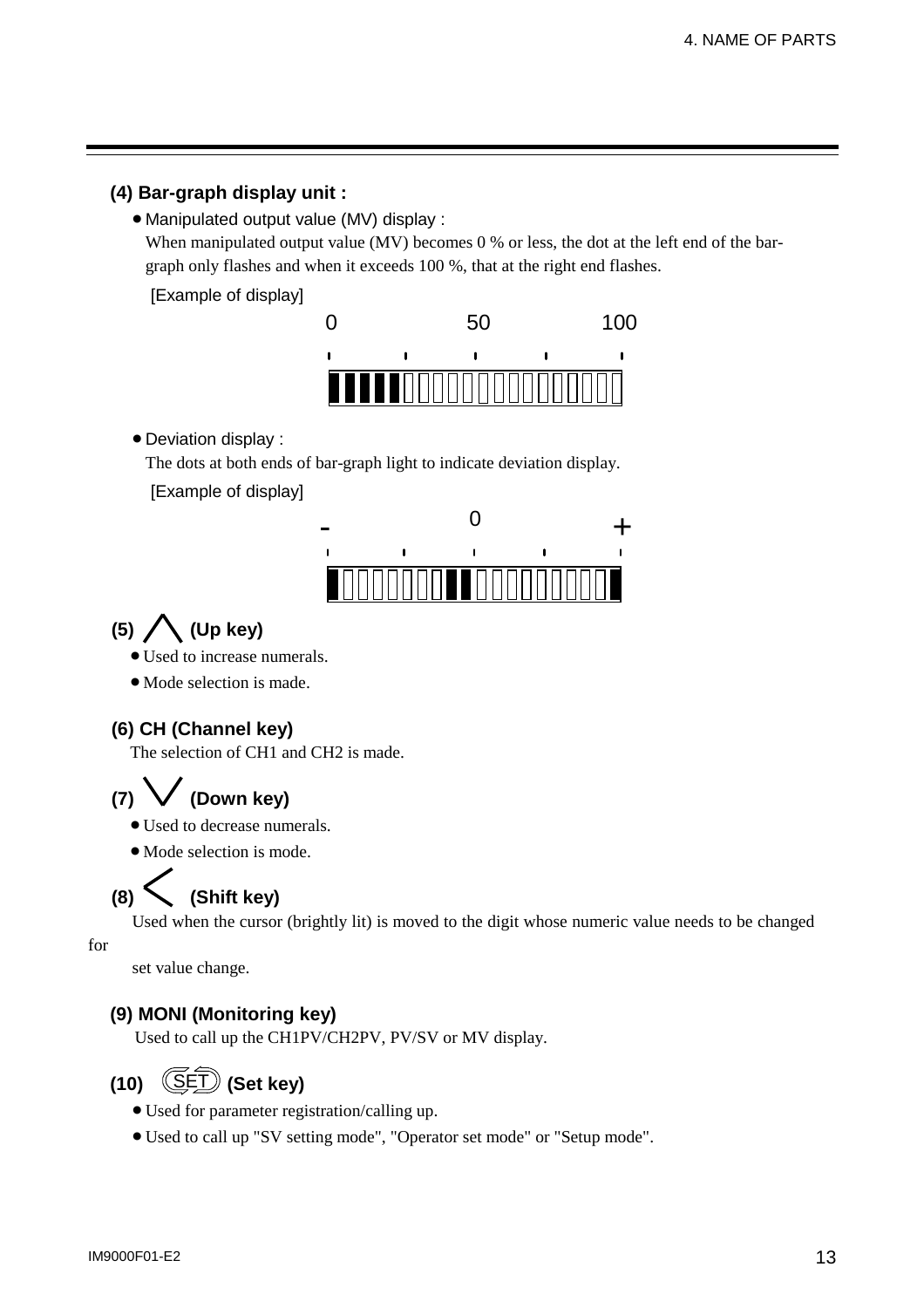## (4) Bar-graph display unit :

- Manipulated output value (MV) display :

  When manipulated output value (MV) becomes 0 % or less, the dot at the left end of the bar-graph only flashes and when it exceeds 100 %, that at the right end flashes.

  [Example of display]

- Deviation display :

  The dots at both ends of bar-graph light to indicate deviation display.

  [Example of display]

## (5) ∧ (Up key)

- Used to increase numerals.
- Mode selection is made.

## (6) CH (Channel key)

The selection of CH1 and CH2 is made.

## (7) ∨ (Down key)

- Used to decrease numerals.
- Mode selection is mode.

## (8) < (Shift key)

Used when the cursor (brightly lit) is moved to the digit whose numeric value needs to be changed for set value change.

## (9) MONI (Monitoring key)

Used to call up the CH1PV/CH2PV, PV/SV or MV display.

## (10) SET (Set key)

- Used for parameter registration/calling up.
- Used to call up "SV setting mode", "Operator set mode" or "Setup mode".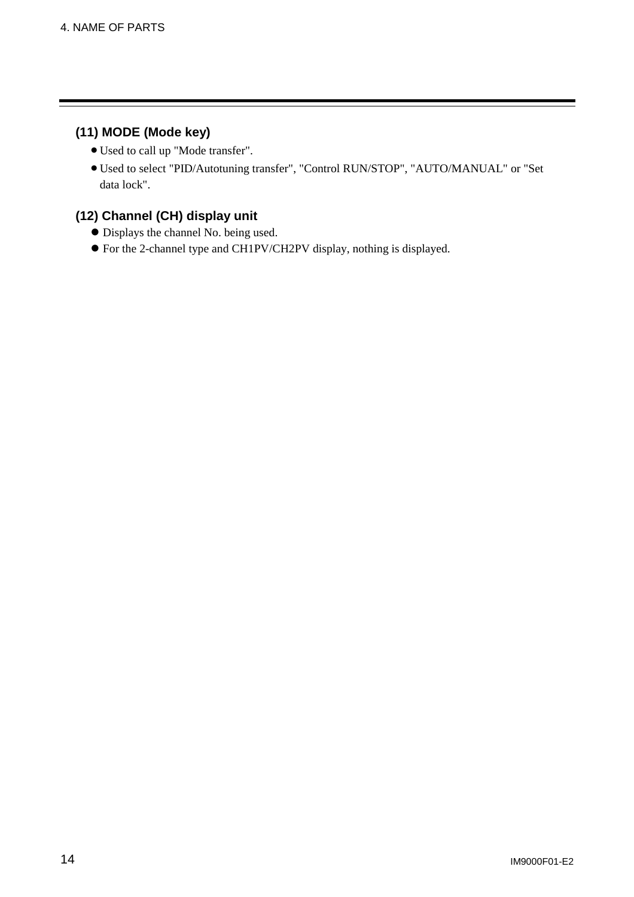### (11) MODE (Mode key)

- Used to call up "Mode transfer".
- Used to select "PID/Autotuning transfer", "Control RUN/STOP", "AUTO/MANUAL" or "Set data lock".

### (12) Channel (CH) display unit

- Displays the channel No. being used.
- For the 2-channel type and CH1PV/CH2PV display, nothing is displayed.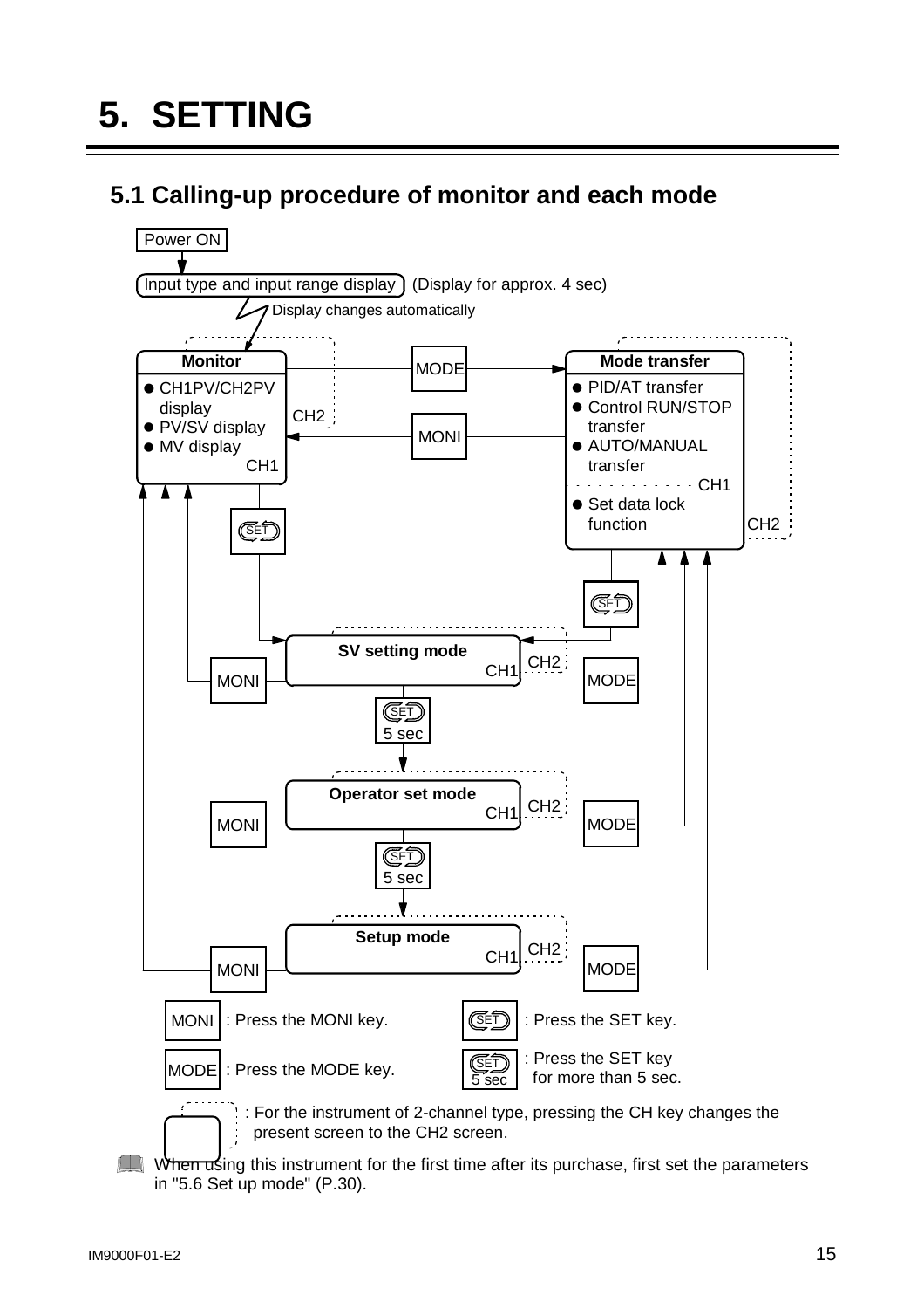# 5. SETTING

## 5.1 Calling-up procedure of monitor and each mode

Power ON

Input type and input range display (Display for approx. 4 sec)

Display changes automatically

**Monitor**
- CH1PV/CH2PV display
- PV/SV display
- MV display

CH1 / CH2

MODE

MONI

**Mode transfer**
- PID/AT transfer
- Control RUN/STOP transfer
- AUTO/MANUAL transfer

CH1
- Set data lock function

CH2

SET

**SV setting mode** CH1 / CH2

MONI  MODE

SET 5 sec

**Operator set mode** CH1 / CH2

MONI  MODE

SET 5 sec

**Setup mode** CH1 / CH2

MONI  MODE

MONI : Press the MONI key.

SET : Press the SET key.

MODE : Press the MODE key.

SET 5 sec : Press the SET key for more than 5 sec.

: For the instrument of 2-channel type, pressing the CH key changes the present screen to the CH2 screen.

When using this instrument for the first time after its purchase, first set the parameters in "5.6 Set up mode" (P.30).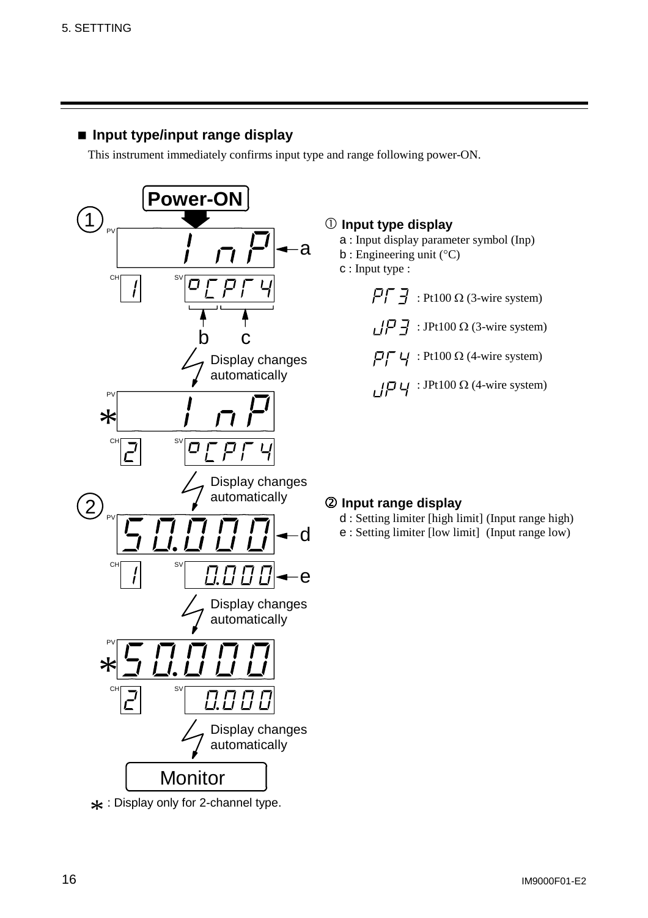## ■ Input type/input range display

This instrument immediately confirms input type and range following power-ON.

Power-ON

1

PV: InP ← a

CH: 1 SV: °CPr4

b c

Display changes automatically

PV: * InP

CH: 2 SV: °CPr4

Display changes automatically

2

PV: 50.000 ← d

CH: 1 SV: 0.000 ← e

Display changes automatically

PV: * 50.000

CH: 2 SV: 0.000

Display changes automatically

Monitor

* : Display only for 2-channel type.

① **Input type display**

a : Input display parameter symbol (Inp)
b : Engineering unit (°C)
c : Input type :

- Pr3 : Pt100 Ω (3-wire system)
- JP3 : JPt100 Ω (3-wire system)
- Pr4 : Pt100 Ω (4-wire system)
- JP4 : JPt100 Ω (4-wire system)

② **Input range display**

d : Setting limiter [high limit] (Input range high)
e : Setting limiter [low limit] (Input range low)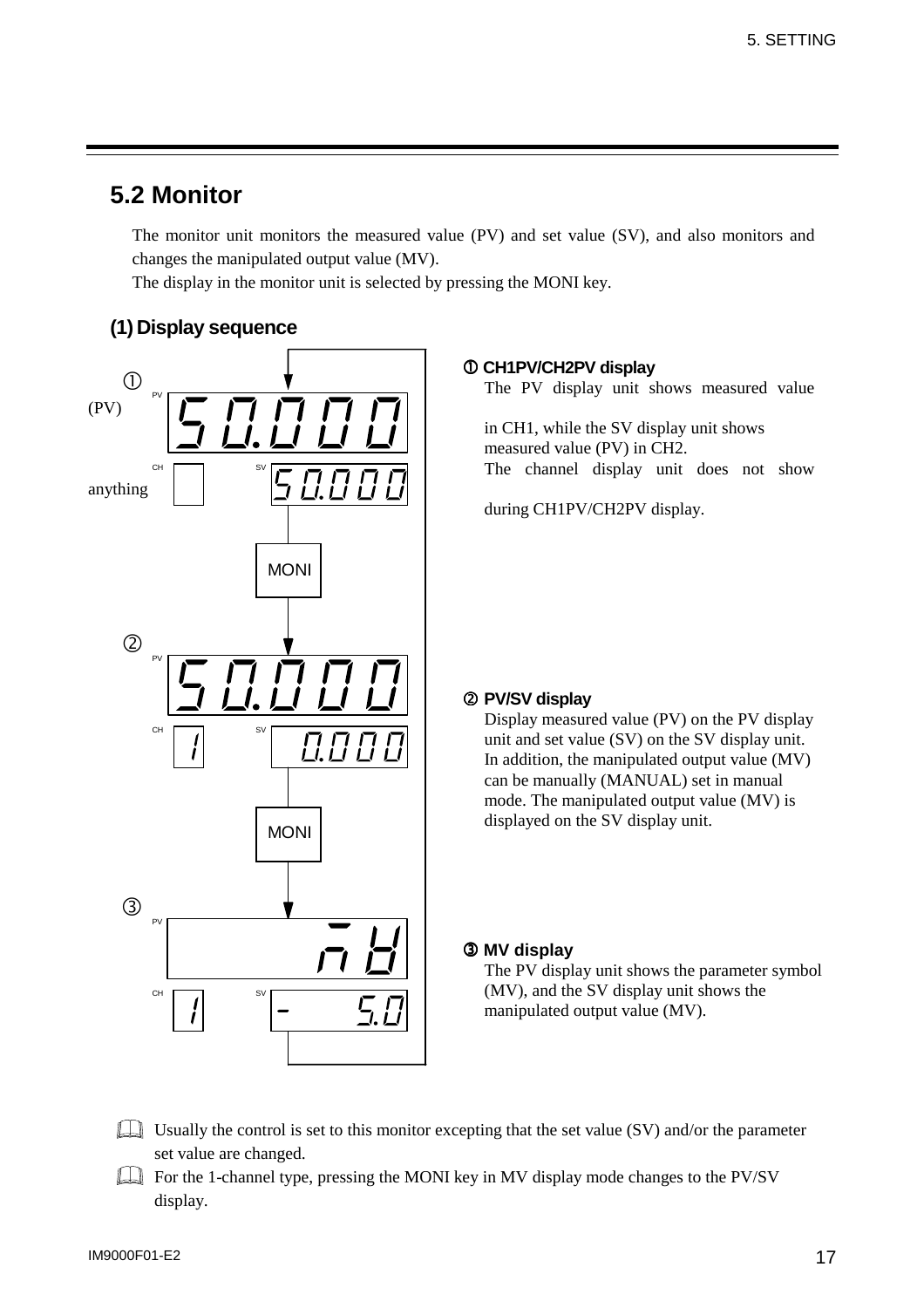## 5.2 Monitor

The monitor unit monitors the measured value (PV) and set value (SV), and also monitors and changes the manipulated output value (MV).

The display in the monitor unit is selected by pressing the MONI key.

### (1) Display sequence

① CH1PV/CH2PV display

The PV display unit shows measured value (PV) in CH1, while the SV display unit shows measured value (PV) in CH2.

The channel display unit does not show anything during CH1PV/CH2PV display.

② PV/SV display

Display measured value (PV) on the PV display unit and set value (SV) on the SV display unit. In addition, the manipulated output value (MV) can be manually (MANUAL) set in manual mode. The manipulated output value (MV) is displayed on the SV display unit.

③ MV display

The PV display unit shows the parameter symbol (MV), and the SV display unit shows the manipulated output value (MV).

- Usually the control is set to this monitor excepting that the set value (SV) and/or the parameter set value are changed.
- For the 1-channel type, pressing the MONI key in MV display mode changes to the PV/SV display.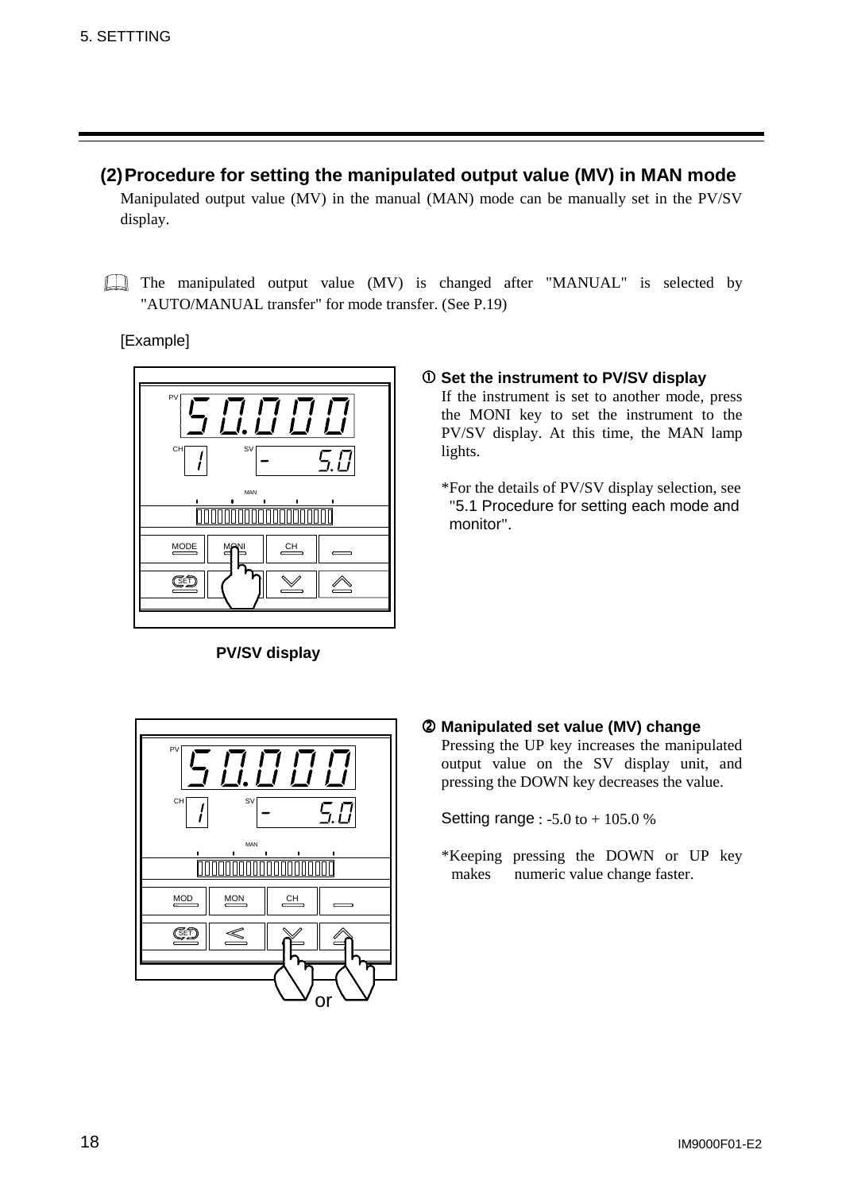## (2) Procedure for setting the manipulated output value (MV) in MAN mode

Manipulated output value (MV) in the manual (MAN) mode can be manually set in the PV/SV display.

The manipulated output value (MV) is changed after "MANUAL" is selected by "AUTO/MANUAL transfer" for mode transfer. (See P.19)

[Example]

**① Set the instrument to PV/SV display**

If the instrument is set to another mode, press the MONI key to set the instrument to the PV/SV display. At this time, the MAN lamp lights.

*For the details of PV/SV display selection, see "5.1 Procedure for setting each mode and monitor".

**PV/SV display**

**② Manipulated set value (MV) change**

Pressing the UP key increases the manipulated output value on the SV display unit, and pressing the DOWN key decreases the value.

Setting range : -5.0 to + 105.0 %

*Keeping pressing the DOWN or UP key makes numeric value change faster.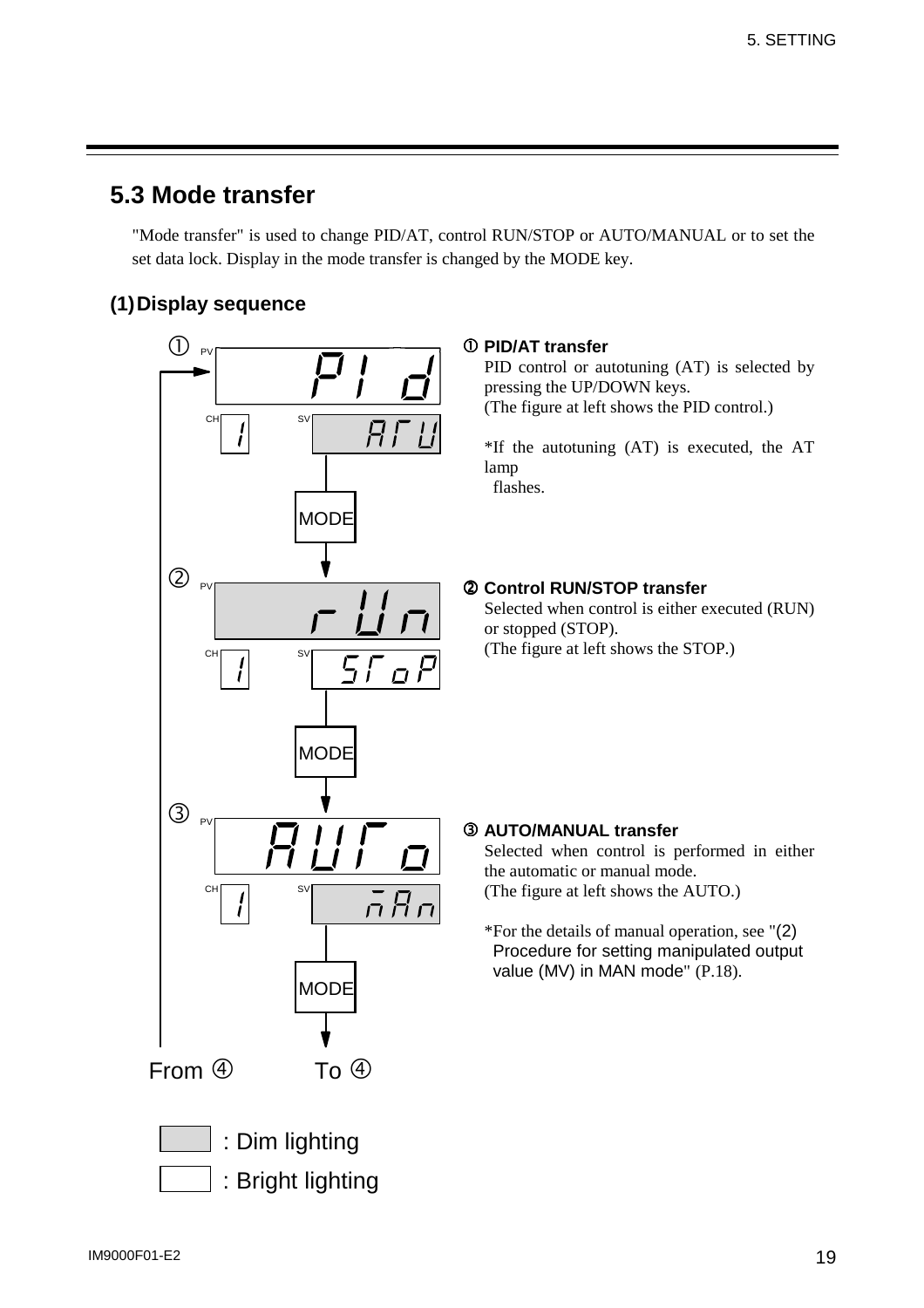## 5.3 Mode transfer

"Mode transfer" is used to change PID/AT, control RUN/STOP or AUTO/MANUAL or to set the set data lock. Display in the mode transfer is changed by the MODE key.

### (1) Display sequence

① PV: PId / CH: 1 / SV: ATU

MODE

② PV: rUn / CH: 1 / SV: STOP

MODE

③ PV: AUTo / CH: 1 / SV: mAn

MODE

From ④ &nbsp;&nbsp;&nbsp; To ④

: Dim lighting

: Bright lighting

**① PID/AT transfer**

PID control or autotuning (AT) is selected by pressing the UP/DOWN keys.
(The figure at left shows the PID control.)

*If the autotuning (AT) is executed, the AT lamp flashes.

**② Control RUN/STOP transfer**

Selected when control is either executed (RUN) or stopped (STOP).
(The figure at left shows the STOP.)

**③ AUTO/MANUAL transfer**

Selected when control is performed in either the automatic or manual mode.
(The figure at left shows the AUTO.)

*For the details of manual operation, see "(2) Procedure for setting manipulated output value (MV) in MAN mode" (P.18).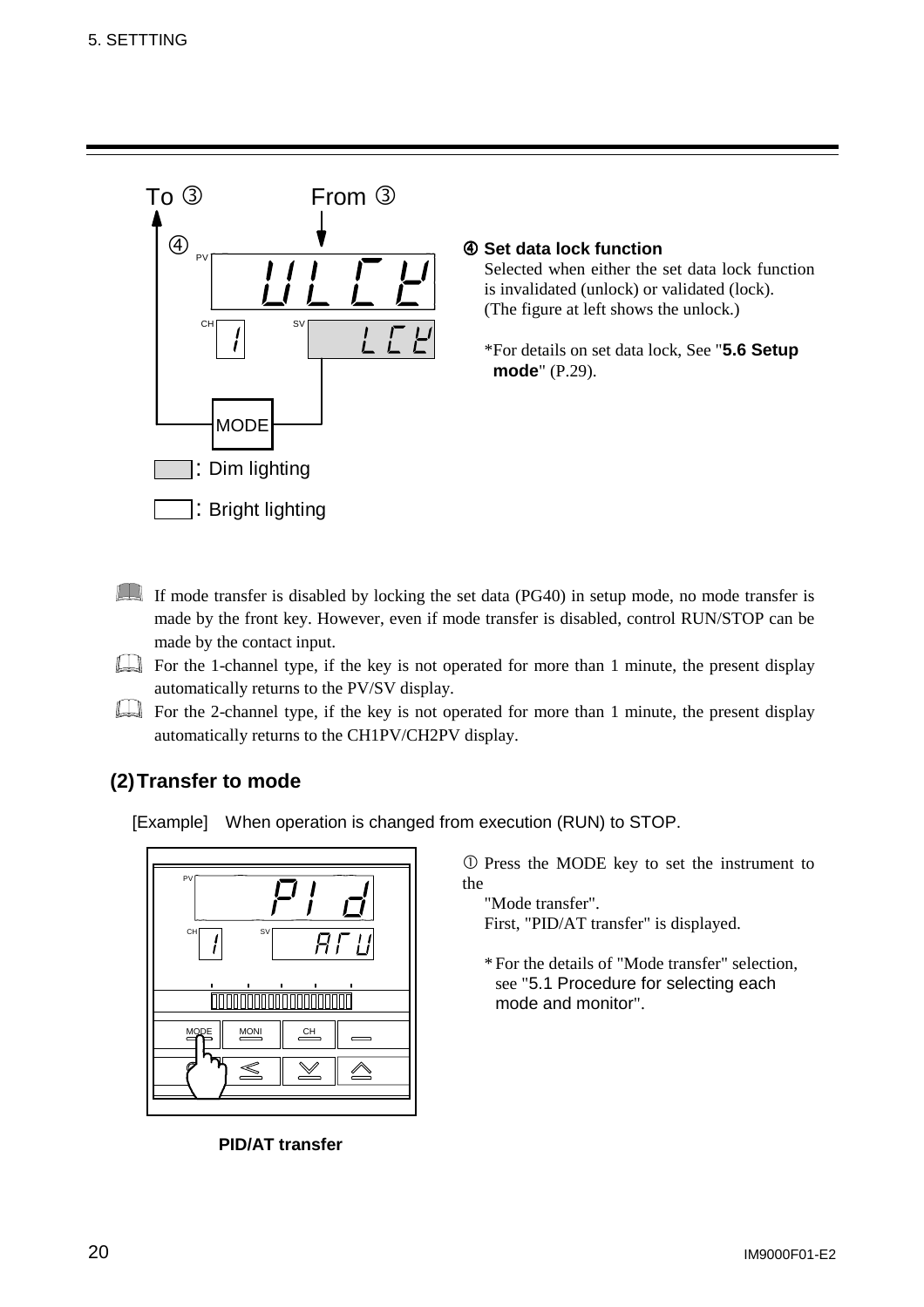To ③ From ③

④ PV ULCK
CH 1 SV LCK

MODE

: Dim lighting

: Bright lighting

**④ Set data lock function**

Selected when either the set data lock function is invalidated (unlock) or validated (lock). (The figure at left shows the unlock.)

*For details on set data lock, See "**5.6 Setup mode**" (P.29).

If mode transfer is disabled by locking the set data (PG40) in setup mode, no mode transfer is made by the front key. However, even if mode transfer is disabled, control RUN/STOP can be made by the contact input.

For the 1-channel type, if the key is not operated for more than 1 minute, the present display automatically returns to the PV/SV display.

For the 2-channel type, if the key is not operated for more than 1 minute, the present display automatically returns to the CH1PV/CH2PV display.

## (2) Transfer to mode

[Example] When operation is changed from execution (RUN) to STOP.

PV PId
CH 1 SV ATU

MODE MONI CH

**PID/AT transfer**

① Press the MODE key to set the instrument to the "Mode transfer".
First, "PID/AT transfer" is displayed.

* For the details of "Mode transfer" selection, see "5.1 Procedure for selecting each mode and monitor".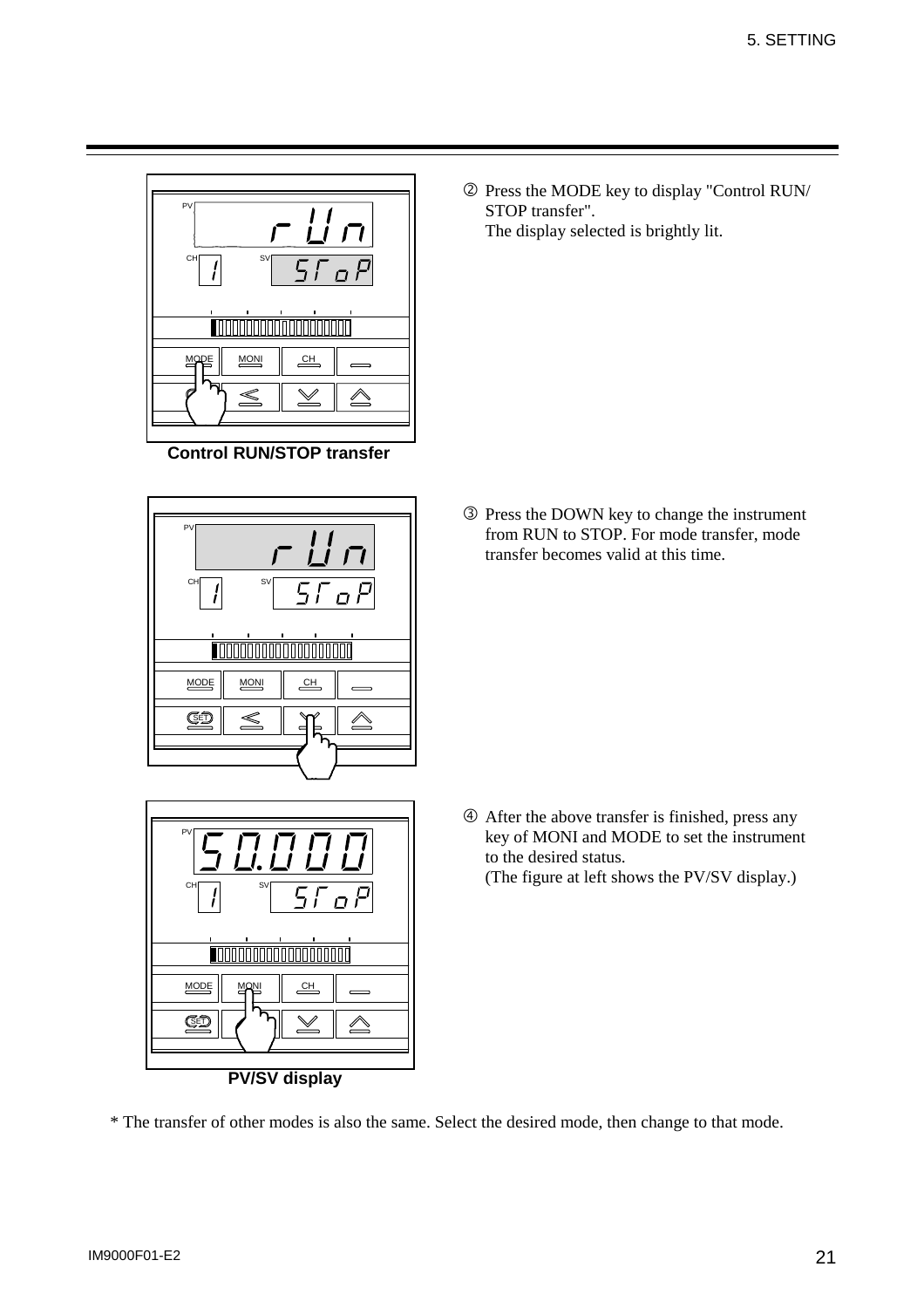② Press the MODE key to display "Control RUN/STOP transfer".
The display selected is brightly lit.

**Control RUN/STOP transfer**

③ Press the DOWN key to change the instrument from RUN to STOP. For mode transfer, mode transfer becomes valid at this time.

④ After the above transfer is finished, press any key of MONI and MODE to set the instrument to the desired status.
(The figure at left shows the PV/SV display.)

**PV/SV display**

* The transfer of other modes is also the same. Select the desired mode, then change to that mode.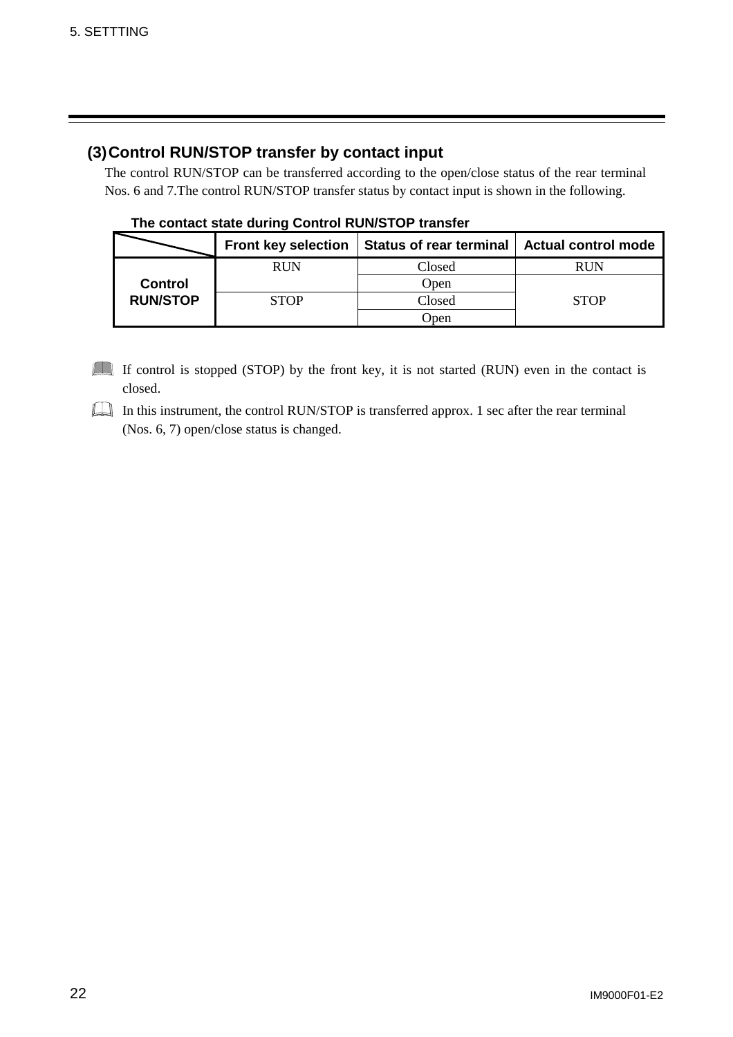### (3) Control RUN/STOP transfer by contact input

The control RUN/STOP can be transferred according to the open/close status of the rear terminal Nos. 6 and 7.The control RUN/STOP transfer status by contact input is shown in the following.

**The contact state during Control RUN/STOP transfer**

| | Front key selection | Status of rear terminal | Actual control mode |
|---|---|---|---|
| **Control RUN/STOP** | RUN | Closed | RUN |
| | | Open | STOP |
| | STOP | Closed | |
| | | Open | |

If control is stopped (STOP) by the front key, it is not started (RUN) even in the contact is closed.

In this instrument, the control RUN/STOP is transferred approx. 1 sec after the rear terminal (Nos. 6, 7) open/close status is changed.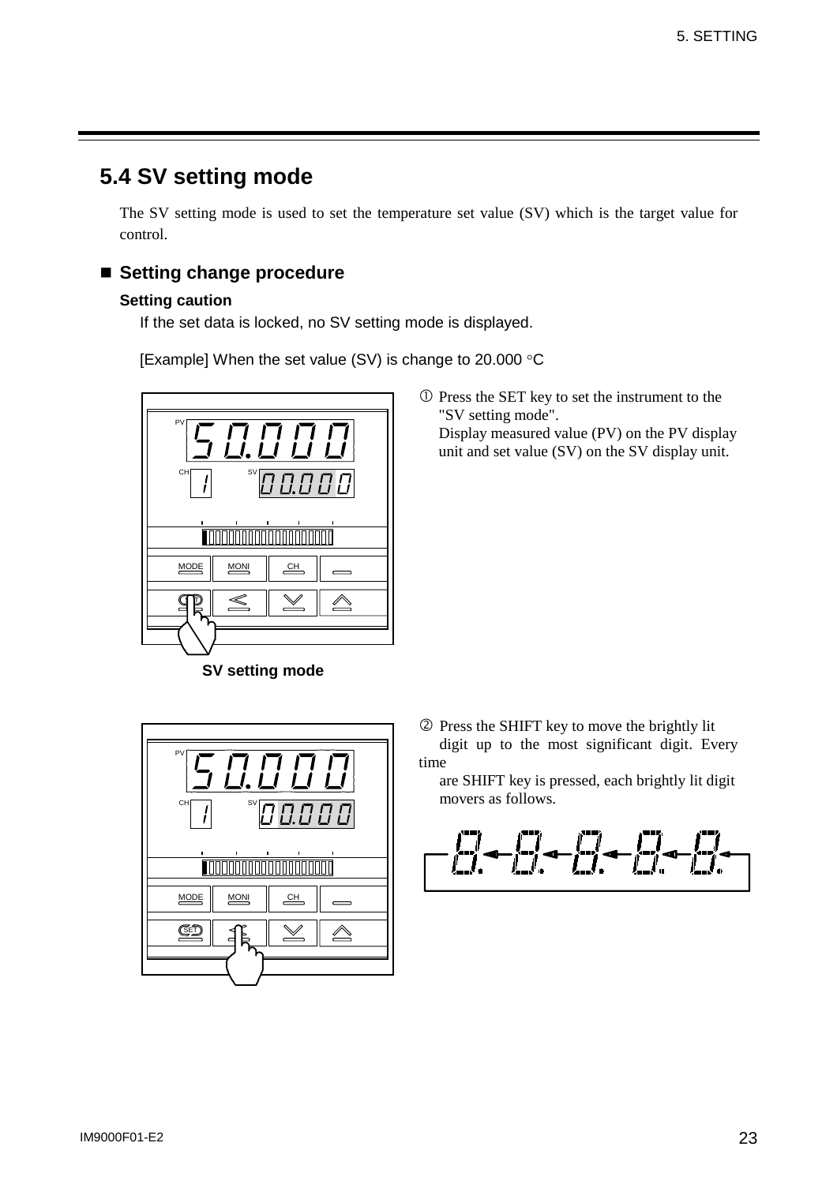## 5.4 SV setting mode

The SV setting mode is used to set the temperature set value (SV) which is the target value for control.

### ■ Setting change procedure

**Setting caution**

If the set data is locked, no SV setting mode is displayed.

[Example] When the set value (SV) is change to 20.000 °C

① Press the SET key to set the instrument to the "SV setting mode".
Display measured value (PV) on the PV display unit and set value (SV) on the SV display unit.

**SV setting mode**

② Press the SHIFT key to move the brightly lit digit up to the most significant digit. Every time are SHIFT key is pressed, each brightly lit digit movers as follows.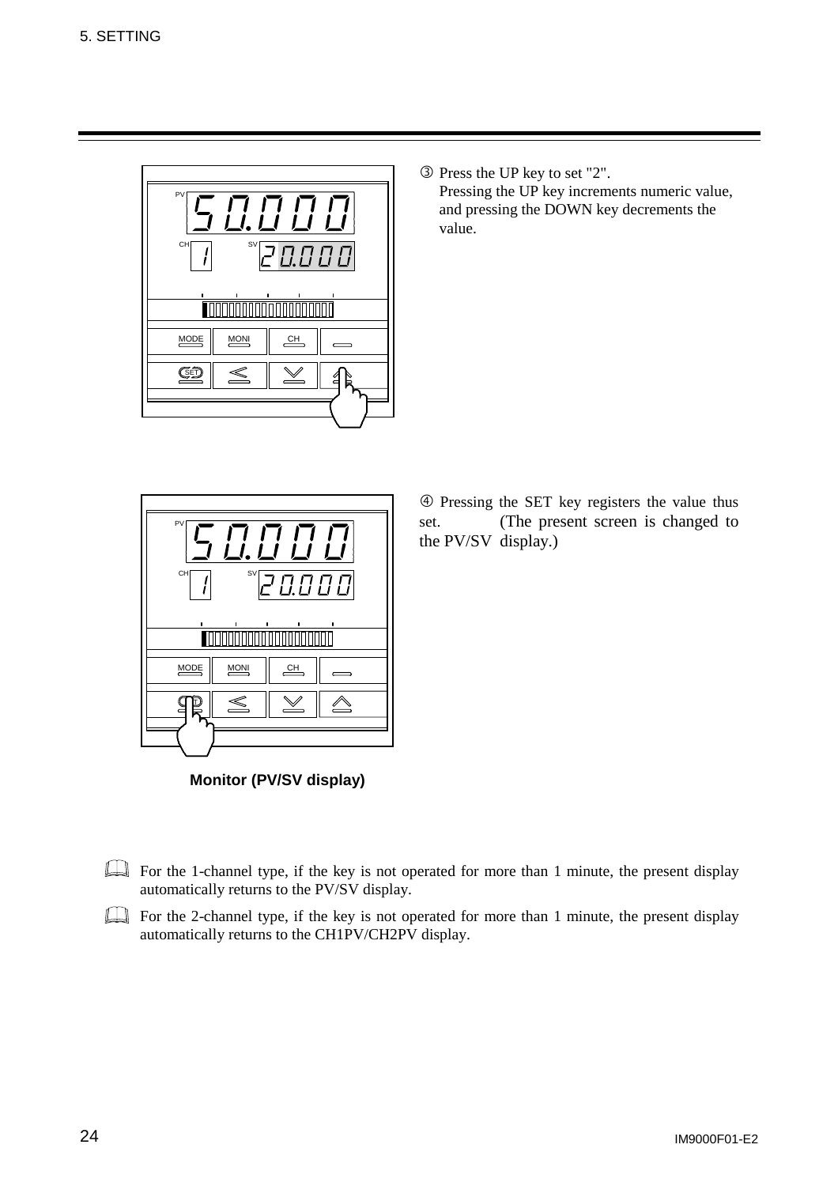③ Press the UP key to set "2".
Pressing the UP key increments numeric value, and pressing the DOWN key decrements the value.

④ Pressing the SET key registers the value thus set. (The present screen is changed to the PV/SV display.)

**Monitor (PV/SV display)**

For the 1-channel type, if the key is not operated for more than 1 minute, the present display automatically returns to the PV/SV display.

For the 2-channel type, if the key is not operated for more than 1 minute, the present display automatically returns to the CH1PV/CH2PV display.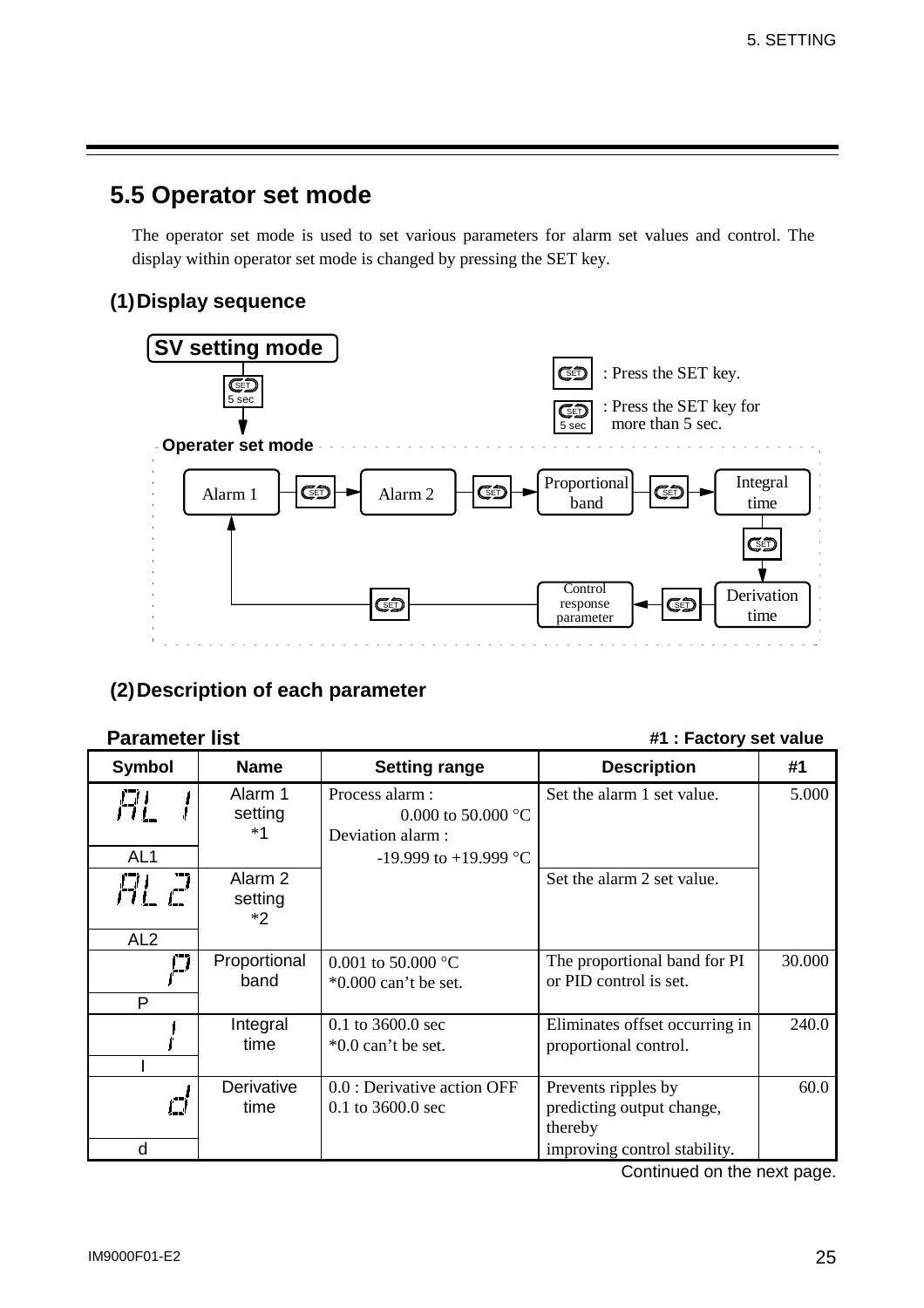## 5.5 Operator set mode

The operator set mode is used to set various parameters for alarm set values and control. The display within operator set mode is changed by pressing the SET key.

### (1) Display sequence

**SV setting mode**

SET 5 sec

: Press the SET key.

: Press the SET key for more than 5 sec.

**Operater set mode**

Alarm 1 → SET → Alarm 2 → SET → Proportional band → SET → Integral time → SET → Derivation time → SET → Control response parameter → SET → Alarm 1

### (2) Description of each parameter

**Parameter list** **#1 : Factory set value**

| Symbol | Name | Setting range | Description | #1 |
|---|---|---|---|---|
| AL1 | Alarm 1 setting *1 | Process alarm : 0.000 to 50.000 °C<br>Deviation alarm : -19.999 to +19.999 °C | Set the alarm 1 set value. | 5.000 |
| AL2 | Alarm 2 setting *2 | | Set the alarm 2 set value. | |
| P | Proportional band | 0.001 to 50.000 °C<br>*0.000 can't be set. | The proportional band for PI or PID control is set. | 30.000 |
| I | Integral time | 0.1 to 3600.0 sec<br>*0.0 can't be set. | Eliminates offset occurring in proportional control. | 240.0 |
| d | Derivative time | 0.0 : Derivative action OFF<br>0.1 to 3600.0 sec | Prevents ripples by predicting output change, thereby improving control stability. | 60.0 |

Continued on the next page.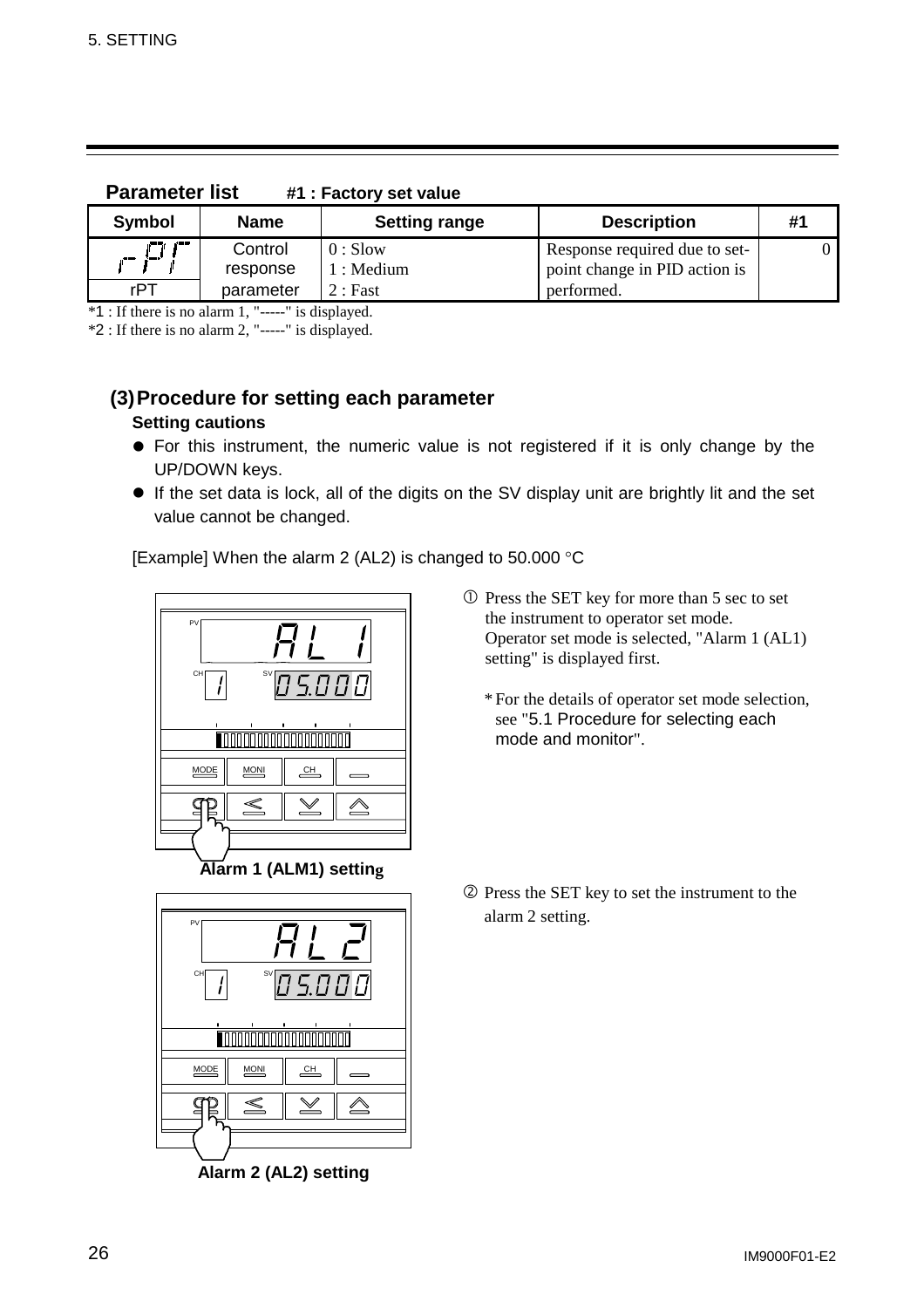**Parameter list** #1 : Factory set value

| Symbol | Name | Setting range | Description | #1 |
|---|---|---|---|---|
| rPT | Control response parameter | 0 : Slow<br>1 : Medium<br>2 : Fast | Response required due to set-point change in PID action is performed. | 0 |

*1 : If there is no alarm 1, "-----" is displayed.
*2 : If there is no alarm 2, "-----" is displayed.

## (3) Procedure for setting each parameter

**Setting cautions**

- For this instrument, the numeric value is not registered if it is only change by the UP/DOWN keys.
- If the set data is lock, all of the digits on the SV display unit are brightly lit and the set value cannot be changed.

[Example] When the alarm 2 (AL2) is changed to 50.000 °C

① Press the SET key for more than 5 sec to set the instrument to operator set mode. Operator set mode is selected, "Alarm 1 (AL1) setting" is displayed first.

* For the details of operator set mode selection, see "5.1 Procedure for selecting each mode and monitor".

Alarm 1 (ALM1) setting

② Press the SET key to set the instrument to the alarm 2 setting.

Alarm 2 (AL2) setting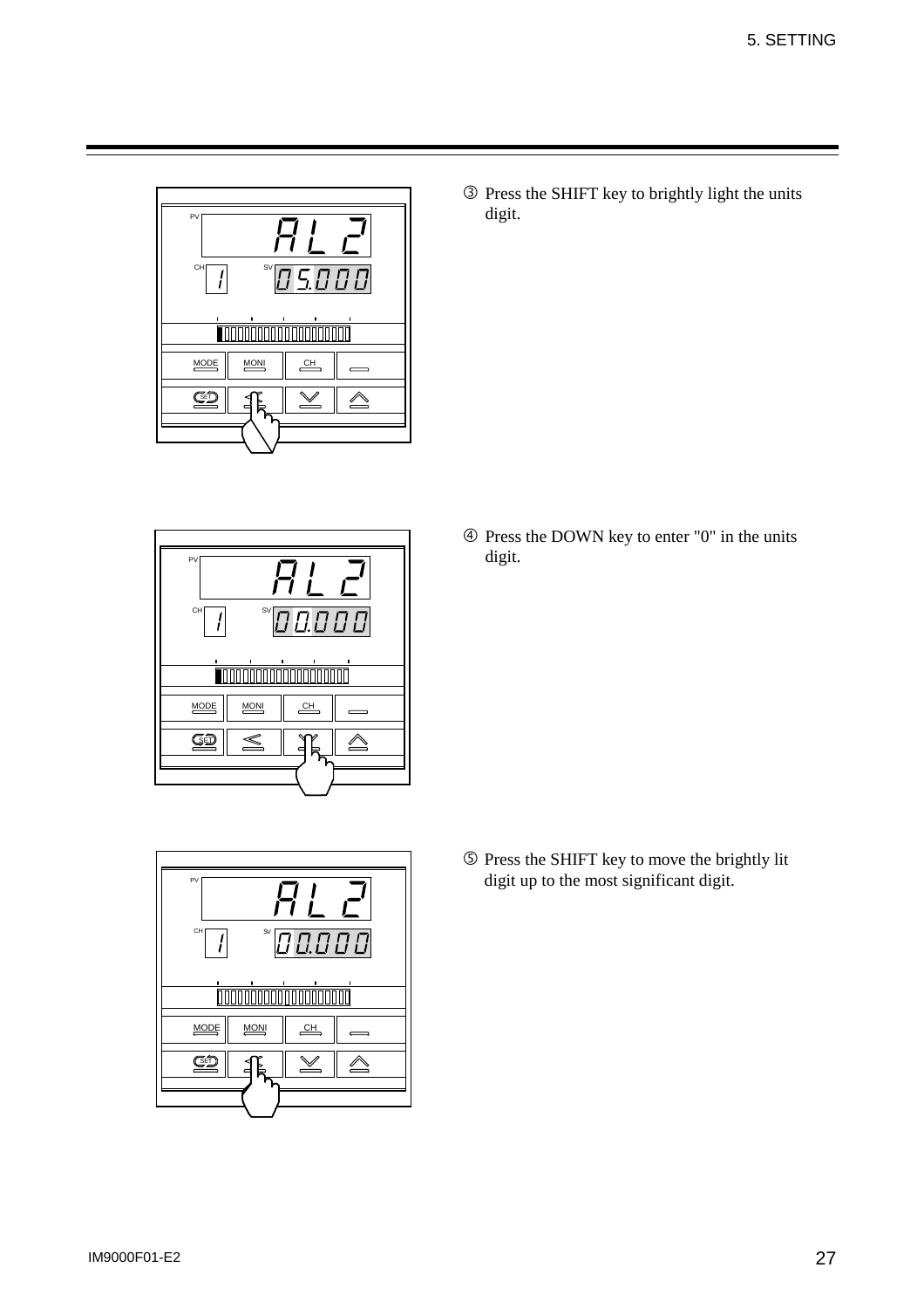③ Press the SHIFT key to brightly light the units digit.

④ Press the DOWN key to enter "0" in the units digit.

⑤ Press the SHIFT key to move the brightly lit digit up to the most significant digit.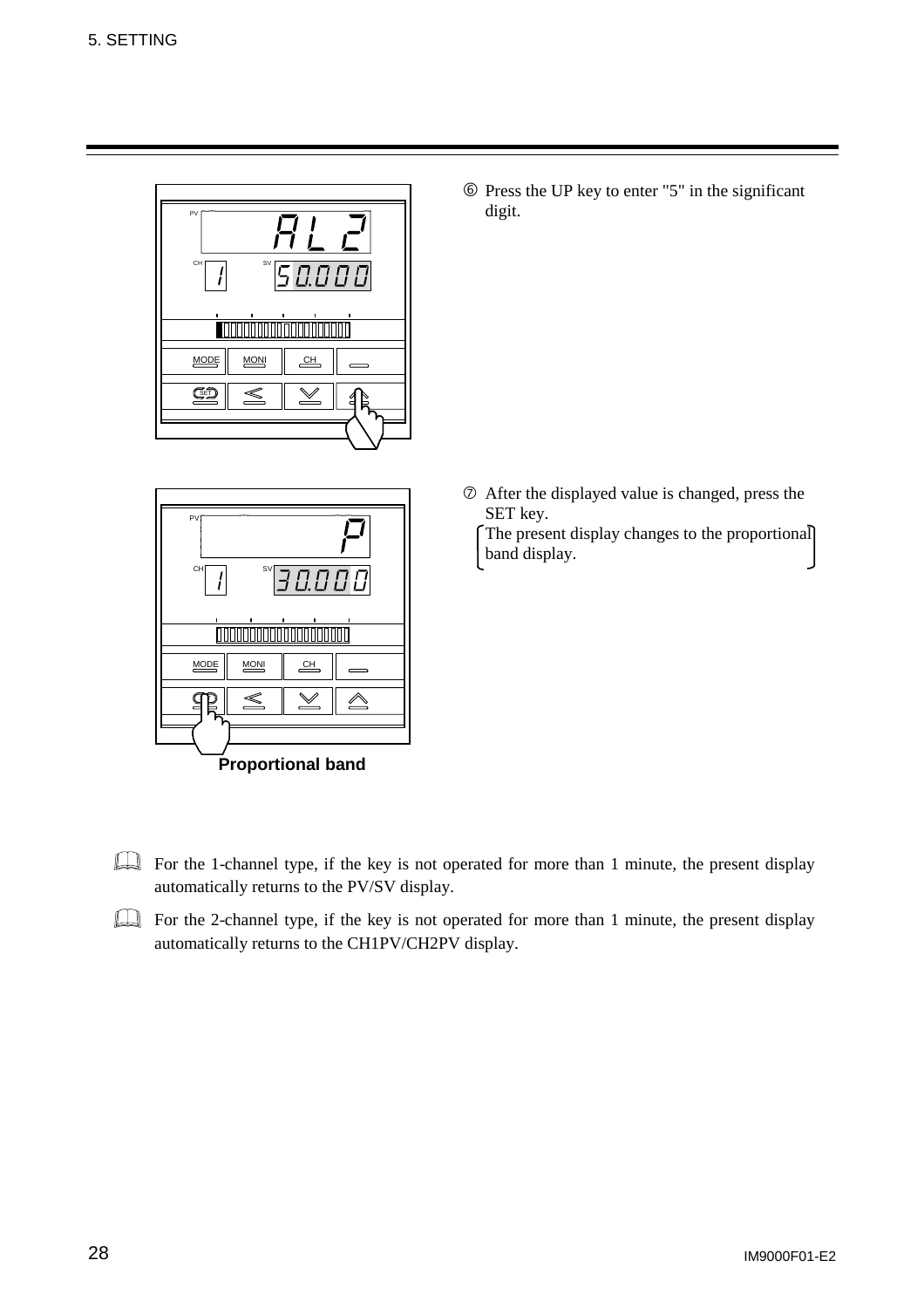⑥ Press the UP key to enter "5" in the significant digit.

⑦ After the displayed value is changed, press the SET key.
(The present display changes to the proportional band display.)

**Proportional band**

For the 1-channel type, if the key is not operated for more than 1 minute, the present display automatically returns to the PV/SV display.

For the 2-channel type, if the key is not operated for more than 1 minute, the present display automatically returns to the CH1PV/CH2PV display.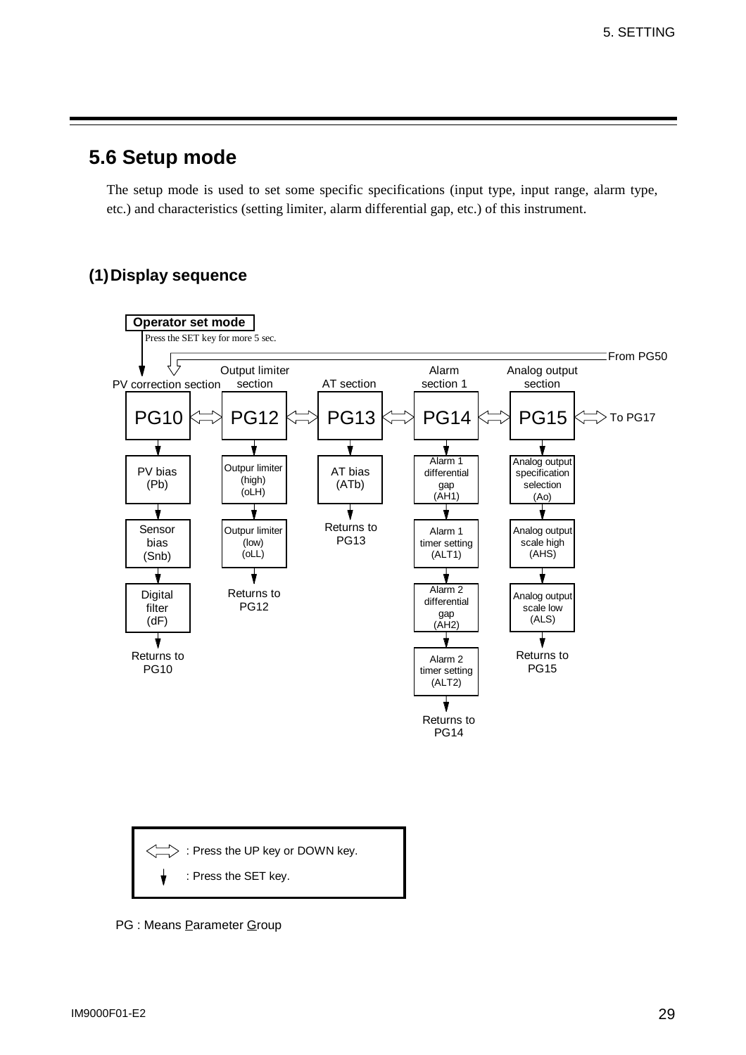## 5.6 Setup mode

The setup mode is used to set some specific specifications (input type, input range, alarm type, etc.) and characteristics (setting limiter, alarm differential gap, etc.) of this instrument.

### (1) Display sequence

**Operator set mode**

Press the SET key for more 5 sec.

From PG50

| PV correction section | Output limiter section | AT section | Alarm section 1 | Analog output section |
|---|---|---|---|---|
| PG10 | PG12 | PG13 | PG14 | PG15 → To PG17 |
| PV bias (Pb) | Outpur limiter (high) (oLH) | AT bias (ATb) | Alarm 1 differential gap (AH1) | Analog output specification selection (Ao) |
| Sensor bias (Snb) | Outpur limiter (low) (oLL) | Returns to PG13 | Alarm 1 timer setting (ALT1) | Analog output scale high (AHS) |
| Digital filter (dF) | Returns to PG12 | | Alarm 2 differential gap (AH2) | Analog output scale low (ALS) |
| Returns to PG10 | | | Alarm 2 timer setting (ALT2) | Returns to PG15 |
| | | | Returns to PG14 | |

⟺ : Press the UP key or DOWN key.

↓ : Press the SET key.

PG : Means Parameter Group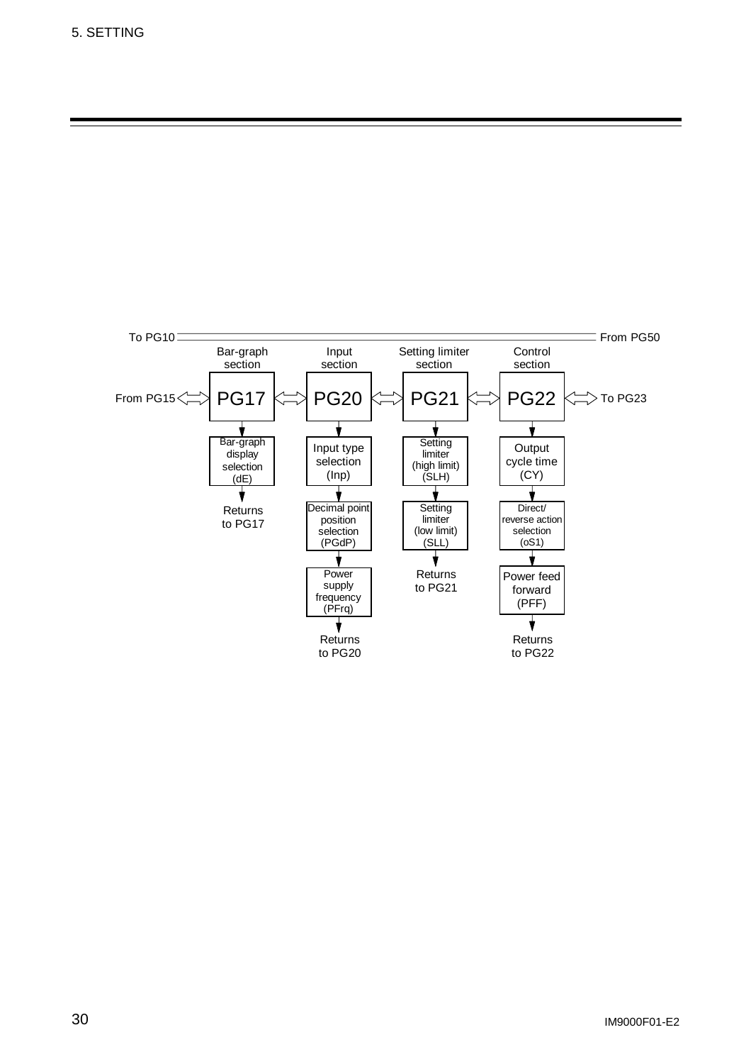To PG10 ═══ From PG50

| | Bar-graph section | | Input section | | Setting limiter section | | Control section | |
|---|---|---|---|---|---|---|---|---|
| From PG15 ⇔ | PG17 | ⇔ | PG20 | ⇔ | PG21 | ⇔ | PG22 | ⇔ To PG23 |
| | ↓ Bar-graph display selection (dE) | | ↓ Input type selection (Inp) | | ↓ Setting limiter (high limit) (SLH) | | ↓ Output cycle time (CY) | |
| | ↓ Returns to PG17 | | ↓ Decimal point position selection (PGdP) | | ↓ Setting limiter (low limit) (SLL) | | ↓ Direct/ reverse action selection (oS1) | |
| | | | ↓ Power supply frequency (PFrq) | | ↓ Returns to PG21 | | ↓ Power feed forward (PFF) | |
| | | | ↓ Returns to PG20 | | | | ↓ Returns to PG22 | |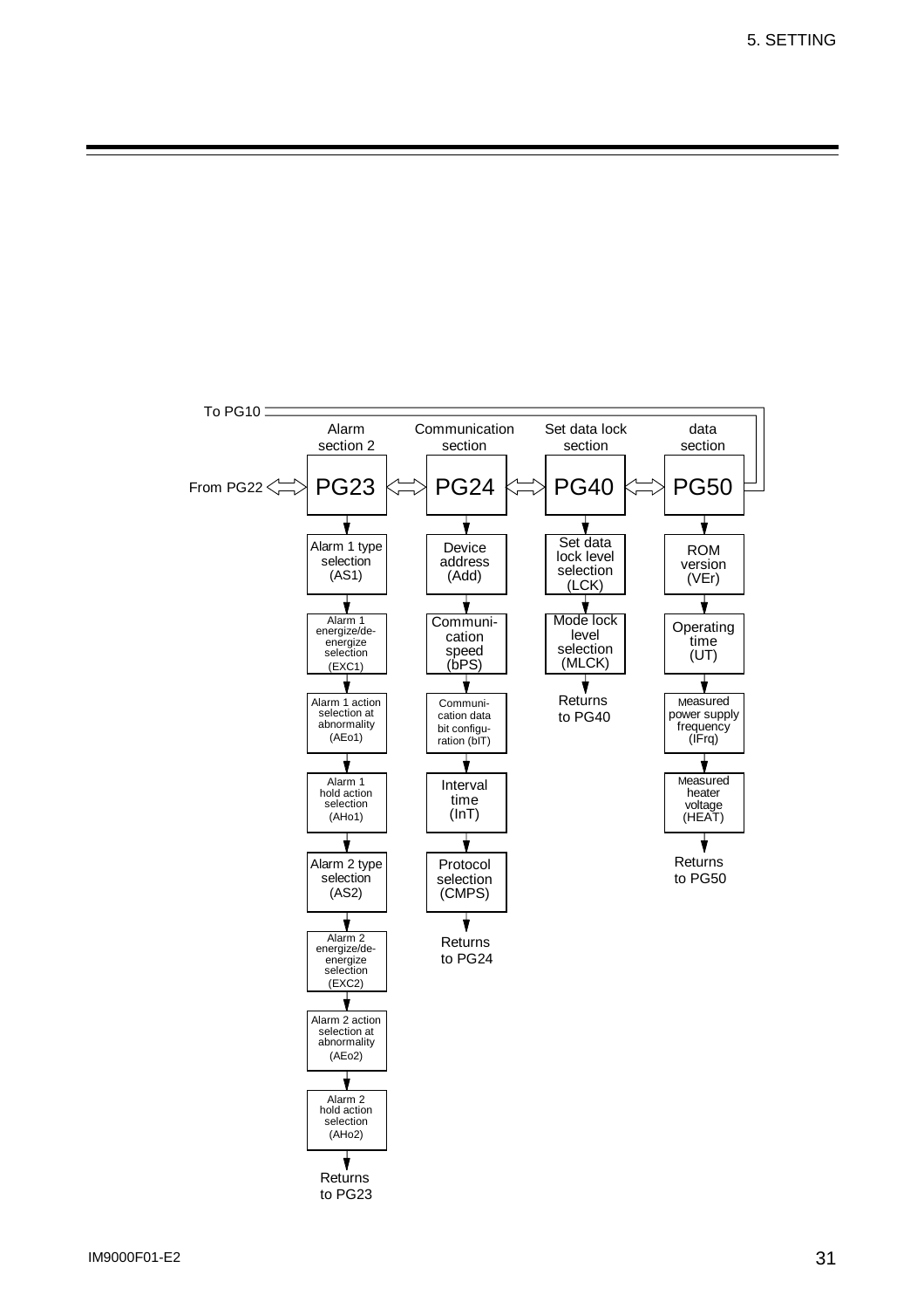To PG10

| Alarm section 2 | Communication section | Set data lock section | data section |
|---|---|---|---|
| PG23 | PG24 | PG40 | PG50 |
| Alarm 1 type selection (AS1) | Device address (Add) | Set data lock level selection (LCK) | ROM version (VEr) |
| Alarm 1 energize/de-energize selection (EXC1) | Communi-cation speed (bPS) | Mode lock level selection (MLCK) | Operating time (UT) |
| Alarm 1 action selection at abnormality (AEo1) | Communi-cation data bit configu-ration (bIT) | Returns to PG40 | Measured power supply frequency (IFrq) |
| Alarm 1 hold action selection (AHo1) | Interval time (InT) | | Measured heater voltage (HEAT) |
| Alarm 2 type selection (AS2) | Protocol selection (CMPS) | | Returns to PG50 |
| Alarm 2 energize/de-energize selection (EXC2) | Returns to PG24 | | |
| Alarm 2 action selection at abnormality (AEo2) | | | |
| Alarm 2 hold action selection (AHo2) | | | |
| Returns to PG23 | | | |

From PG22 ⇔ PG23 ⇔ PG24 ⇔ PG40 ⇔ PG50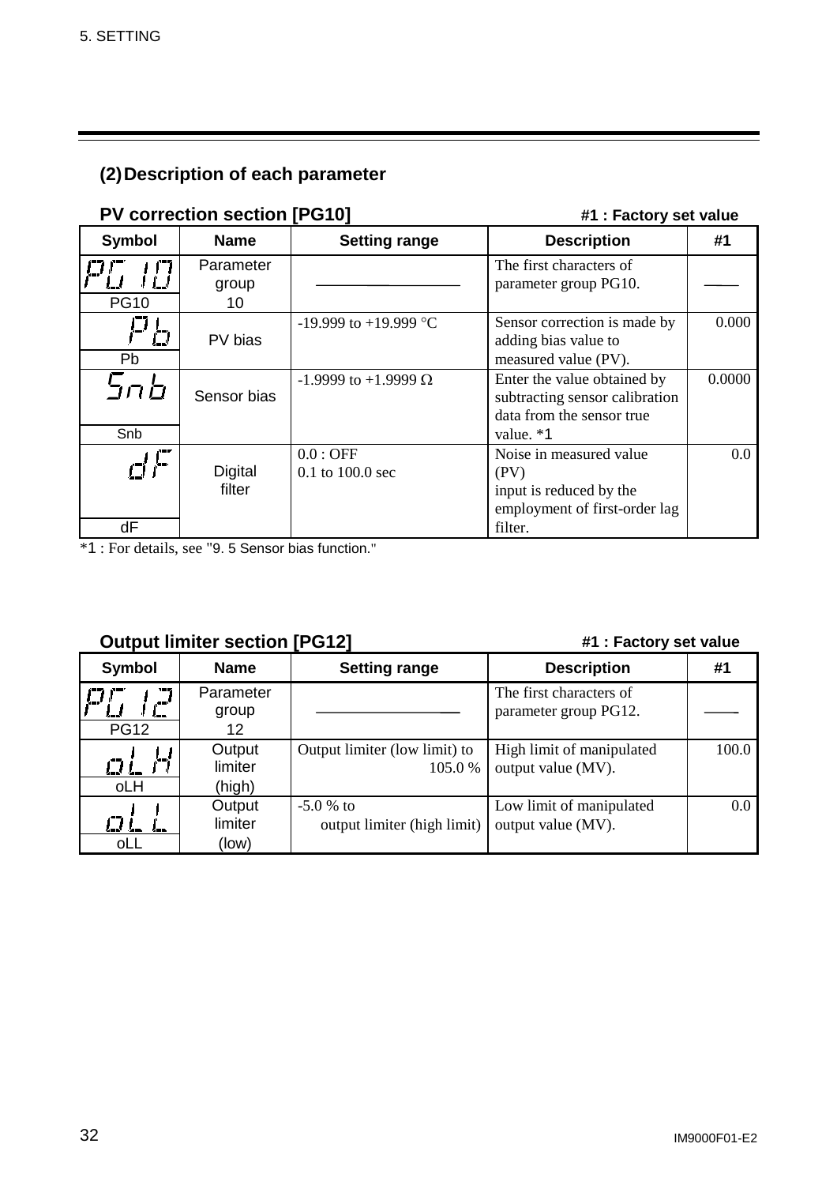## (2) Description of each parameter

### PV correction section [PG10]

#1 : Factory set value

| Symbol | Name | Setting range | Description | #1 |
|---|---|---|---|---|
| PG10 | Parameter group 10 | ―――――― | The first characters of parameter group PG10. | ―― |
| Pb | PV bias | -19.999 to +19.999 °C | Sensor correction is made by adding bias value to measured value (PV). | 0.000 |
| Snb | Sensor bias | -1.9999 to +1.9999 Ω | Enter the value obtained by subtracting sensor calibration data from the sensor true value. *1 | 0.0000 |
| dF | Digital filter | 0.0 : OFF<br>0.1 to 100.0 sec | Noise in measured value (PV) input is reduced by the employment of first-order lag filter. | 0.0 |

*1 : For details, see "9. 5 Sensor bias function."

### Output limiter section [PG12]

#1 : Factory set value

| Symbol | Name | Setting range | Description | #1 |
|---|---|---|---|---|
| PG12 | Parameter group 12 | ―――――― | The first characters of parameter group PG12. | ―― |
| oLH | Output limiter (high) | Output limiter (low limit) to 105.0 % | High limit of manipulated output value (MV). | 100.0 |
| oLL | Output limiter (low) | -5.0 % to output limiter (high limit) | Low limit of manipulated output value (MV). | 0.0 |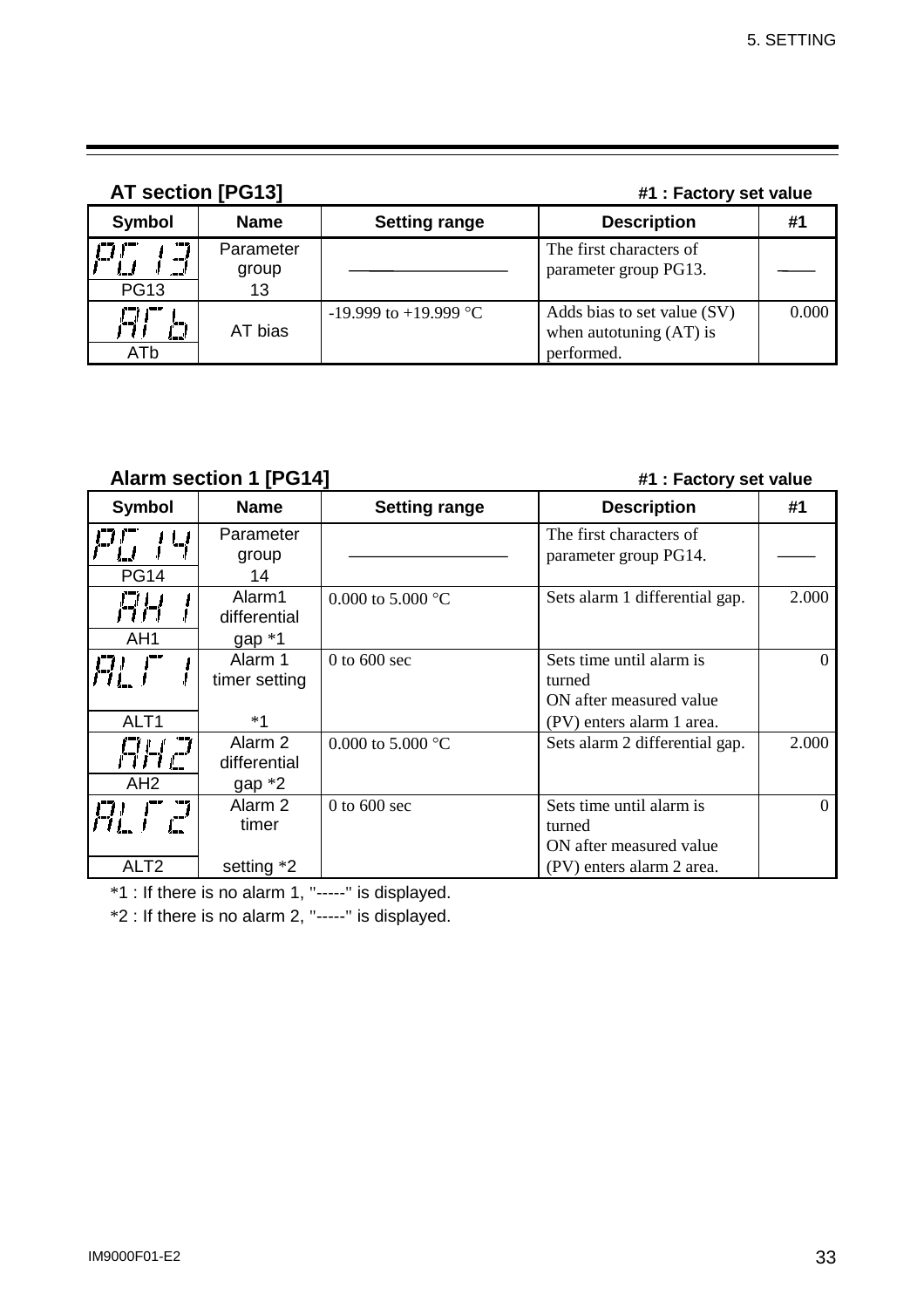## AT section [PG13]

#1 : Factory set value

| Symbol | Name | Setting range | Description | #1 |
|---|---|---|---|---|
| PG13 | Parameter group 13 | ———— | The first characters of parameter group PG13. | —— |
| ATb | AT bias | -19.999 to +19.999 °C | Adds bias to set value (SV) when autotuning (AT) is performed. | 0.000 |

## Alarm section 1 [PG14]

#1 : Factory set value

| Symbol | Name | Setting range | Description | #1 |
|---|---|---|---|---|
| PG14 | Parameter group 14 | ———— | The first characters of parameter group PG14. | —— |
| AH1 | Alarm1 differential gap *1 | 0.000 to 5.000 °C | Sets alarm 1 differential gap. | 2.000 |
| ALT1 | Alarm 1 timer setting *1 | 0 to 600 sec | Sets time until alarm is turned ON after measured value (PV) enters alarm 1 area. | 0 |
| AH2 | Alarm 2 differential gap *2 | 0.000 to 5.000 °C | Sets alarm 2 differential gap. | 2.000 |
| ALT2 | Alarm 2 timer setting *2 | 0 to 600 sec | Sets time until alarm is turned ON after measured value (PV) enters alarm 2 area. | 0 |

*1 : If there is no alarm 1, "-----" is displayed.

*2 : If there is no alarm 2, "-----" is displayed.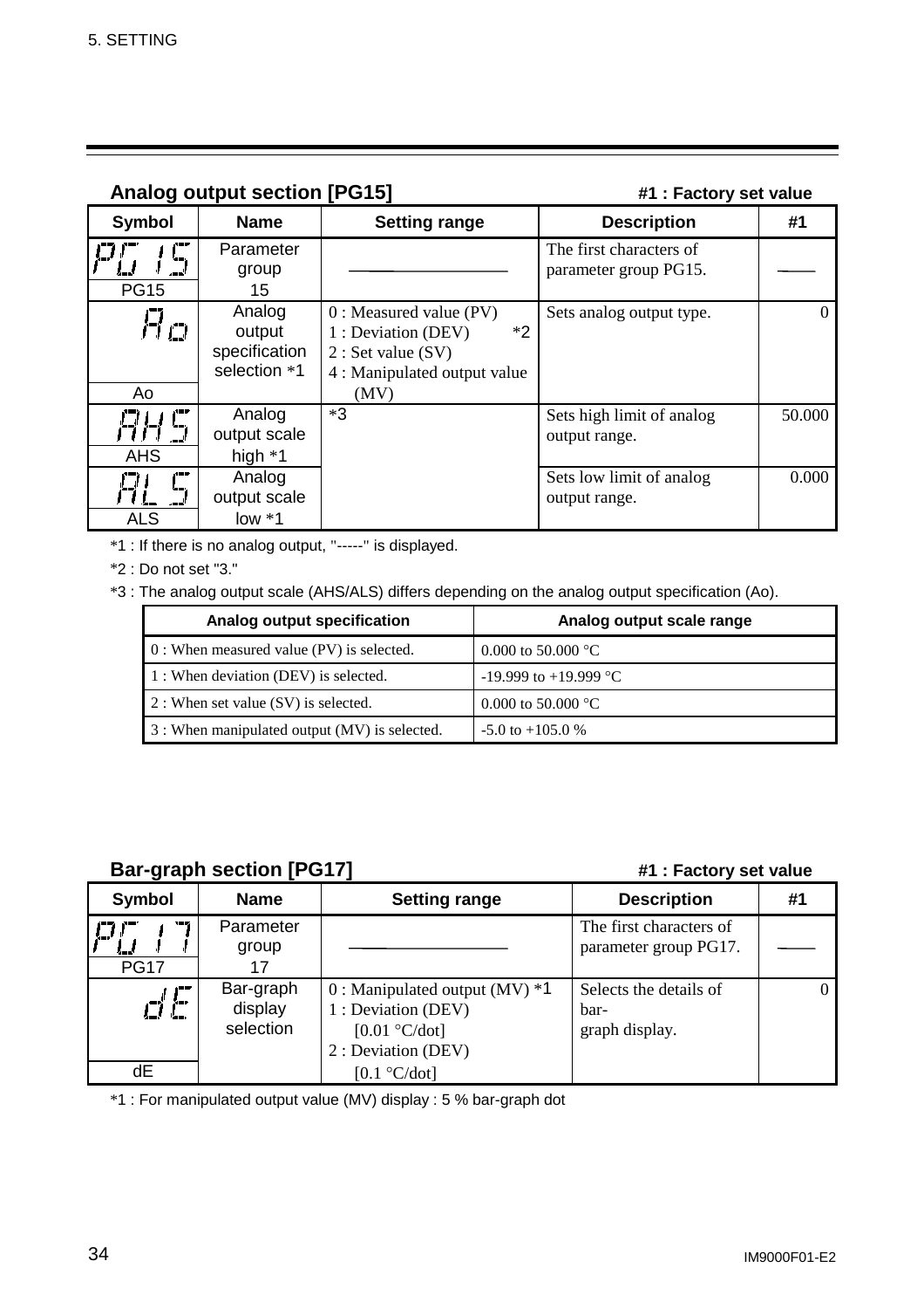## Analog output section [PG15]

#1 : Factory set value

| Symbol | Name | Setting range | Description | #1 |
|---|---|---|---|---|
| PG15 | Parameter group 15 | ——— | The first characters of parameter group PG15. | —— |
| Ao | Analog output specification selection *1 | 0 : Measured value (PV)<br>1 : Deviation (DEV) *2<br>2 : Set value (SV)<br>4 : Manipulated output value (MV) | Sets analog output type. | 0 |
| AHS | Analog output scale high *1 | *3 | Sets high limit of analog output range. | 50.000 |
| ALS | Analog output scale low *1 | | Sets low limit of analog output range. | 0.000 |

*1 : If there is no analog output, "-----" is displayed.

*2 : Do not set "3."

*3 : The analog output scale (AHS/ALS) differs depending on the analog output specification (Ao).

| Analog output specification | Analog output scale range |
|---|---|
| 0 : When measured value (PV) is selected. | 0.000 to 50.000 °C |
| 1 : When deviation (DEV) is selected. | -19.999 to +19.999 °C |
| 2 : When set value (SV) is selected. | 0.000 to 50.000 °C |
| 3 : When manipulated output (MV) is selected. | -5.0 to +105.0 % |

## Bar-graph section [PG17]

#1 : Factory set value

| Symbol | Name | Setting range | Description | #1 |
|---|---|---|---|---|
| PG17 | Parameter group 17 | ——— | The first characters of parameter group PG17. | —— |
| dE | Bar-graph display selection | 0 : Manipulated output (MV) *1<br>1 : Deviation (DEV) [0.01 °C/dot]<br>2 : Deviation (DEV) [0.1 °C/dot] | Selects the details of bar-graph display. | 0 |

*1 : For manipulated output value (MV) display : 5 % bar-graph dot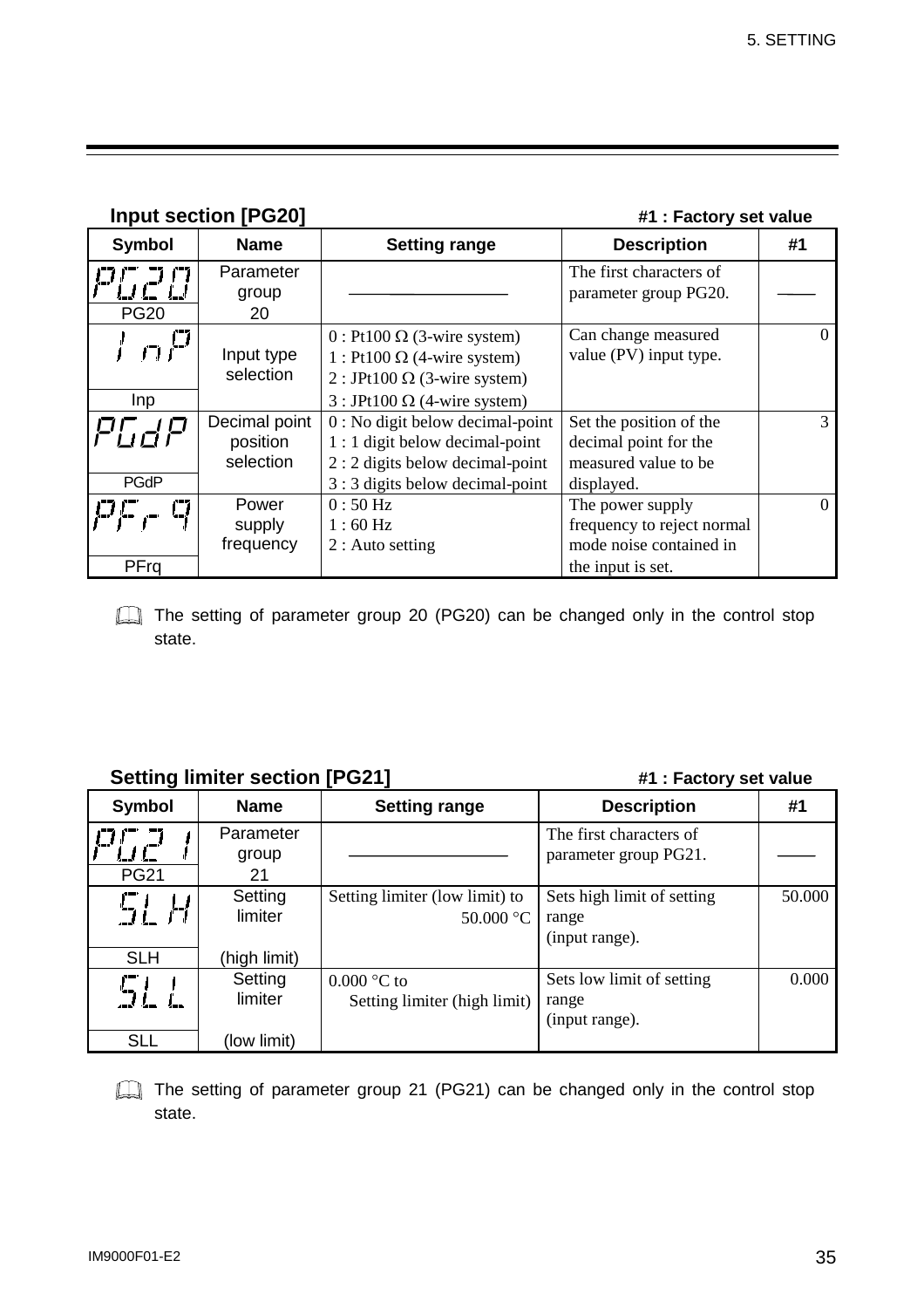## Input section [PG20]

#1 : Factory set value

| Symbol | Name | Setting range | Description | #1 |
|---|---|---|---|---|
| PG20 | Parameter group 20 | ———————— | The first characters of parameter group PG20. | ——— |
| Inp | Input type selection | 0 : Pt100 Ω (3-wire system)<br>1 : Pt100 Ω (4-wire system)<br>2 : JPt100 Ω (3-wire system)<br>3 : JPt100 Ω (4-wire system) | Can change measured value (PV) input type. | 0 |
| PGdP | Decimal point position selection | 0 : No digit below decimal-point<br>1 : 1 digit below decimal-point<br>2 : 2 digits below decimal-point<br>3 : 3 digits below decimal-point | Set the position of the decimal point for the measured value to be displayed. | 3 |
| PFrq | Power supply frequency | 0 : 50 Hz<br>1 : 60 Hz<br>2 : Auto setting | The power supply frequency to reject normal mode noise contained in the input is set. | 0 |

The setting of parameter group 20 (PG20) can be changed only in the control stop state.

## Setting limiter section [PG21]

#1 : Factory set value

| Symbol | Name | Setting range | Description | #1 |
|---|---|---|---|---|
| PG21 | Parameter group 21 | ———————— | The first characters of parameter group PG21. | ——— |
| SLH | Setting limiter (high limit) | Setting limiter (low limit) to 50.000 °C | Sets high limit of setting range (input range). | 50.000 |
| SLL | Setting limiter (low limit) | 0.000 °C to Setting limiter (high limit) | Sets low limit of setting range (input range). | 0.000 |

The setting of parameter group 21 (PG21) can be changed only in the control stop state.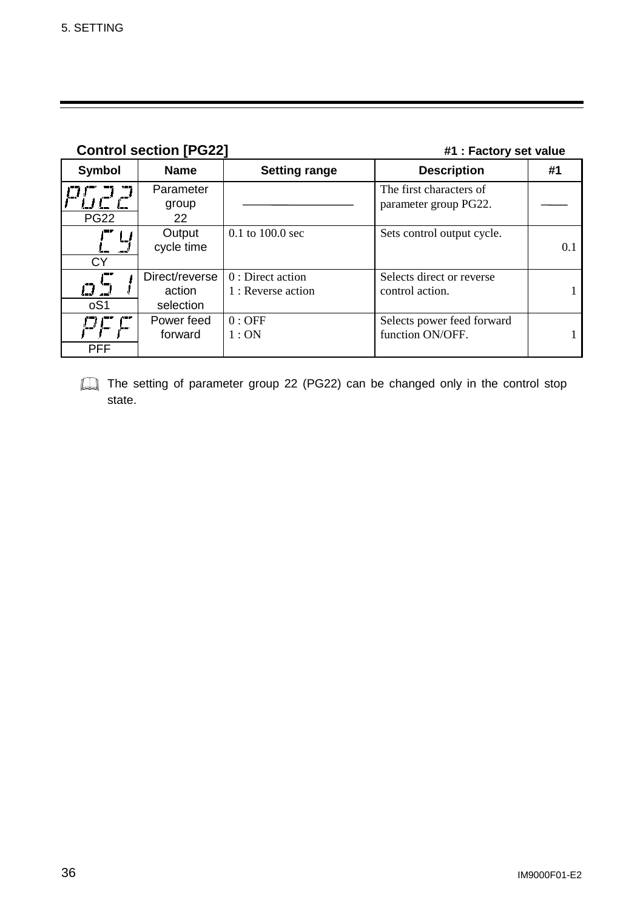**Control section [PG22]**

**#1 : Factory set value**

| Symbol | Name | Setting range | Description | #1 |
|---|---|---|---|---|
| PG22 | Parameter group 22 | —— | The first characters of parameter group PG22. | —— |
| CY | Output cycle time | 0.1 to 100.0 sec | Sets control output cycle. | 0.1 |
| oS1 | Direct/reverse action selection | 0 : Direct action<br>1 : Reverse action | Selects direct or reverse control action. | 1 |
| PFF | Power feed forward | 0 : OFF<br>1 : ON | Selects power feed forward function ON/OFF. | 1 |

📖 The setting of parameter group 22 (PG22) can be changed only in the control stop state.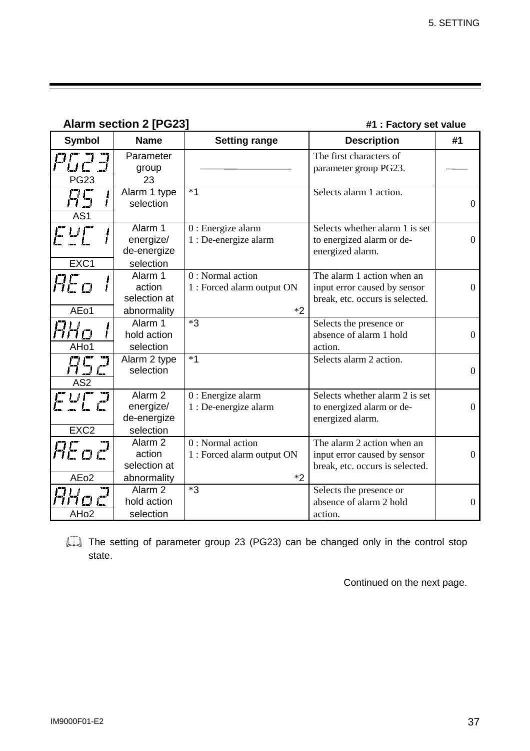**Alarm section 2 [PG23]** **#1 : Factory set value**

| Symbol | Name | Setting range | Description | #1 |
|---|---|---|---|---|
| PG23 | Parameter group 23 | ―――― | The first characters of parameter group PG23. | ―― |
| AS1 | Alarm 1 type selection | *1 | Selects alarm 1 action. | 0 |
| EXC1 | Alarm 1 energize/ de-energize selection | 0 : Energize alarm<br>1 : De-energize alarm | Selects whether alarm 1 is set to energized alarm or de-energized alarm. | 0 |
| AEo1 | Alarm 1 action selection at abnormality | 0 : Normal action<br>1 : Forced alarm output ON<br>*2 | The alarm 1 action when an input error caused by sensor break, etc. occurs is selected. | 0 |
| AHo1 | Alarm 1 hold action selection | *3 | Selects the presence or absence of alarm 1 hold action. | 0 |
| AS2 | Alarm 2 type selection | *1 | Selects alarm 2 action. | 0 |
| EXC2 | Alarm 2 energize/ de-energize selection | 0 : Energize alarm<br>1 : De-energize alarm | Selects whether alarm 2 is set to energized alarm or de-energized alarm. | 0 |
| AEo2 | Alarm 2 action selection at abnormality | 0 : Normal action<br>1 : Forced alarm output ON<br>*2 | The alarm 2 action when an input error caused by sensor break, etc. occurs is selected. | 0 |
| AHo2 | Alarm 2 hold action selection | *3 | Selects the presence or absence of alarm 2 hold action. | 0 |

📖 The setting of parameter group 23 (PG23) can be changed only in the control stop state.

Continued on the next page.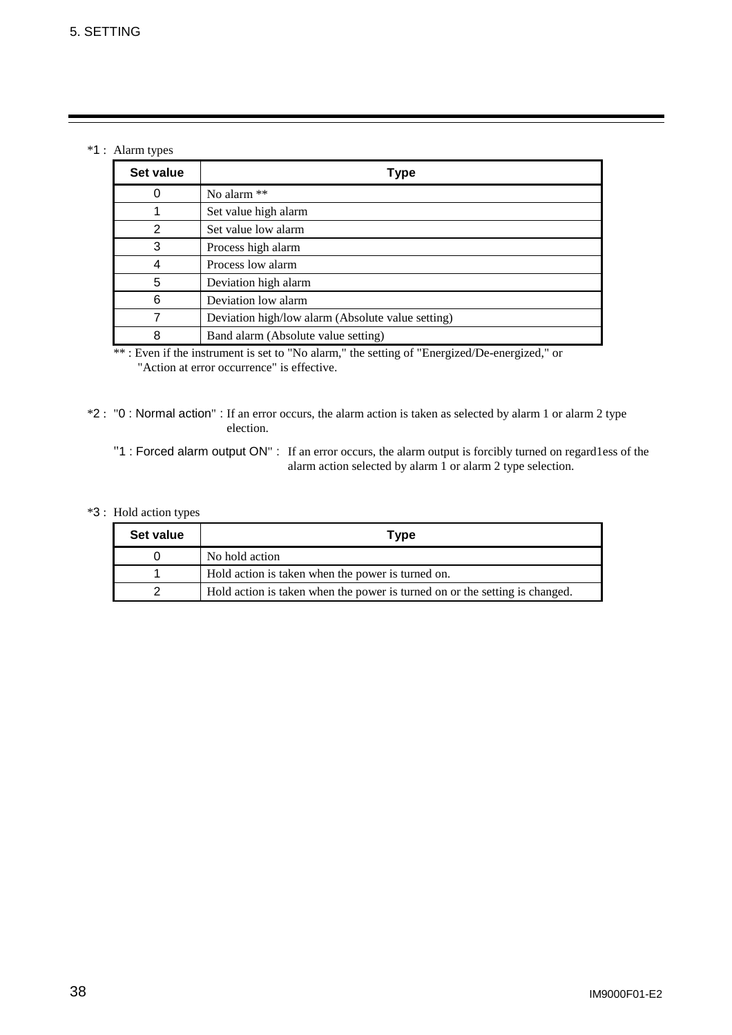*1 : Alarm types

| Set value | Type |
|---|---|
| 0 | No alarm ** |
| 1 | Set value high alarm |
| 2 | Set value low alarm |
| 3 | Process high alarm |
| 4 | Process low alarm |
| 5 | Deviation high alarm |
| 6 | Deviation low alarm |
| 7 | Deviation high/low alarm (Absolute value setting) |
| 8 | Band alarm (Absolute value setting) |

** : Even if the instrument is set to "No alarm," the setting of "Energized/De-energized," or "Action at error occurrence" is effective.

*2 : "0 : Normal action" : If an error occurs, the alarm action is taken as selected by alarm 1 or alarm 2 type election.

"1 : Forced alarm output ON" : If an error occurs, the alarm output is forcibly turned on regard1ess of the alarm action selected by alarm 1 or alarm 2 type selection.

*3 : Hold action types

| Set value | Type |
|---|---|
| 0 | No hold action |
| 1 | Hold action is taken when the power is turned on. |
| 2 | Hold action is taken when the power is turned on or the setting is changed. |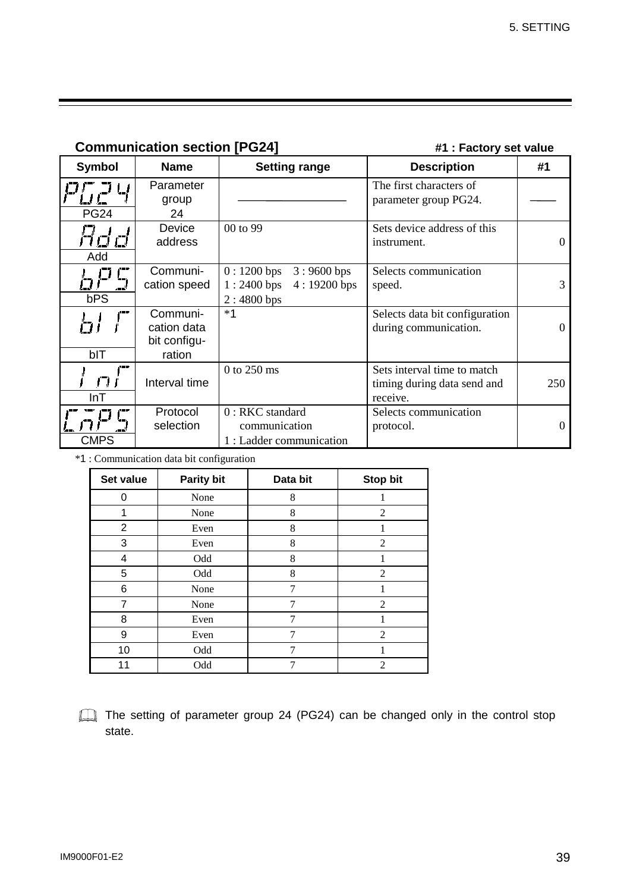## Communication section [PG24]

#1 : Factory set value

| Symbol | Name | Setting range | Description | #1 |
|---|---|---|---|---|
| PG24 | Parameter group 24 | ———— | The first characters of parameter group PG24. | ——— |
| Add | Device address | 00 to 99 | Sets device address of this instrument. | 0 |
| bPS | Communi-cation speed | 0 : 1200 bps 3 : 9600 bps<br>1 : 2400 bps 4 : 19200 bps<br>2 : 4800 bps | Selects communication speed. | 3 |
| bIT | Communi-cation data bit configu-ration | *1 | Selects data bit configuration during communication. | 0 |
| InT | Interval time | 0 to 250 ms | Sets interval time to match timing during data send and receive. | 250 |
| CMPS | Protocol selection | 0 : RKC standard communication<br>1 : Ladder communication | Selects communication protocol. | 0 |

*1 : Communication data bit configuration

| Set value | Parity bit | Data bit | Stop bit |
|---|---|---|---|
| 0 | None | 8 | 1 |
| 1 | None | 8 | 2 |
| 2 | Even | 8 | 1 |
| 3 | Even | 8 | 2 |
| 4 | Odd | 8 | 1 |
| 5 | Odd | 8 | 2 |
| 6 | None | 7 | 1 |
| 7 | None | 7 | 2 |
| 8 | Even | 7 | 1 |
| 9 | Even | 7 | 2 |
| 10 | Odd | 7 | 1 |
| 11 | Odd | 7 | 2 |

The setting of parameter group 24 (PG24) can be changed only in the control stop state.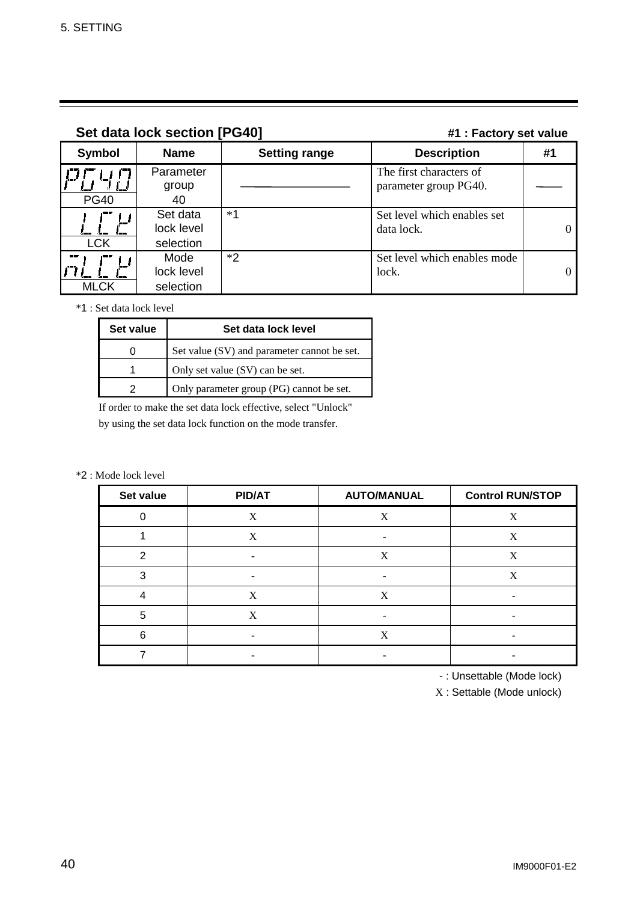## Set data lock section [PG40]

#1 : Factory set value

| Symbol | Name | Setting range | Description | #1 |
|---|---|---|---|---|
| PG40 | Parameter group 40 | ——— | The first characters of parameter group PG40. | —— |
| LCK | Set data lock level selection | *1 | Set level which enables set data lock. | 0 |
| MLCK | Mode lock level selection | *2 | Set level which enables mode lock. | 0 |

*1 : Set data lock level

| Set value | Set data lock level |
|---|---|
| 0 | Set value (SV) and parameter cannot be set. |
| 1 | Only set value (SV) can be set. |
| 2 | Only parameter group (PG) cannot be set. |

If order to make the set data lock effective, select "Unlock" by using the set data lock function on the mode transfer.

*2 : Mode lock level

| Set value | PID/AT | AUTO/MANUAL | Control RUN/STOP |
|---|---|---|---|
| 0 | X | X | X |
| 1 | X | - | X |
| 2 | - | X | X |
| 3 | - | - | X |
| 4 | X | X | - |
| 5 | X | - | - |
| 6 | - | X | - |
| 7 | - | - | - |

- : Unsettable (Mode lock)
X : Settable (Mode unlock)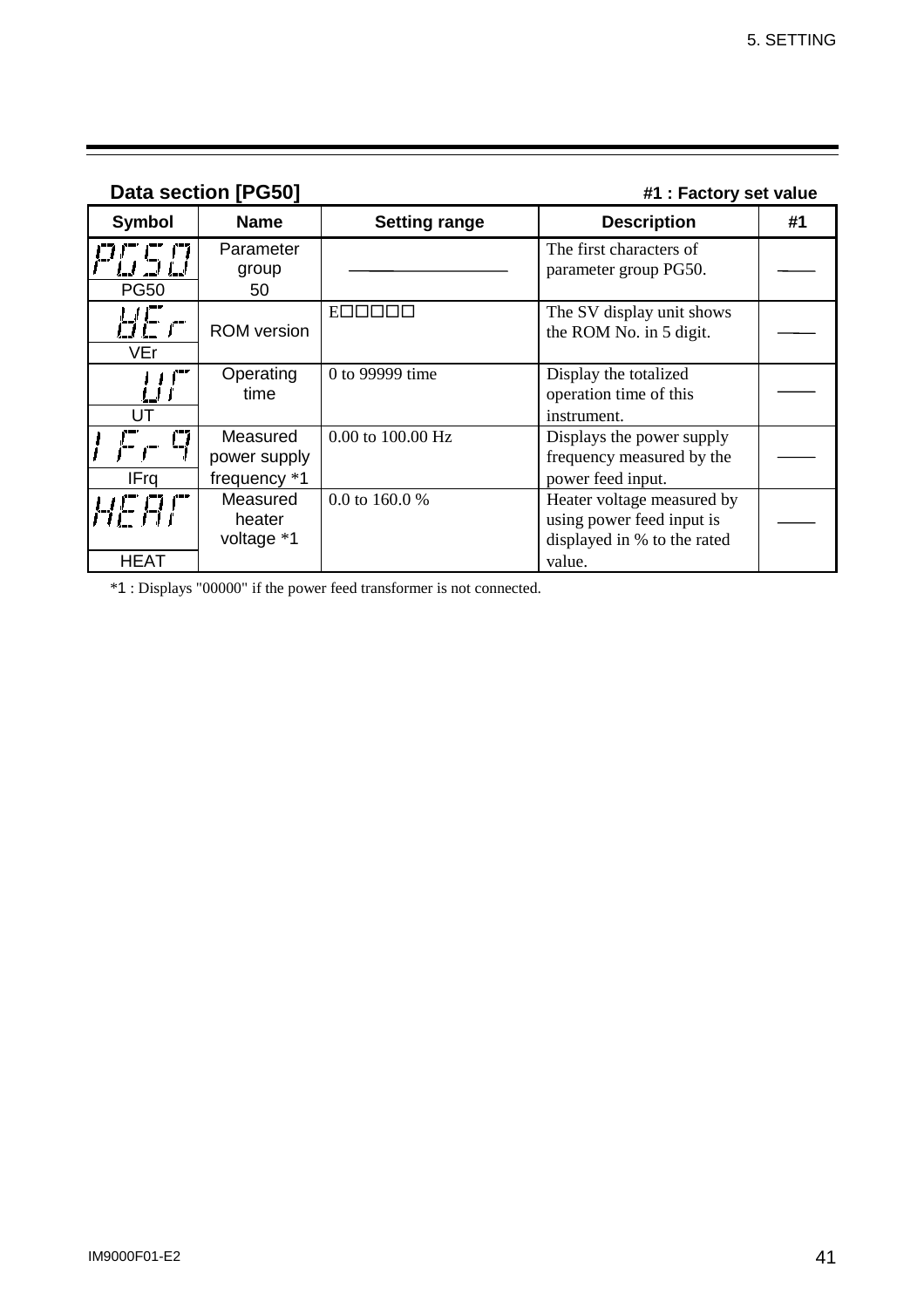**Data section [PG50]** **#1 : Factory set value**

| Symbol | Name | Setting range | Description | #1 |
|---|---|---|---|---|
| PG50 | Parameter group 50 | —— | The first characters of parameter group PG50. | —— |
| VEr | ROM version | E□□□□□ | The SV display unit shows the ROM No. in 5 digit. | —— |
| UT | Operating time | 0 to 99999 time | Display the totalized operation time of this instrument. | —— |
| IFrq | Measured power supply frequency *1 | 0.00 to 100.00 Hz | Displays the power supply frequency measured by the power feed input. | —— |
| HEAT | Measured heater voltage *1 | 0.0 to 160.0 % | Heater voltage measured by using power feed input is displayed in % to the rated value. | —— |

*1 : Displays "00000" if the power feed transformer is not connected.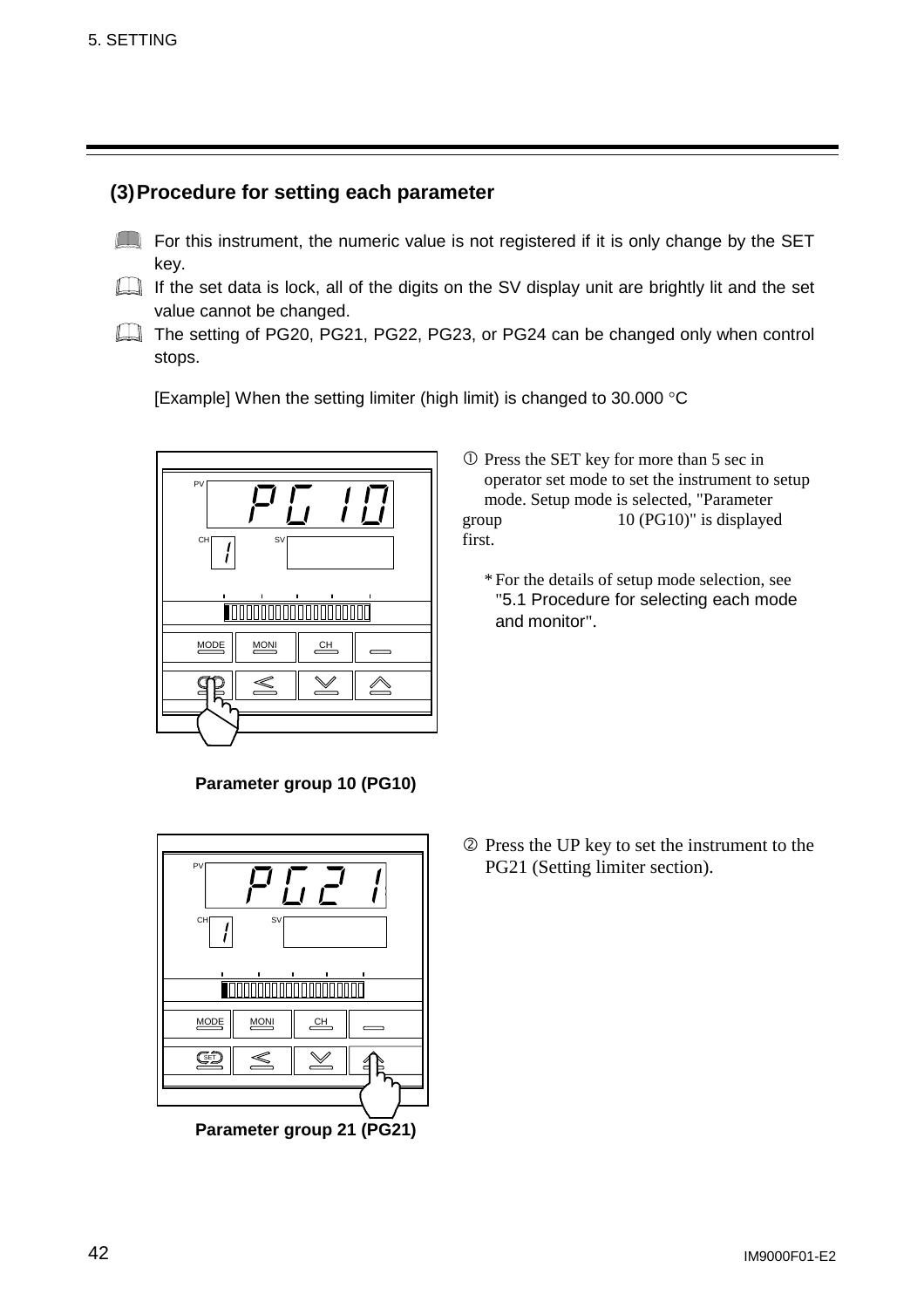### (3) Procedure for setting each parameter

- For this instrument, the numeric value is not registered if it is only change by the SET key.
- If the set data is lock, all of the digits on the SV display unit are brightly lit and the set value cannot be changed.
- The setting of PG20, PG21, PG22, PG23, or PG24 can be changed only when control stops.

[Example] When the setting limiter (high limit) is changed to 30.000 °C

① Press the SET key for more than 5 sec in operator set mode to set the instrument to setup mode. Setup mode is selected, "Parameter group 10 (PG10)" is displayed first.

* For the details of setup mode selection, see "5.1 Procedure for selecting each mode and monitor".

**Parameter group 10 (PG10)**

② Press the UP key to set the instrument to the PG21 (Setting limiter section).

**Parameter group 21 (PG21)**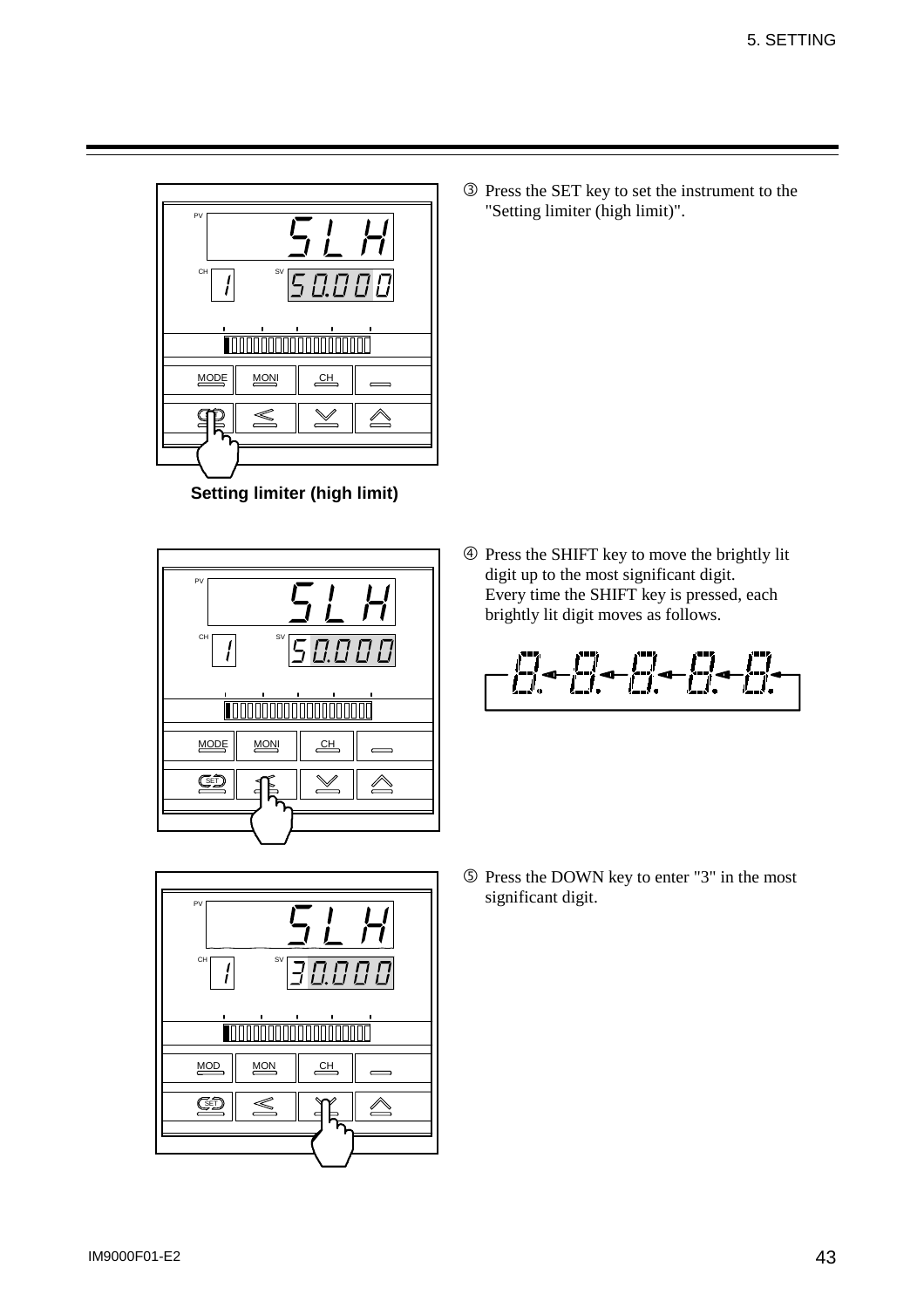③ Press the SET key to set the instrument to the "Setting limiter (high limit)".

**Setting limiter (high limit)**

④ Press the SHIFT key to move the brightly lit digit up to the most significant digit.
Every time the SHIFT key is pressed, each brightly lit digit moves as follows.

⑤ Press the DOWN key to enter "3" in the most significant digit.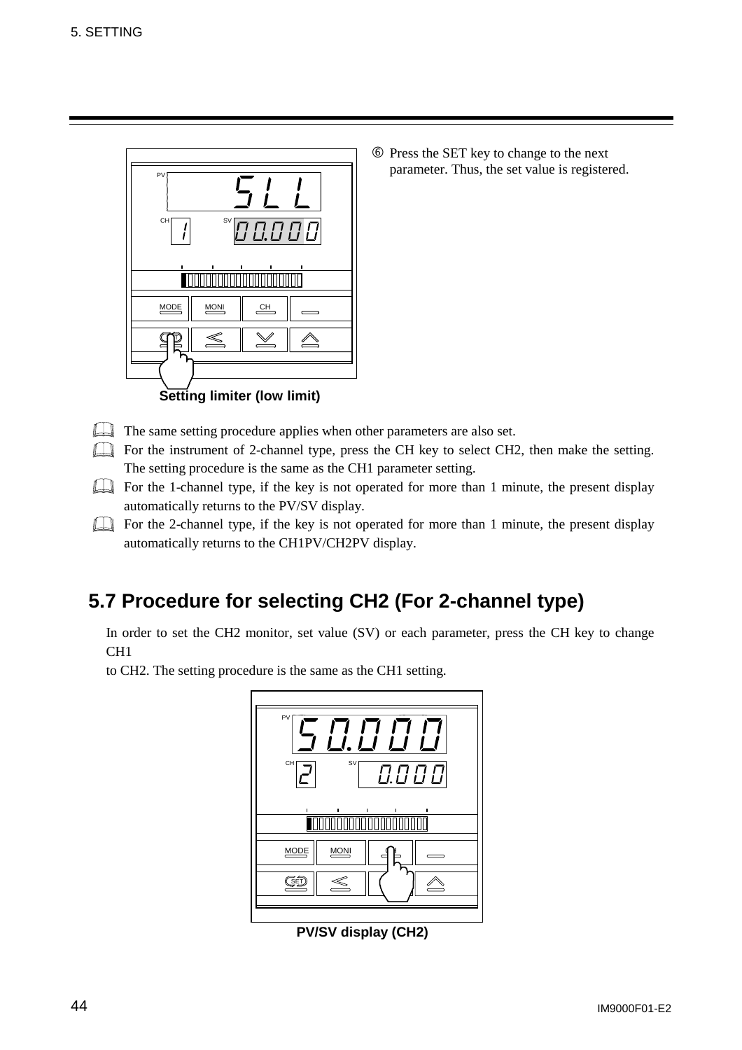⑥ Press the SET key to change to the next parameter. Thus, the set value is registered.

**Setting limiter (low limit)**

- The same setting procedure applies when other parameters are also set.
- For the instrument of 2-channel type, press the CH key to select CH2, then make the setting. The setting procedure is the same as the CH1 parameter setting.
- For the 1-channel type, if the key is not operated for more than 1 minute, the present display automatically returns to the PV/SV display.
- For the 2-channel type, if the key is not operated for more than 1 minute, the present display automatically returns to the CH1PV/CH2PV display.

## 5.7 Procedure for selecting CH2 (For 2-channel type)

In order to set the CH2 monitor, set value (SV) or each parameter, press the CH key to change CH1
to CH2. The setting procedure is the same as the CH1 setting.

**PV/SV display (CH2)**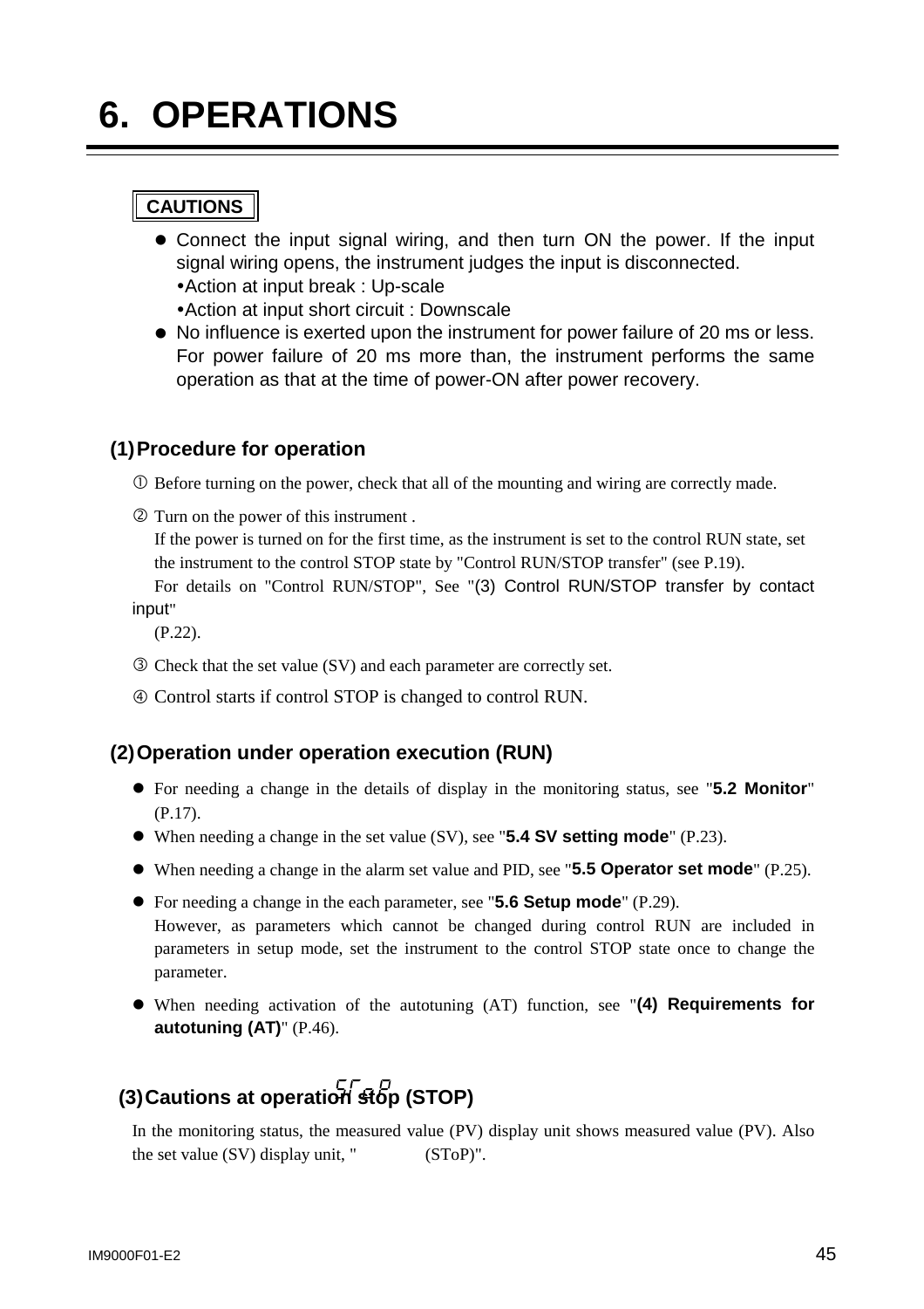# 6. OPERATIONS

**CAUTIONS**

- Connect the input signal wiring, and then turn ON the power. If the input signal wiring opens, the instrument judges the input is disconnected.
  - •Action at input break : Up-scale
  - •Action at input short circuit : Downscale
- No influence is exerted upon the instrument for power failure of 20 ms or less. For power failure of 20 ms more than, the instrument performs the same operation as that at the time of power-ON after power recovery.

### (1) Procedure for operation

① Before turning on the power, check that all of the mounting and wiring are correctly made.

② Turn on the power of this instrument .
If the power is turned on for the first time, as the instrument is set to the control RUN state, set the instrument to the control STOP state by "Control RUN/STOP transfer" (see P.19).
For details on "Control RUN/STOP", See "(3) Control RUN/STOP transfer by contact input" (P.22).

③ Check that the set value (SV) and each parameter are correctly set.

④ Control starts if control STOP is changed to control RUN.

### (2) Operation under operation execution (RUN)

- For needing a change in the details of display in the monitoring status, see "**5.2 Monitor**" (P.17).
- When needing a change in the set value (SV), see "**5.4 SV setting mode**" (P.23).
- When needing a change in the alarm set value and PID, see "**5.5 Operator set mode**" (P.25).
- For needing a change in the each parameter, see "**5.6 Setup mode**" (P.29).
  However, as parameters which cannot be changed during control RUN are included in parameters in setup mode, set the instrument to the control STOP state once to change the parameter.
- When needing activation of the autotuning (AT) function, see "**(4) Requirements for autotuning (AT)**" (P.46).

### (3) Cautions at operation stop (STOP)

In the monitoring status, the measured value (PV) display unit shows measured value (PV). Also the set value (SV) display unit, " (SToP)".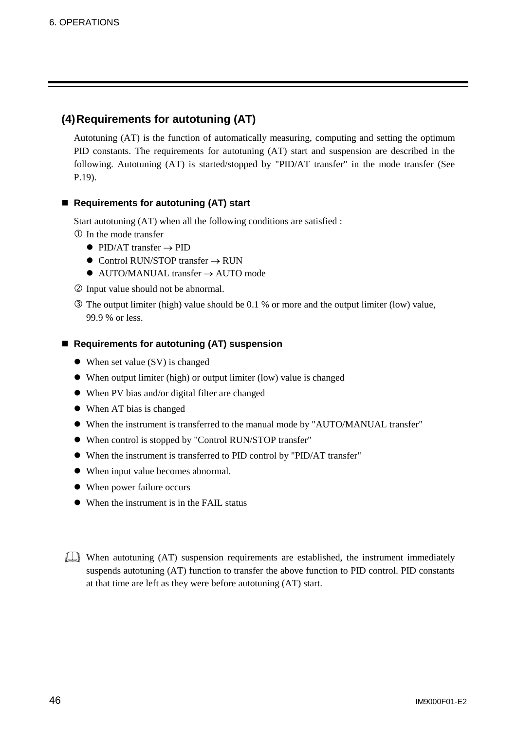### (4) Requirements for autotuning (AT)

Autotuning (AT) is the function of automatically measuring, computing and setting the optimum PID constants. The requirements for autotuning (AT) start and suspension are described in the following. Autotuning (AT) is started/stopped by "PID/AT transfer" in the mode transfer (See P.19).

#### ■ Requirements for autotuning (AT) start

Start autotuning (AT) when all the following conditions are satisfied :

① In the mode transfer
- PID/AT transfer → PID
- Control RUN/STOP transfer → RUN
- AUTO/MANUAL transfer → AUTO mode

② Input value should not be abnormal.

③ The output limiter (high) value should be 0.1 % or more and the output limiter (low) value, 99.9 % or less.

#### ■ Requirements for autotuning (AT) suspension

- When set value (SV) is changed
- When output limiter (high) or output limiter (low) value is changed
- When PV bias and/or digital filter are changed
- When AT bias is changed
- When the instrument is transferred to the manual mode by "AUTO/MANUAL transfer"
- When control is stopped by "Control RUN/STOP transfer"
- When the instrument is transferred to PID control by "PID/AT transfer"
- When input value becomes abnormal.
- When power failure occurs
- When the instrument is in the FAIL status

When autotuning (AT) suspension requirements are established, the instrument immediately suspends autotuning (AT) function to transfer the above function to PID control. PID constants at that time are left as they were before autotuning (AT) start.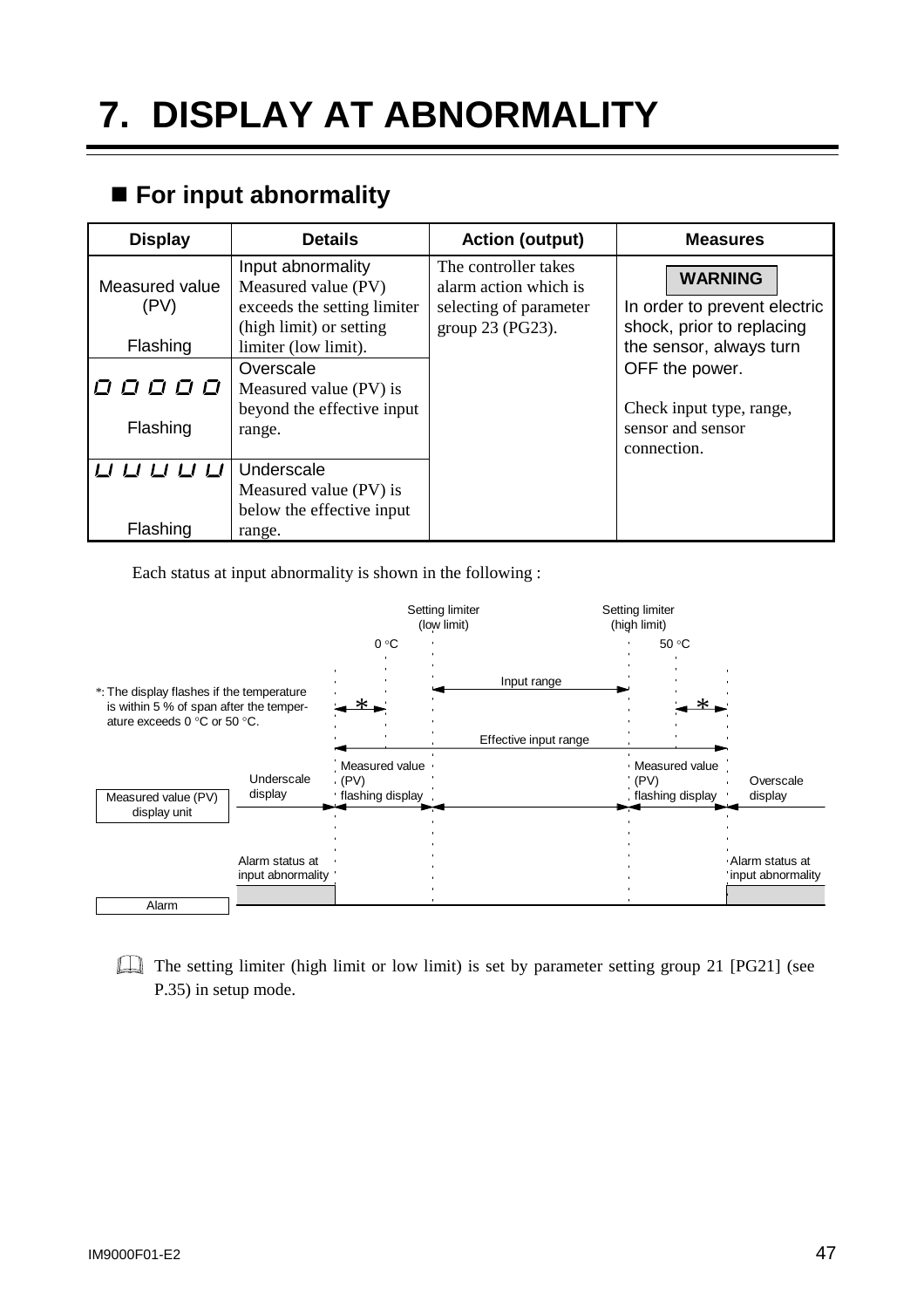# 7. DISPLAY AT ABNORMALITY

## ■ For input abnormality

| Display | Details | Action (output) | Measures |
|---|---|---|---|
| Measured value (PV) Flashing | Input abnormality Measured value (PV) exceeds the setting limiter (high limit) or setting limiter (low limit). | The controller takes alarm action which is selecting of parameter group 23 (PG23). | **WARNING** In order to prevent electric shock, prior to replacing the sensor, always turn OFF the power. Check input type, range, sensor and sensor connection. |
| ᑌᑌᑌᑌᑌ (overscale) Flashing | Overscale Measured value (PV) is beyond the effective input range. | | |
| ᑌᑌᑌᑌᑌ (underscale) Flashing | Underscale Measured value (PV) is below the effective input range. | | |

Each status at input abnormality is shown in the following :

Setting limiter (low limit) 0 °C — Setting limiter (high limit) 50 °C

*: The display flashes if the temperature is within 5 % of span after the temperature exceeds 0 °C or 50 °C.

Input range

Effective input range

Measured value (PV) display unit: Underscale display | Measured value (PV) flashing display | | Measured value (PV) flashing display | Overscale display

Alarm: Alarm status at input abnormality | | Alarm status at input abnormality

The setting limiter (high limit or low limit) is set by parameter setting group 21 [PG21] (see P.35) in setup mode.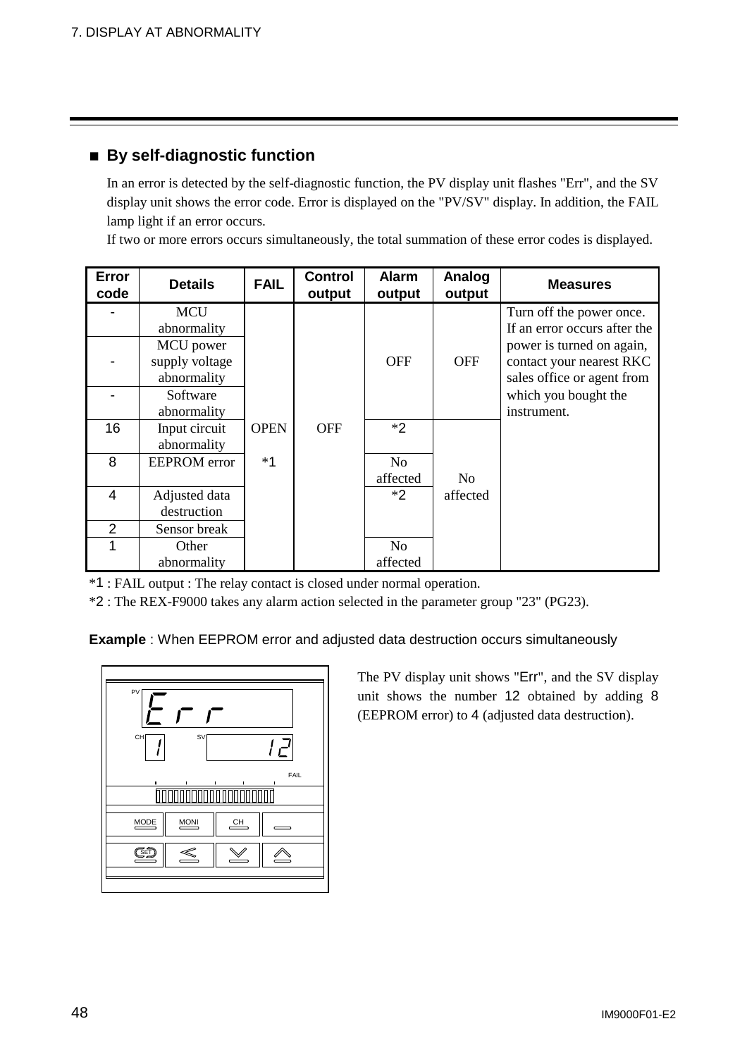## ■ By self-diagnostic function

In an error is detected by the self-diagnostic function, the PV display unit flashes "Err", and the SV display unit shows the error code. Error is displayed on the "PV/SV" display. In addition, the FAIL lamp light if an error occurs.

If two or more errors occurs simultaneously, the total summation of these error codes is displayed.

| Error code | Details | FAIL | Control output | Alarm output | Analog output | Measures |
|---|---|---|---|---|---|---|
| - | MCU abnormality | OPEN *1 | OFF | OFF | OFF | Turn off the power once. If an error occurs after the power is turned on again, contact your nearest RKC sales office or agent from which you bought the instrument. |
| - | MCU power supply voltage abnormality | | | | | |
| - | Software abnormality | | | | | |
| 16 | Input circuit abnormality | | | *2 | No affected | |
| 8 | EEPROM error | | | No affected | | |
| 4 | Adjusted data destruction | | | *2 | | |
| 2 | Sensor break | | | | | |
| 1 | Other abnormality | | | No affected | | |

*1 : FAIL output : The relay contact is closed under normal operation.

*2 : The REX-F9000 takes any alarm action selected in the parameter group "23" (PG23).

**Example** : When EEPROM error and adjusted data destruction occurs simultaneously

The PV display unit shows "Err", and the SV display unit shows the number 12 obtained by adding 8 (EEPROM error) to 4 (adjusted data destruction).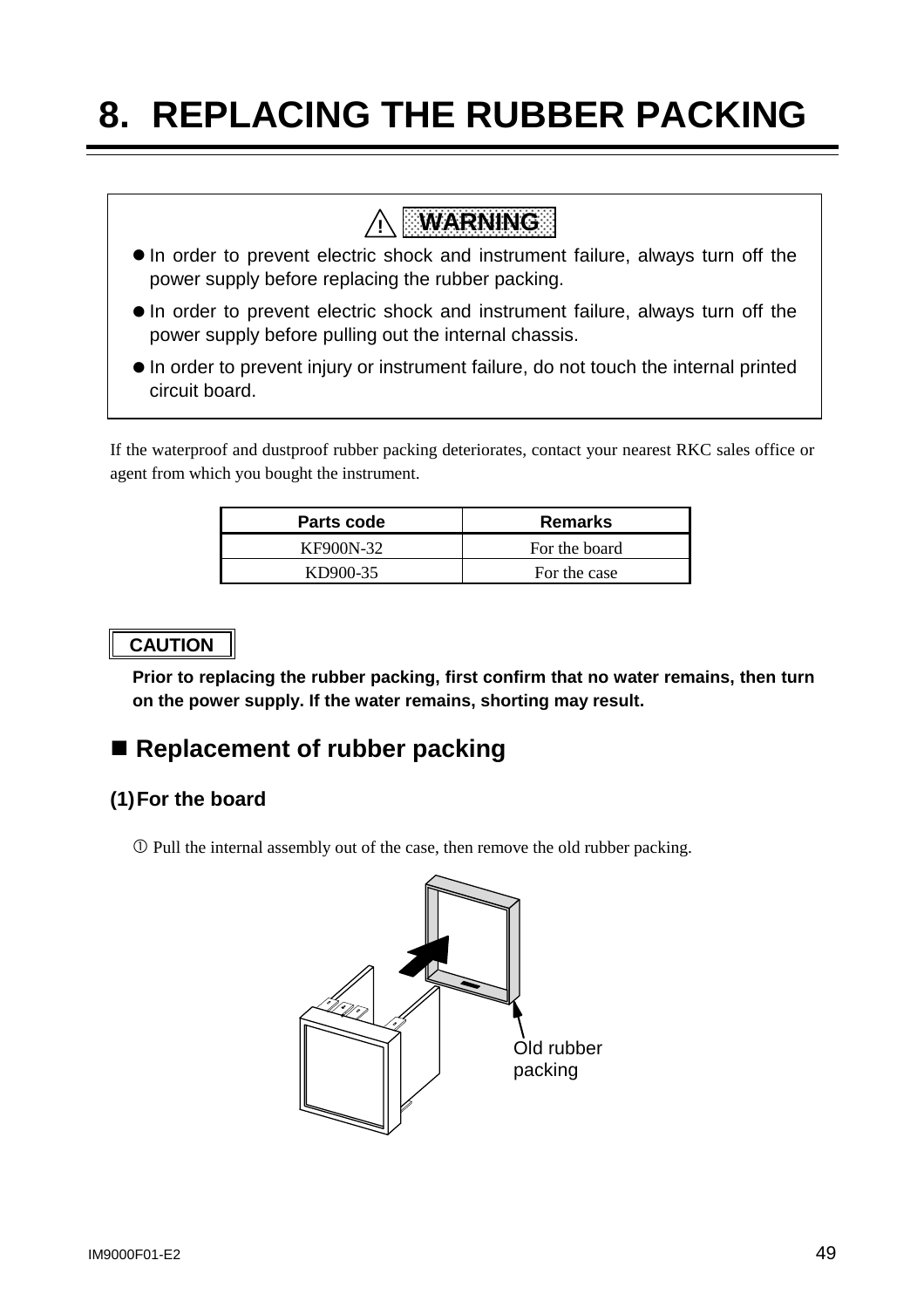# 8. REPLACING THE RUBBER PACKING

> ⚠ **WARNING**
>
> - In order to prevent electric shock and instrument failure, always turn off the power supply before replacing the rubber packing.
> - In order to prevent electric shock and instrument failure, always turn off the power supply before pulling out the internal chassis.
> - In order to prevent injury or instrument failure, do not touch the internal printed circuit board.

If the waterproof and dustproof rubber packing deteriorates, contact your nearest RKC sales office or agent from which you bought the instrument.

| Parts code | Remarks |
|---|---|
| KF900N-32 | For the board |
| KD900-35 | For the case |

**CAUTION**

**Prior to replacing the rubber packing, first confirm that no water remains, then turn on the power supply. If the water remains, shorting may result.**

## ■ Replacement of rubber packing

### (1) For the board

① Pull the internal assembly out of the case, then remove the old rubber packing.

Old rubber packing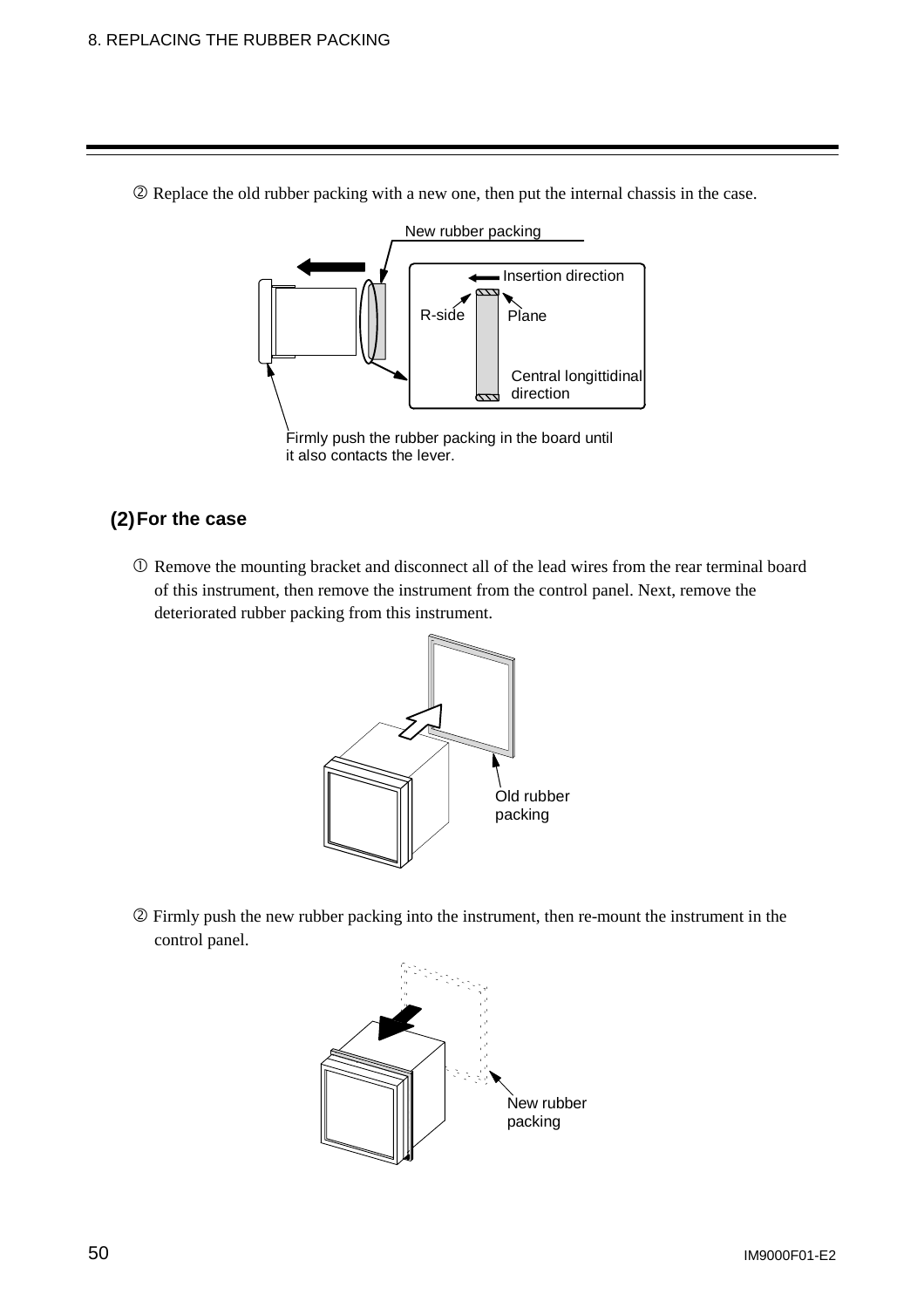② Replace the old rubber packing with a new one, then put the internal chassis in the case.

New rubber packing

Insertion direction

R-side

Plane

Central longittidinal direction

Firmly push the rubber packing in the board until it also contacts the lever.

## (2) For the case

① Remove the mounting bracket and disconnect all of the lead wires from the rear terminal board of this instrument, then remove the instrument from the control panel. Next, remove the deteriorated rubber packing from this instrument.

Old rubber packing

② Firmly push the new rubber packing into the instrument, then re-mount the instrument in the control panel.

New rubber packing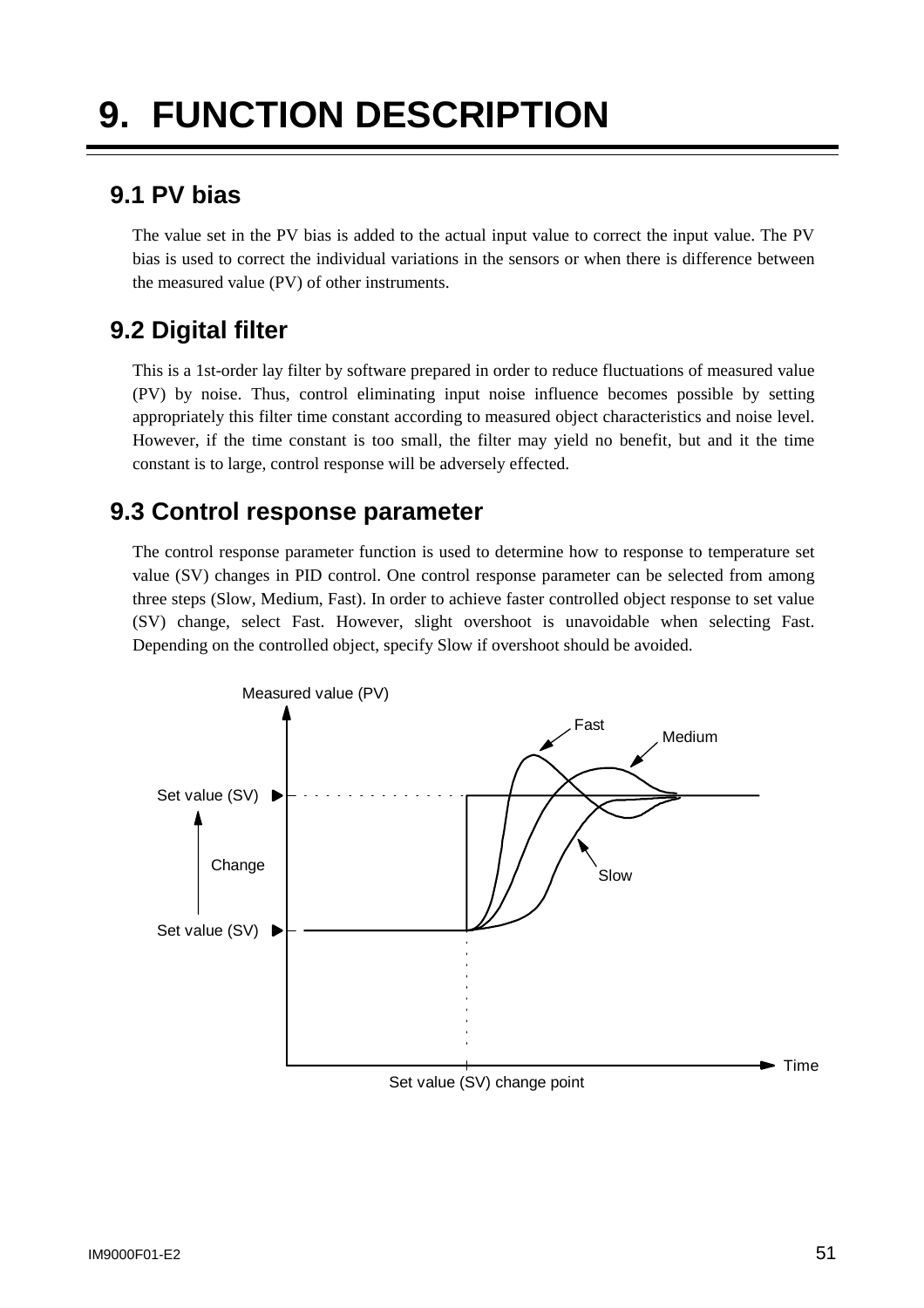# 9. FUNCTION DESCRIPTION

## 9.1 PV bias

The value set in the PV bias is added to the actual input value to correct the input value. The PV bias is used to correct the individual variations in the sensors or when there is difference between the measured value (PV) of other instruments.

## 9.2 Digital filter

This is a 1st-order lay filter by software prepared in order to reduce fluctuations of measured value (PV) by noise. Thus, control eliminating input noise influence becomes possible by setting appropriately this filter time constant according to measured object characteristics and noise level. However, if the time constant is too small, the filter may yield no benefit, but and it the time constant is to large, control response will be adversely effected.

## 9.3 Control response parameter

The control response parameter function is used to determine how to response to temperature set value (SV) changes in PID control. One control response parameter can be selected from among three steps (Slow, Medium, Fast). In order to achieve faster controlled object response to set value (SV) change, select Fast. However, slight overshoot is unavoidable when selecting Fast. Depending on the controlled object, specify Slow if overshoot should be avoided.

Measured value (PV)

Fast

Medium

Set value (SV)

Change

Slow

Set value (SV)

Time

Set value (SV) change point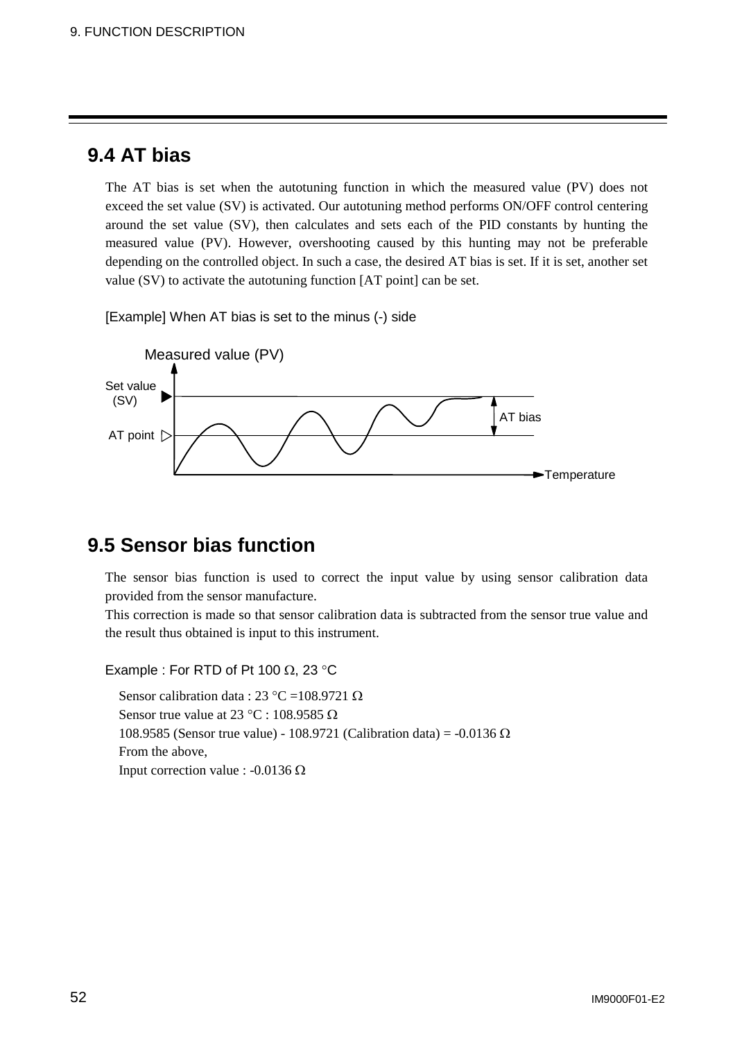## 9.4 AT bias

The AT bias is set when the autotuning function in which the measured value (PV) does not exceed the set value (SV) is activated. Our autotuning method performs ON/OFF control centering around the set value (SV), then calculates and sets each of the PID constants by hunting the measured value (PV). However, overshooting caused by this hunting may not be preferable depending on the controlled object. In such a case, the desired AT bias is set. If it is set, another set value (SV) to activate the autotuning function [AT point] can be set.

[Example] When AT bias is set to the minus (-) side

Measured value (PV)

Set value (SV)

AT point

AT bias

Temperature

## 9.5 Sensor bias function

The sensor bias function is used to correct the input value by using sensor calibration data provided from the sensor manufacture.
This correction is made so that sensor calibration data is subtracted from the sensor true value and the result thus obtained is input to this instrument.

Example : For RTD of Pt 100 Ω, 23 °C

Sensor calibration data : 23 °C =108.9721 Ω
Sensor true value at 23 °C : 108.9585 Ω
108.9585 (Sensor true value) - 108.9721 (Calibration data) = -0.0136 Ω
From the above,
Input correction value : -0.0136 Ω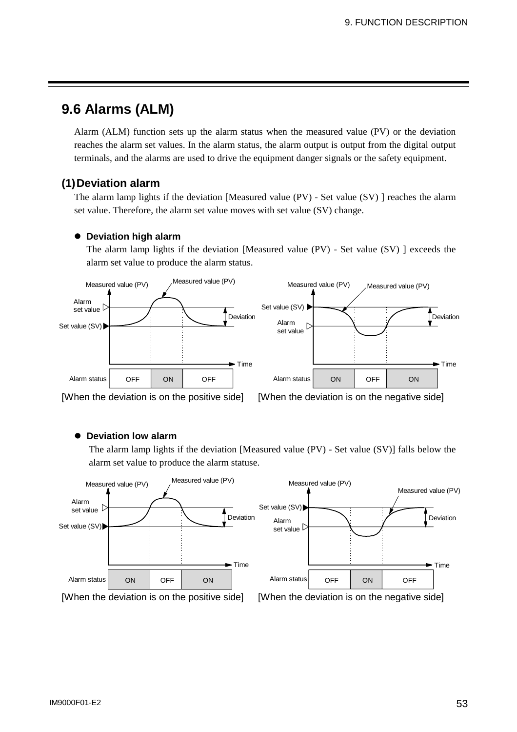## 9.6 Alarms (ALM)

Alarm (ALM) function sets up the alarm status when the measured value (PV) or the deviation reaches the alarm set values. In the alarm status, the alarm output is output from the digital output terminals, and the alarms are used to drive the equipment danger signals or the safety equipment.

### (1) Deviation alarm

The alarm lamp lights if the deviation [Measured value (PV) - Set value (SV) ] reaches the alarm set value. Therefore, the alarm set value moves with set value (SV) change.

- **Deviation high alarm**

  The alarm lamp lights if the deviation [Measured value (PV) - Set value (SV) ] exceeds the alarm set value to produce the alarm status.

| Alarm status | OFF | ON | OFF |
|---|---|---|---|

[When the deviation is on the positive side]

| Alarm status | ON | OFF | ON |
|---|---|---|---|

[When the deviation is on the negative side]

- **Deviation low alarm**

  The alarm lamp lights if the deviation [Measured value (PV) - Set value (SV)] falls below the alarm set value to produce the alarm statuse.

| Alarm status | ON | OFF | ON |
|---|---|---|---|

[When the deviation is on the positive side]

| Alarm status | OFF | ON | OFF |
|---|---|---|---|

[When the deviation is on the negative side]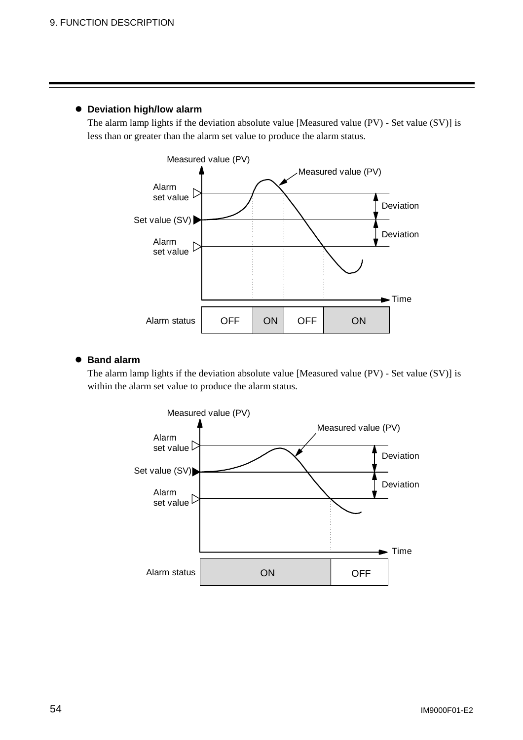- **Deviation high/low alarm**

  The alarm lamp lights if the deviation absolute value [Measured value (PV) - Set value (SV)] is less than or greater than the alarm set value to produce the alarm status.

Measured value (PV)

Measured value (PV)

Alarm set value

Deviation

Set value (SV)

Deviation

Alarm set value

Time

| Alarm status | OFF | ON | OFF | ON |
|---|---|---|---|---|

- **Band alarm**

  The alarm lamp lights if the deviation absolute value [Measured value (PV) - Set value (SV)] is within the alarm set value to produce the alarm status.

Measured value (PV)

Measured value (PV)

Alarm set value

Deviation

Set value (SV)

Deviation

Alarm set value

Time

| Alarm status | ON | OFF |
|---|---|---|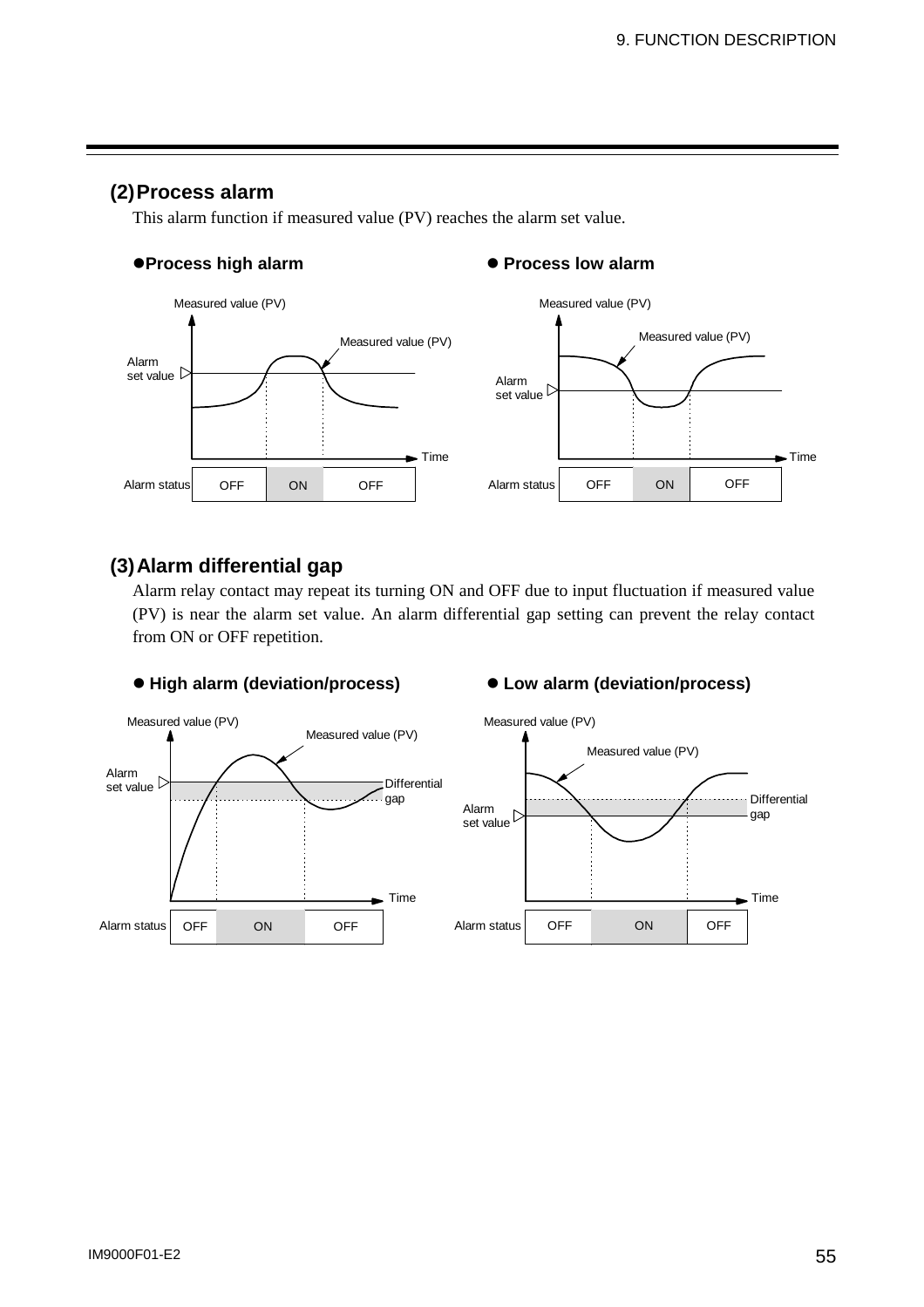## (2) Process alarm

This alarm function if measured value (PV) reaches the alarm set value.

● **Process high alarm**

● **Process low alarm**

## (3) Alarm differential gap

Alarm relay contact may repeat its turning ON and OFF due to input fluctuation if measured value (PV) is near the alarm set value. An alarm differential gap setting can prevent the relay contact from ON or OFF repetition.

● **High alarm (deviation/process)**

● **Low alarm (deviation/process)**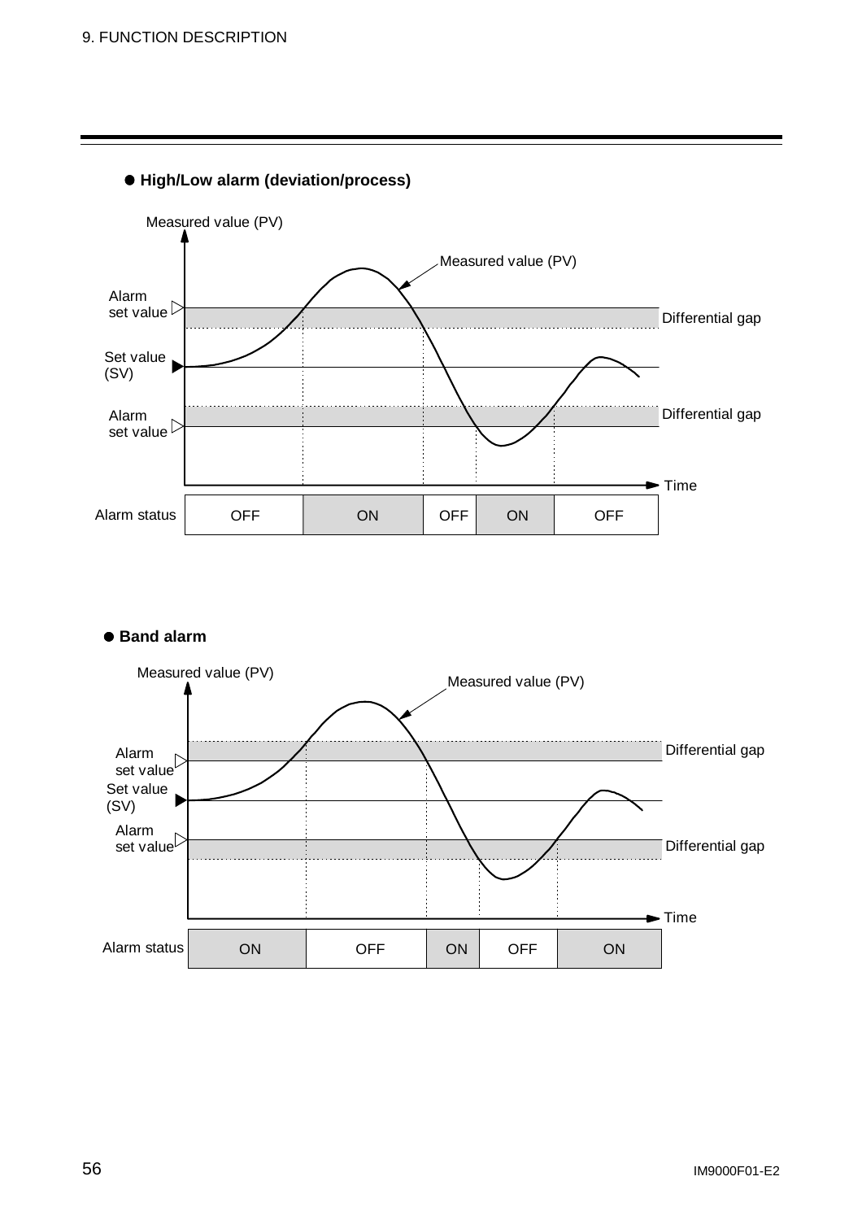● **High/Low alarm (deviation/process)**

Measured value (PV)

Measured value (PV)

Alarm set value

Differential gap

Set value (SV)

Differential gap

Alarm set value

Time

| Alarm status | OFF | ON | OFF | ON | OFF |
|---|---|---|---|---|---|

● **Band alarm**

Measured value (PV)

Measured value (PV)

Differential gap

Alarm set value

Set value (SV)

Alarm set value

Differential gap

Time

| Alarm status | ON | OFF | ON | OFF | ON |
|---|---|---|---|---|---|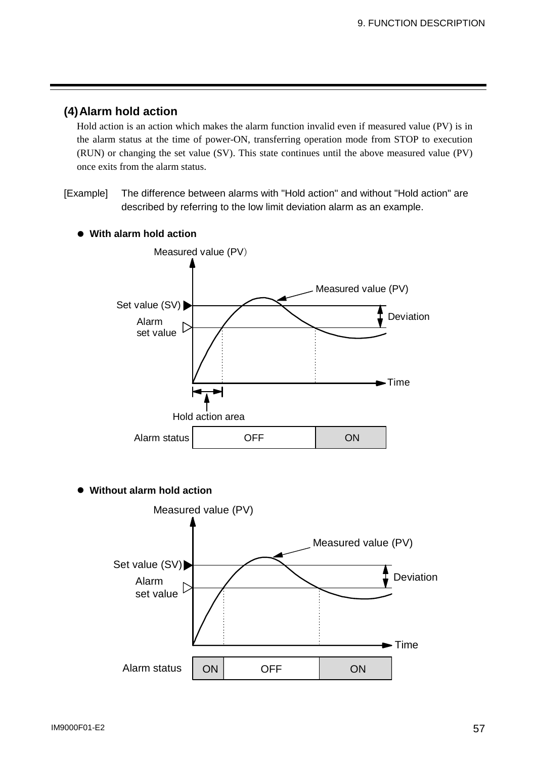## (4) Alarm hold action

Hold action is an action which makes the alarm function invalid even if measured value (PV) is in the alarm status at the time of power-ON, transferring operation mode from STOP to execution (RUN) or changing the set value (SV). This state continues until the above measured value (PV) once exits from the alarm status.

[Example] The difference between alarms with "Hold action" and without "Hold action" are described by referring to the low limit deviation alarm as an example.

- **With alarm hold action**

Measured value (PV)

Measured value (PV)

Set value (SV)

Alarm set value

Deviation

Time

Hold action area

| Alarm status | OFF | ON |
|---|---|---|

- **Without alarm hold action**

Measured value (PV)

Measured value (PV)

Set value (SV)

Alarm set value

Deviation

Time

| Alarm status | ON | OFF | ON |
|---|---|---|---|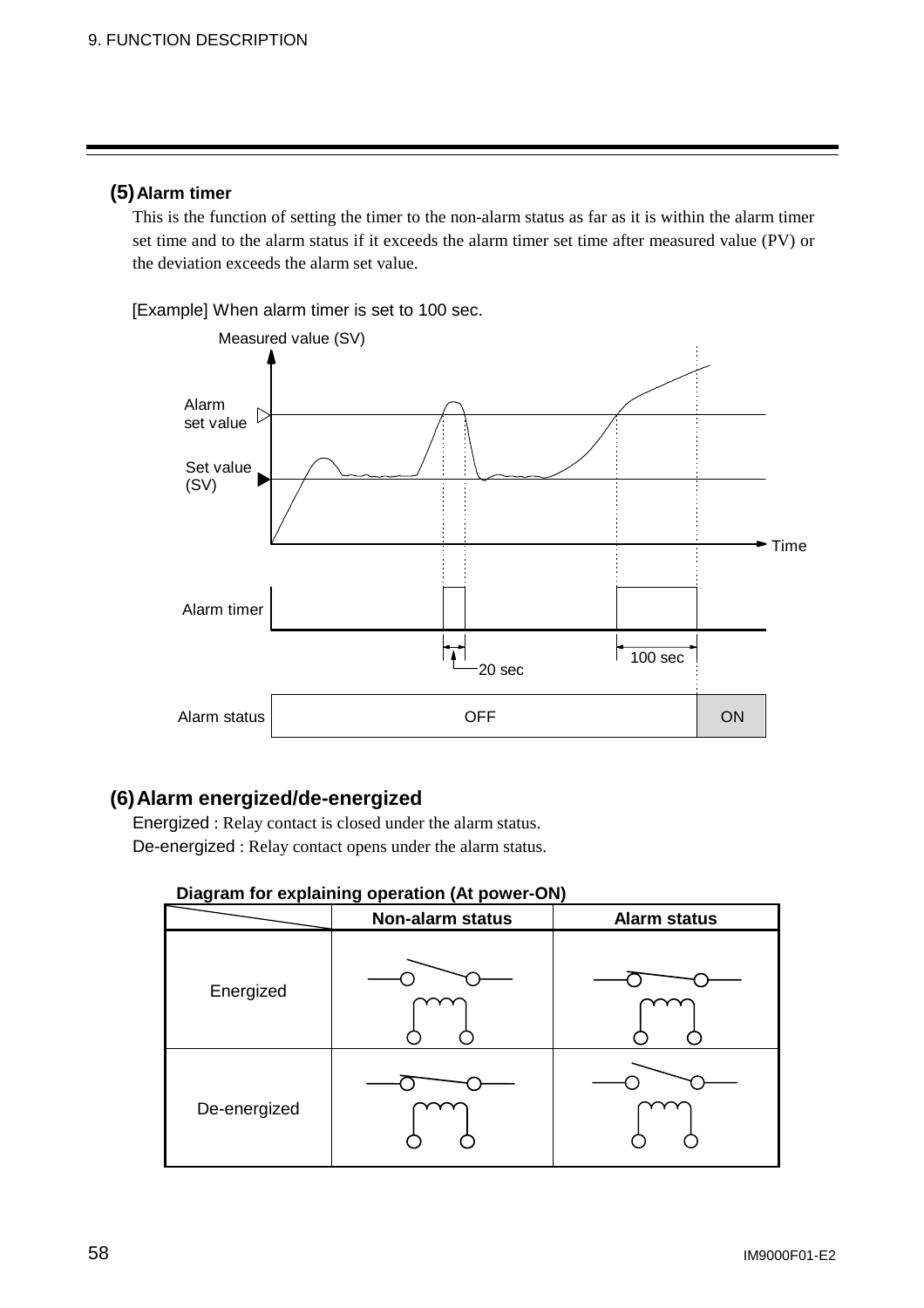## (5) Alarm timer

This is the function of setting the timer to the non-alarm status as far as it is within the alarm timer set time and to the alarm status if it exceeds the alarm timer set time after measured value (PV) or the deviation exceeds the alarm set value.

[Example] When alarm timer is set to 100 sec.

Measured value (SV)

Alarm set value

Set value (SV)

Time

Alarm timer

20 sec

100 sec

| Alarm status | OFF | ON |
|---|---|---|

## (6) Alarm energized/de-energized

Energized : Relay contact is closed under the alarm status.

De-energized : Relay contact opens under the alarm status.

**Diagram for explaining operation (At power-ON)**

| | Non-alarm status | Alarm status |
|---|---|---|
| Energized | | |
| De-energized | | |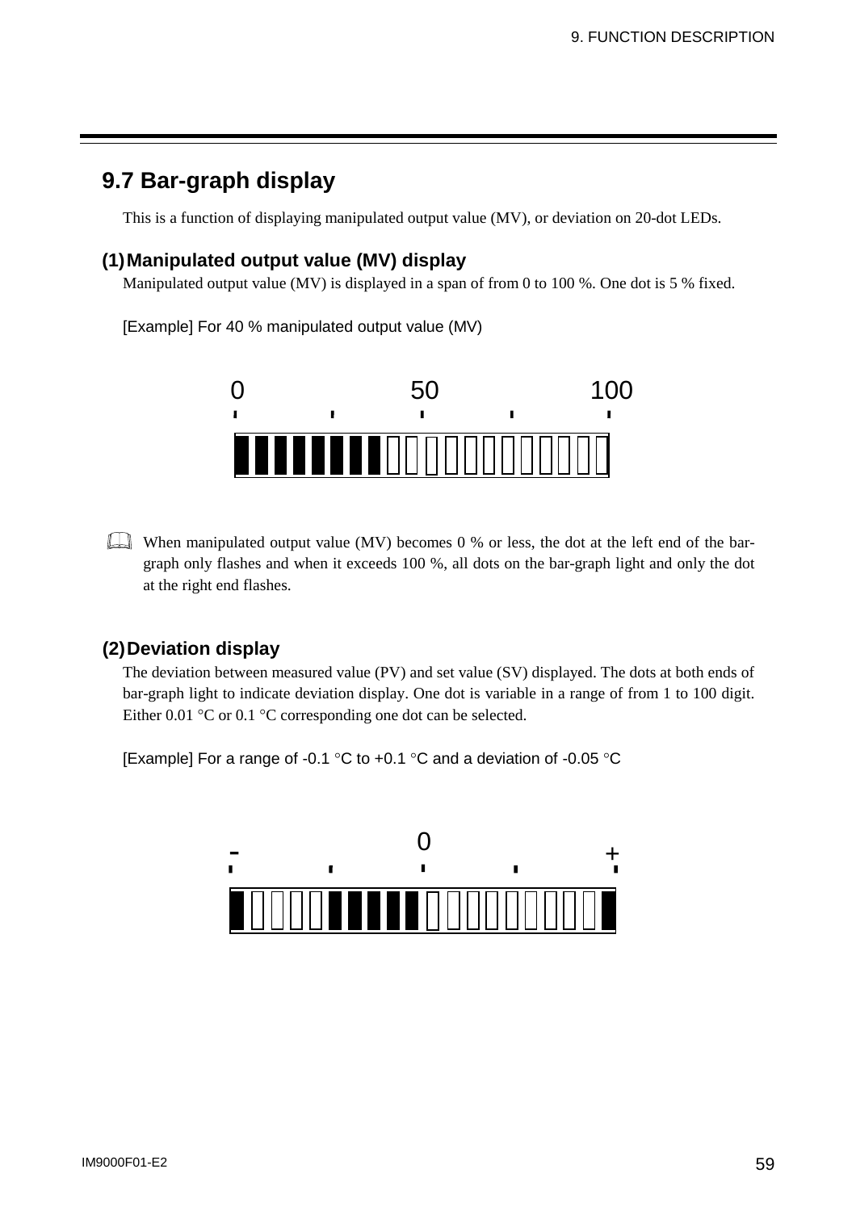## 9.7 Bar-graph display

This is a function of displaying manipulated output value (MV), or deviation on 20-dot LEDs.

### (1) Manipulated output value (MV) display

Manipulated output value (MV) is displayed in a span of from 0 to 100 %. One dot is 5 % fixed.

[Example] For 40 % manipulated output value (MV)

0 50 100

When manipulated output value (MV) becomes 0 % or less, the dot at the left end of the bar-graph only flashes and when it exceeds 100 %, all dots on the bar-graph light and only the dot at the right end flashes.

### (2) Deviation display

The deviation between measured value (PV) and set value (SV) displayed. The dots at both ends of bar-graph light to indicate deviation display. One dot is variable in a range of from 1 to 100 digit. Either 0.01 °C or 0.1 °C corresponding one dot can be selected.

[Example] For a range of -0.1 °C to +0.1 °C and a deviation of -0.05 °C

- 0 +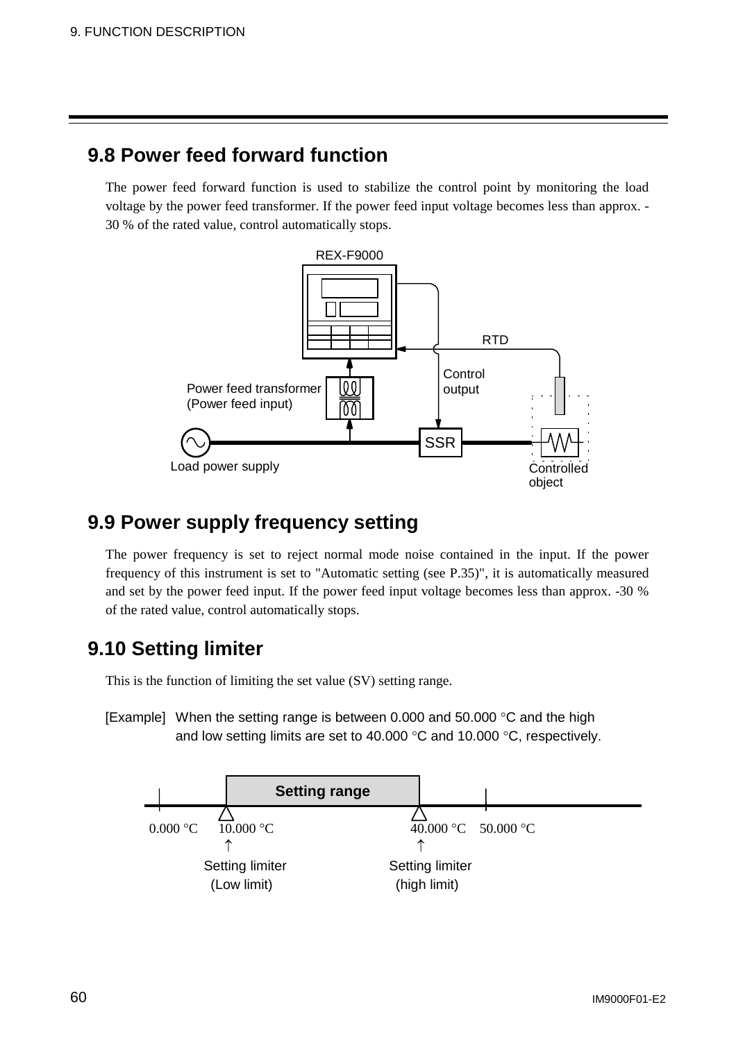## 9.8 Power feed forward function

The power feed forward function is used to stabilize the control point by monitoring the load voltage by the power feed transformer. If the power feed input voltage becomes less than approx. -30 % of the rated value, control automatically stops.

## 9.9 Power supply frequency setting

The power frequency is set to reject normal mode noise contained in the input. If the power frequency of this instrument is set to "Automatic setting (see P.35)", it is automatically measured and set by the power feed input. If the power feed input voltage becomes less than approx. -30 % of the rated value, control automatically stops.

## 9.10 Setting limiter

This is the function of limiting the set value (SV) setting range.

[Example] When the setting range is between 0.000 and 50.000 °C and the high and low setting limits are set to 40.000 °C and 10.000 °C, respectively.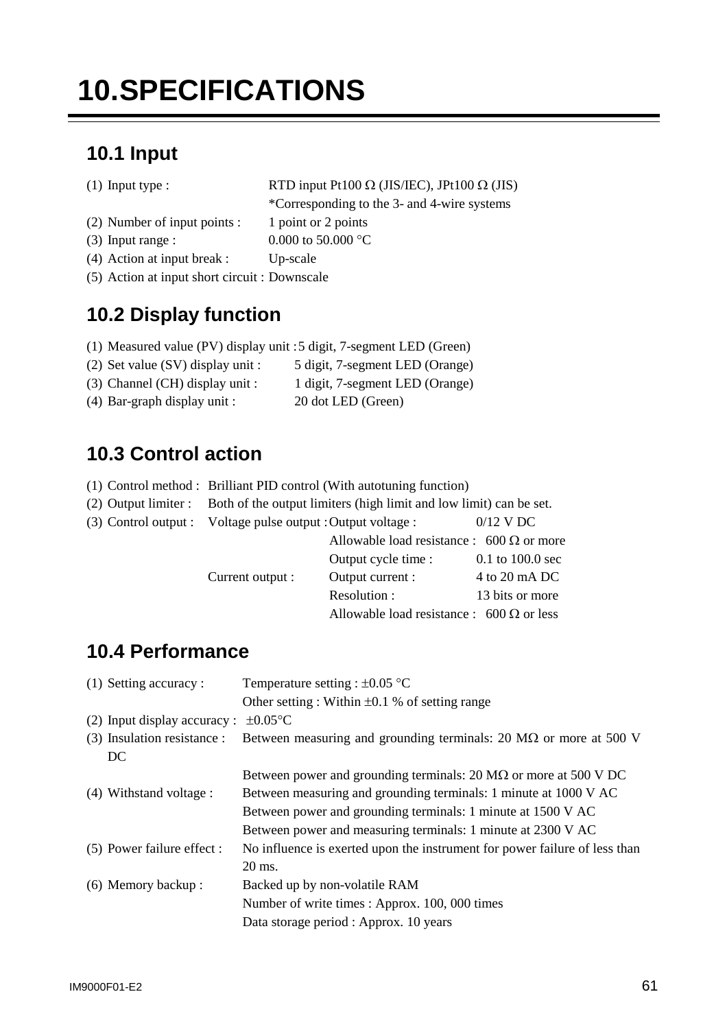# 10.SPECIFICATIONS

## 10.1 Input

(1) Input type : RTD input Pt100 Ω (JIS/IEC), JPt100 Ω (JIS)
*Corresponding to the 3- and 4-wire systems

(2) Number of input points : 1 point or 2 points

(3) Input range : 0.000 to 50.000 °C

(4) Action at input break : Up-scale

(5) Action at input short circuit : Downscale

## 10.2 Display function

(1) Measured value (PV) display unit : 5 digit, 7-segment LED (Green)

(2) Set value (SV) display unit : 5 digit, 7-segment LED (Orange)

(3) Channel (CH) display unit : 1 digit, 7-segment LED (Orange)

(4) Bar-graph display unit : 20 dot LED (Green)

## 10.3 Control action

(1) Control method : Brilliant PID control (With autotuning function)

(2) Output limiter : Both of the output limiters (high limit and low limit) can be set.

(3) Control output :

| | | |
|---|---|---|
| Voltage pulse output : | Output voltage : | 0/12 V DC |
| | Allowable load resistance : | 600 Ω or more |
| | Output cycle time : | 0.1 to 100.0 sec |
| Current output : | Output current : | 4 to 20 mA DC |
| | Resolution : | 13 bits or more |
| | Allowable load resistance : | 600 Ω or less |

## 10.4 Performance

(1) Setting accuracy : Temperature setting : ±0.05 °C
Other setting : Within ±0.1 % of setting range

(2) Input display accuracy : ±0.05°C

(3) Insulation resistance : Between measuring and grounding terminals: 20 MΩ or more at 500 V DC
Between power and grounding terminals: 20 MΩ or more at 500 V DC

(4) Withstand voltage : Between measuring and grounding terminals: 1 minute at 1000 V AC
Between power and grounding terminals: 1 minute at 1500 V AC
Between power and measuring terminals: 1 minute at 2300 V AC

(5) Power failure effect : No influence is exerted upon the instrument for power failure of less than 20 ms.

(6) Memory backup : Backed up by non-volatile RAM
Number of write times : Approx. 100, 000 times
Data storage period : Approx. 10 years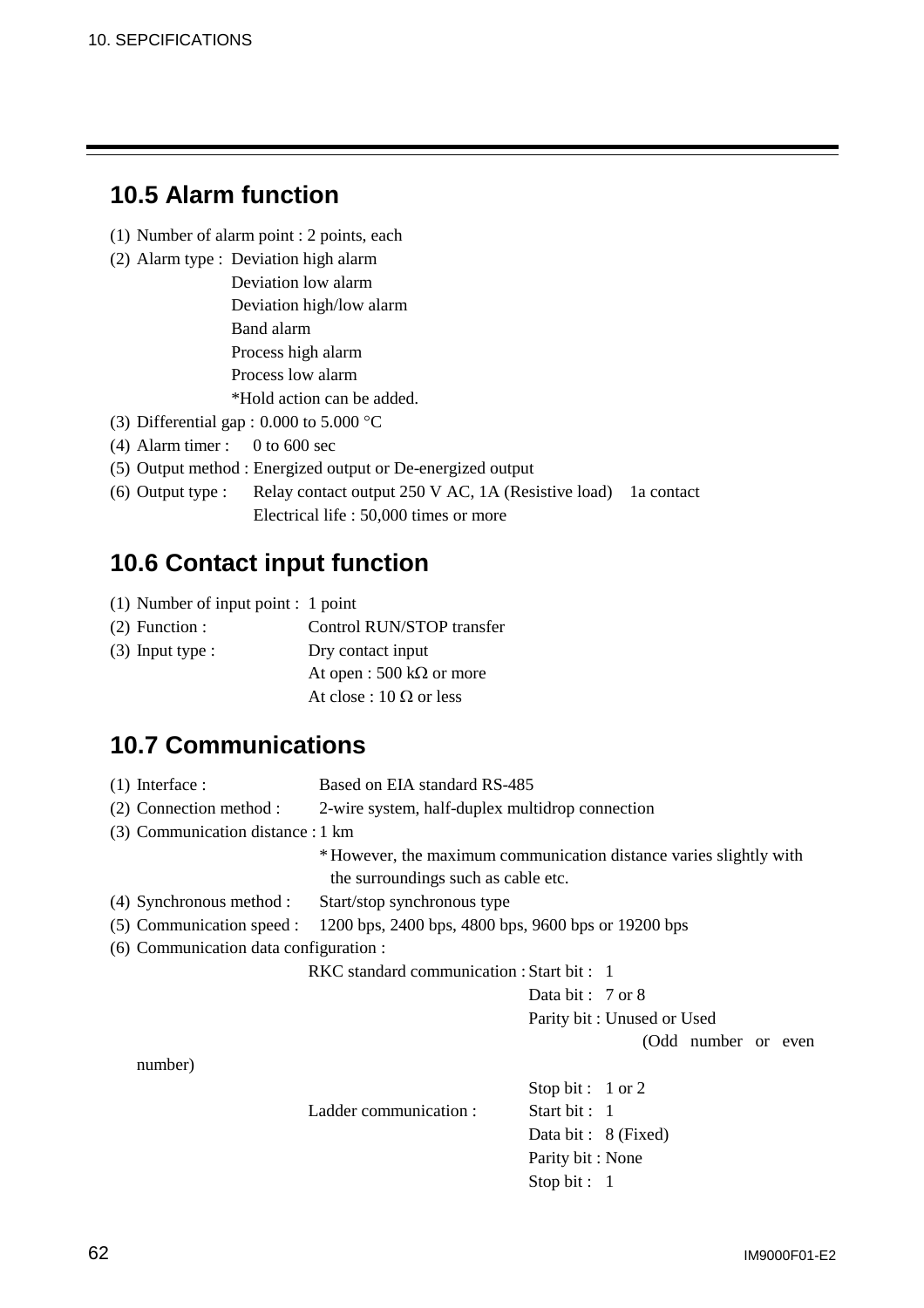## 10.5 Alarm function

(1) Number of alarm point : 2 points, each

(2) Alarm type : Deviation high alarm
Deviation low alarm
Deviation high/low alarm
Band alarm
Process high alarm
Process low alarm
*Hold action can be added.

(3) Differential gap : 0.000 to 5.000 °C

(4) Alarm timer : 0 to 600 sec

(5) Output method : Energized output or De-energized output

(6) Output type : Relay contact output 250 V AC, 1A (Resistive load) 1a contact
Electrical life : 50,000 times or more

## 10.6 Contact input function

(1) Number of input point : 1 point

(2) Function : Control RUN/STOP transfer

(3) Input type : Dry contact input
At open : 500 kΩ or more
At close : 10 Ω or less

## 10.7 Communications

(1) Interface : Based on EIA standard RS-485

(2) Connection method : 2-wire system, half-duplex multidrop connection

(3) Communication distance : 1 km
* However, the maximum communication distance varies slightly with the surroundings such as cable etc.

(4) Synchronous method : Start/stop synchronous type

(5) Communication speed : 1200 bps, 2400 bps, 4800 bps, 9600 bps or 19200 bps

(6) Communication data configuration :

RKC standard communication : Start bit : 1
Data bit : 7 or 8
Parity bit : Unused or Used (Odd number or even number)
Stop bit : 1 or 2

Ladder communication : Start bit : 1
Data bit : 8 (Fixed)
Parity bit : None
Stop bit : 1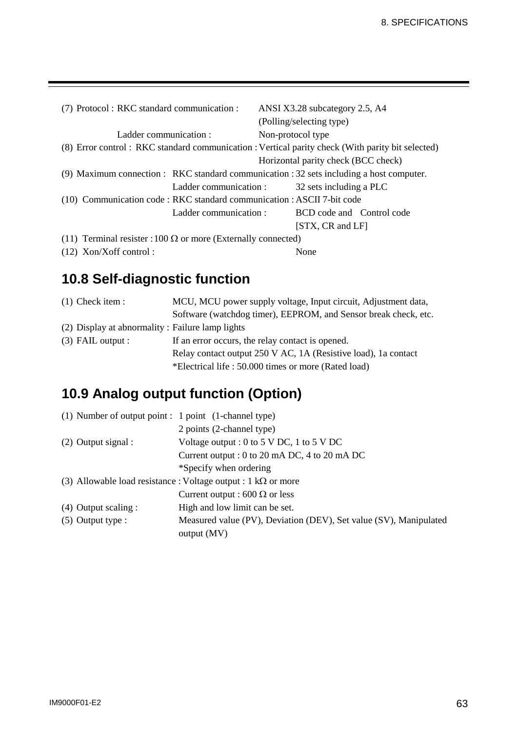(7) Protocol : RKC standard communication : ANSI X3.28 subcategory 2.5, A4
(Polling/selecting type)
Ladder communication : Non-protocol type

(8) Error control : RKC standard communication : Vertical parity check (With parity bit selected)
Horizontal parity check (BCC check)

(9) Maximum connection : RKC standard communication : 32 sets including a host computer.
Ladder communication : 32 sets including a PLC

(10) Communication code : RKC standard communication : ASCII 7-bit code
Ladder communication : BCD code and Control code
[STX, CR and LF]

(11) Terminal resister : 100 Ω or more (Externally connected)

(12) Xon/Xoff control : None

## 10.8 Self-diagnostic function

(1) Check item : MCU, MCU power supply voltage, Input circuit, Adjustment data, Software (watchdog timer), EEPROM, and Sensor break check, etc.

(2) Display at abnormality : Failure lamp lights

(3) FAIL output : If an error occurs, the relay contact is opened.
Relay contact output 250 V AC, 1A (Resistive load), 1a contact
*Electrical life : 50.000 times or more (Rated load)

## 10.9 Analog output function (Option)

(1) Number of output point : 1 point (1-channel type)
2 points (2-channel type)

(2) Output signal : Voltage output : 0 to 5 V DC, 1 to 5 V DC
Current output : 0 to 20 mA DC, 4 to 20 mA DC
*Specify when ordering

(3) Allowable load resistance : Voltage output : 1 kΩ or more
Current output : 600 Ω or less

(4) Output scaling : High and low limit can be set.

(5) Output type : Measured value (PV), Deviation (DEV), Set value (SV), Manipulated output (MV)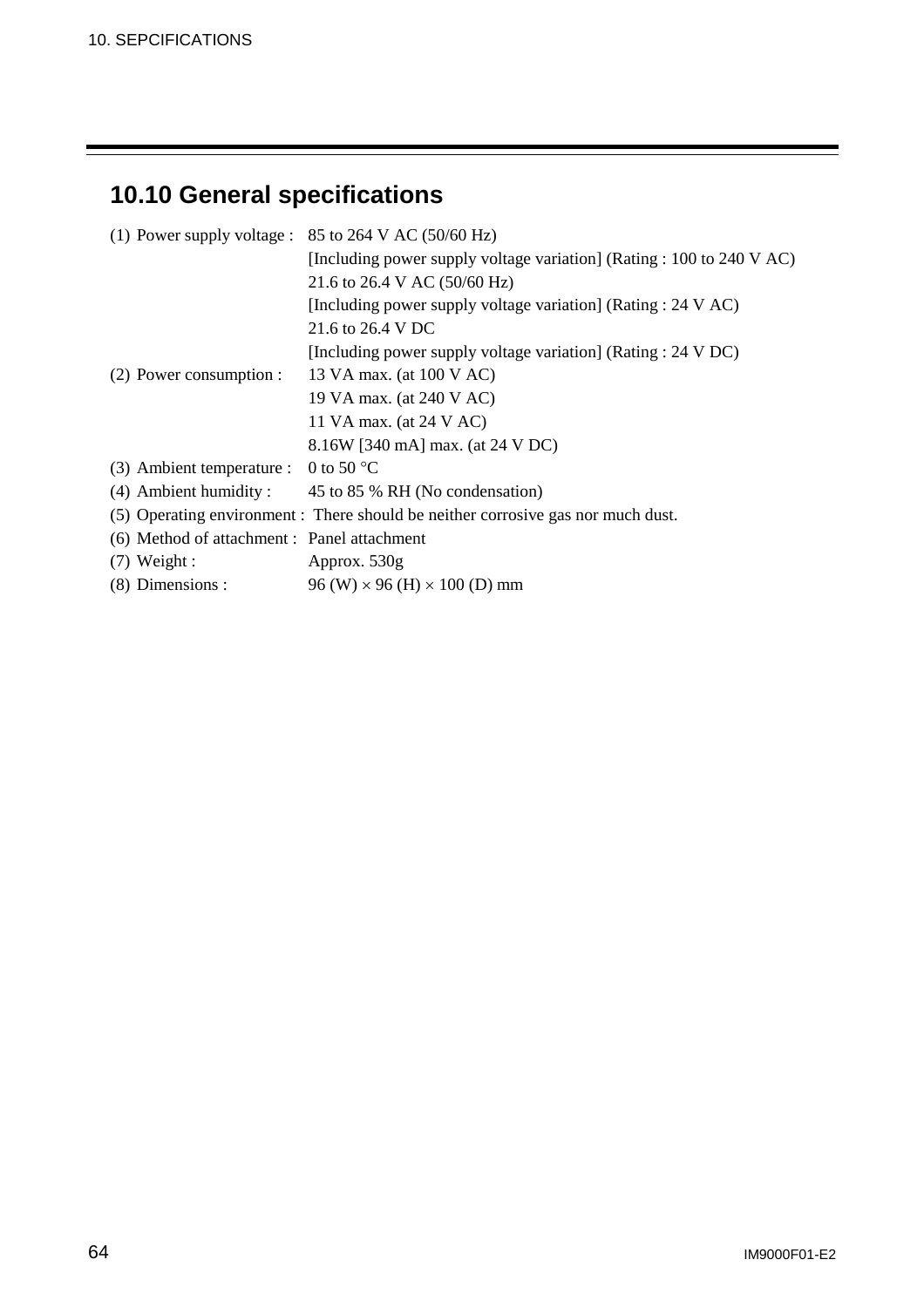## 10.10 General specifications

(1) Power supply voltage : 85 to 264 V AC (50/60 Hz)
[Including power supply voltage variation] (Rating : 100 to 240 V AC)
21.6 to 26.4 V AC (50/60 Hz)
[Including power supply voltage variation] (Rating : 24 V AC)
21.6 to 26.4 V DC
[Including power supply voltage variation] (Rating : 24 V DC)

(2) Power consumption : 13 VA max. (at 100 V AC)
19 VA max. (at 240 V AC)
11 VA max. (at 24 V AC)
8.16W [340 mA] max. (at 24 V DC)

(3) Ambient temperature : 0 to 50 °C

(4) Ambient humidity : 45 to 85 % RH (No condensation)

(5) Operating environment : There should be neither corrosive gas nor much dust.

(6) Method of attachment : Panel attachment

(7) Weight : Approx. 530g

(8) Dimensions : 96 (W) × 96 (H) × 100 (D) mm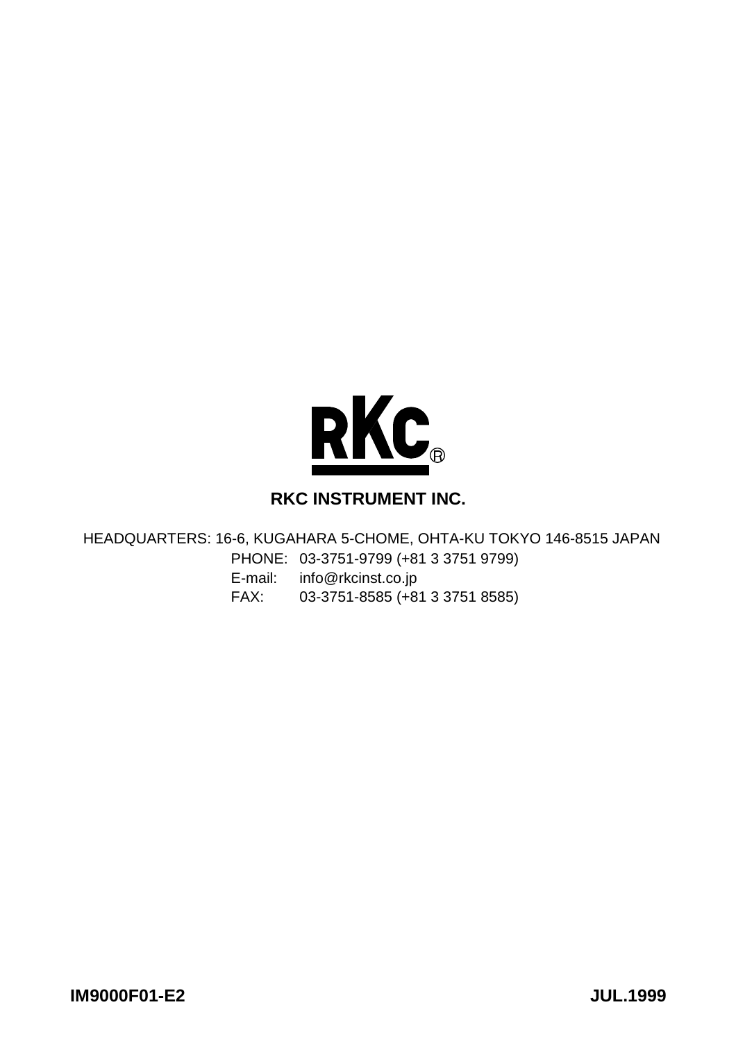RKC®

**RKC INSTRUMENT INC.**

HEADQUARTERS: 16-6, KUGAHARA 5-CHOME, OHTA-KU TOKYO 146-8515 JAPAN

PHONE: 03-3751-9799 (+81 3 3751 9799)

E-mail: info@rkcinst.co.jp

FAX: 03-3751-8585 (+81 3 3751 8585)

**IM9000F01-E2** **JUL.1999**